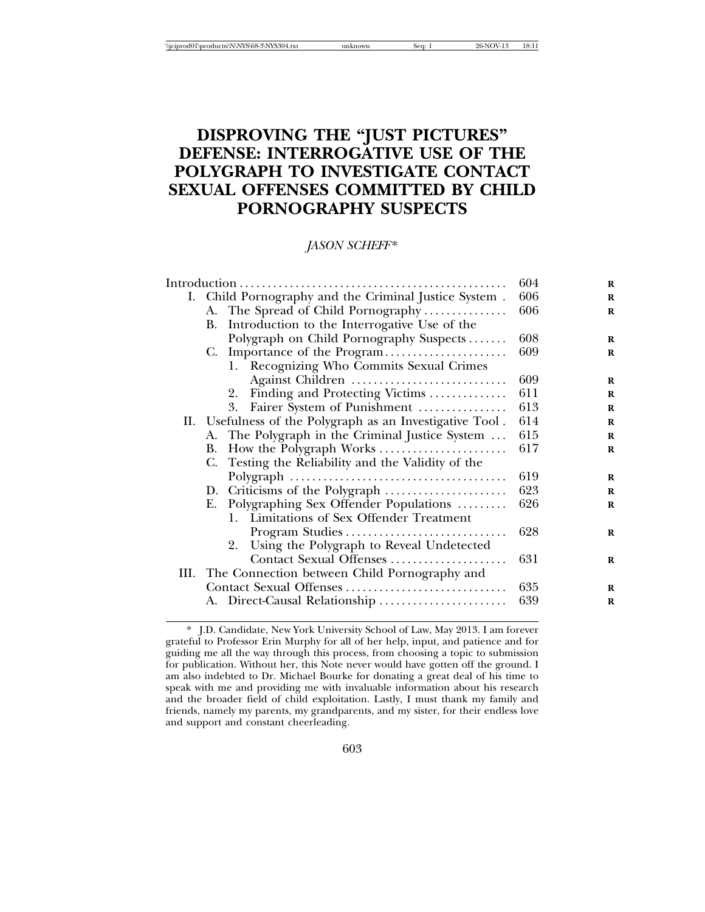# DISPROVING THE "JUST PICTURES" DEFENSE: INTERROGATIVE USE OF THE POLYGRAPH TO INVESTIGATE CONTACT SEXUAL OFFENSES COMMITTED BY CHILD PORNOGRAPHY SUSPECTS

*JASON SCHEFF**

| | |
|---|---|
| Introduction | 604 |
| I. Child Pornography and the Criminal Justice System | 606 |
| A. The Spread of Child Pornography | 606 |
| B. Introduction to the Interrogative Use of the Polygraph on Child Pornography Suspects | 608 |
| C. Importance of the Program | 609 |
| 1. Recognizing Who Commits Sexual Crimes Against Children | 609 |
| 2. Finding and Protecting Victims | 611 |
| 3. Fairer System of Punishment | 613 |
| II. Usefulness of the Polygraph as an Investigative Tool | 614 |
| A. The Polygraph in the Criminal Justice System | 615 |
| B. How the Polygraph Works | 617 |
| C. Testing the Reliability and the Validity of the Polygraph | 619 |
| D. Criticisms of the Polygraph | 623 |
| E. Polygraphing Sex Offender Populations | 626 |
| 1. Limitations of Sex Offender Treatment Program Studies | 628 |
| 2. Using the Polygraph to Reveal Undetected Contact Sexual Offenses | 631 |
| III. The Connection between Child Pornography and Contact Sexual Offenses | 635 |
| A. Direct-Causal Relationship | 639 |

\* J.D. Candidate, New York University School of Law, May 2013. I am forever grateful to Professor Erin Murphy for all of her help, input, and patience and for guiding me all the way through this process, from choosing a topic to submission for publication. Without her, this Note never would have gotten off the ground. I am also indebted to Dr. Michael Bourke for donating a great deal of his time to speak with me and providing me with invaluable information about his research and the broader field of child exploitation. Lastly, I must thank my family and friends, namely my parents, my grandparents, and my sister, for their endless love and support and constant cheerleading.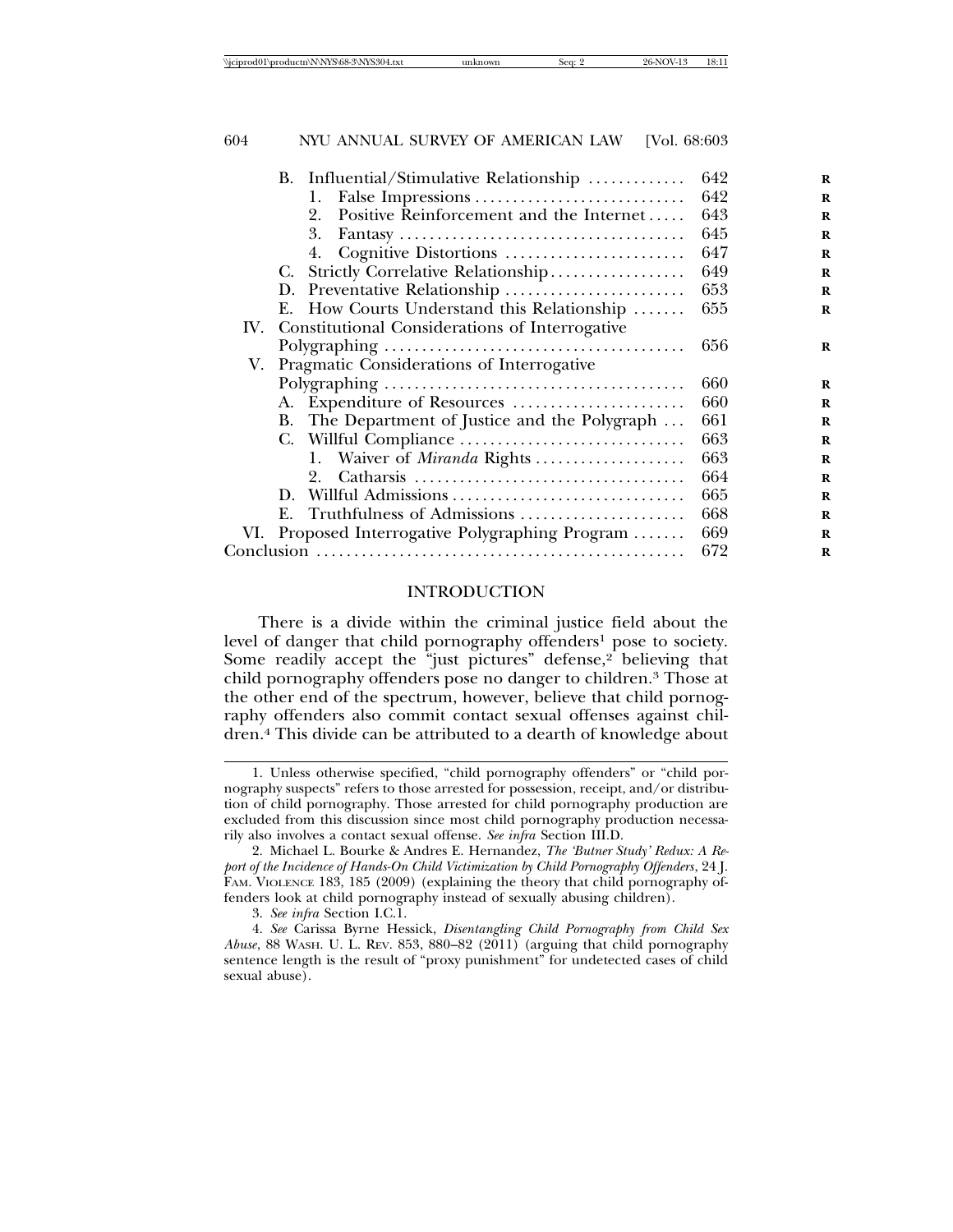| | | |
|---|---|---|
| B. Influential/Stimulative Relationship | | 642 |
| | 1. False Impressions | 642 |
| | 2. Positive Reinforcement and the Internet | 643 |
| | 3. Fantasy | 645 |
| | 4. Cognitive Distortions | 647 |
| C. Strictly Correlative Relationship | | 649 |
| D. Preventative Relationship | | 653 |
| E. How Courts Understand this Relationship | | 655 |
| IV. Constitutional Considerations of Interrogative Polygraphing | | 656 |
| V. Pragmatic Considerations of Interrogative Polygraphing | | 660 |
| A. Expenditure of Resources | | 660 |
| B. The Department of Justice and the Polygraph | | 661 |
| C. Willful Compliance | | 663 |
| | 1. Waiver of *Miranda* Rights | 663 |
| | 2. Catharsis | 664 |
| D. Willful Admissions | | 665 |
| E. Truthfulness of Admissions | | 668 |
| VI. Proposed Interrogative Polygraphing Program | | 669 |
| Conclusion | | 672 |

## INTRODUCTION

There is a divide within the criminal justice field about the level of danger that child pornography offenders[1] pose to society. Some readily accept the "just pictures" defense,[2] believing that child pornography offenders pose no danger to children.[3] Those at the other end of the spectrum, however, believe that child pornography offenders also commit contact sexual offenses against children.[4] This divide can be attributed to a dearth of knowledge about

---

1. Unless otherwise specified, "child pornography offenders" or "child pornography suspects" refers to those arrested for possession, receipt, and/or distribution of child pornography. Those arrested for child pornography production are excluded from this discussion since most child pornography production necessarily also involves a contact sexual offense. *See infra* Section III.D.

2. Michael L. Bourke & Andres E. Hernandez, *The 'Butner Study' Redux: A Report of the Incidence of Hands-On Child Victimization by Child Pornography Offenders*, 24 J. FAM. VIOLENCE 183, 185 (2009) (explaining the theory that child pornography offenders look at child pornography instead of sexually abusing children).

3. *See infra* Section I.C.1.

4. *See* Carissa Byrne Hessick, *Disentangling Child Pornography from Child Sex Abuse*, 88 WASH. U. L. REV. 853, 880–82 (2011) (arguing that child pornography sentence length is the result of "proxy punishment" for undetected cases of child sexual abuse).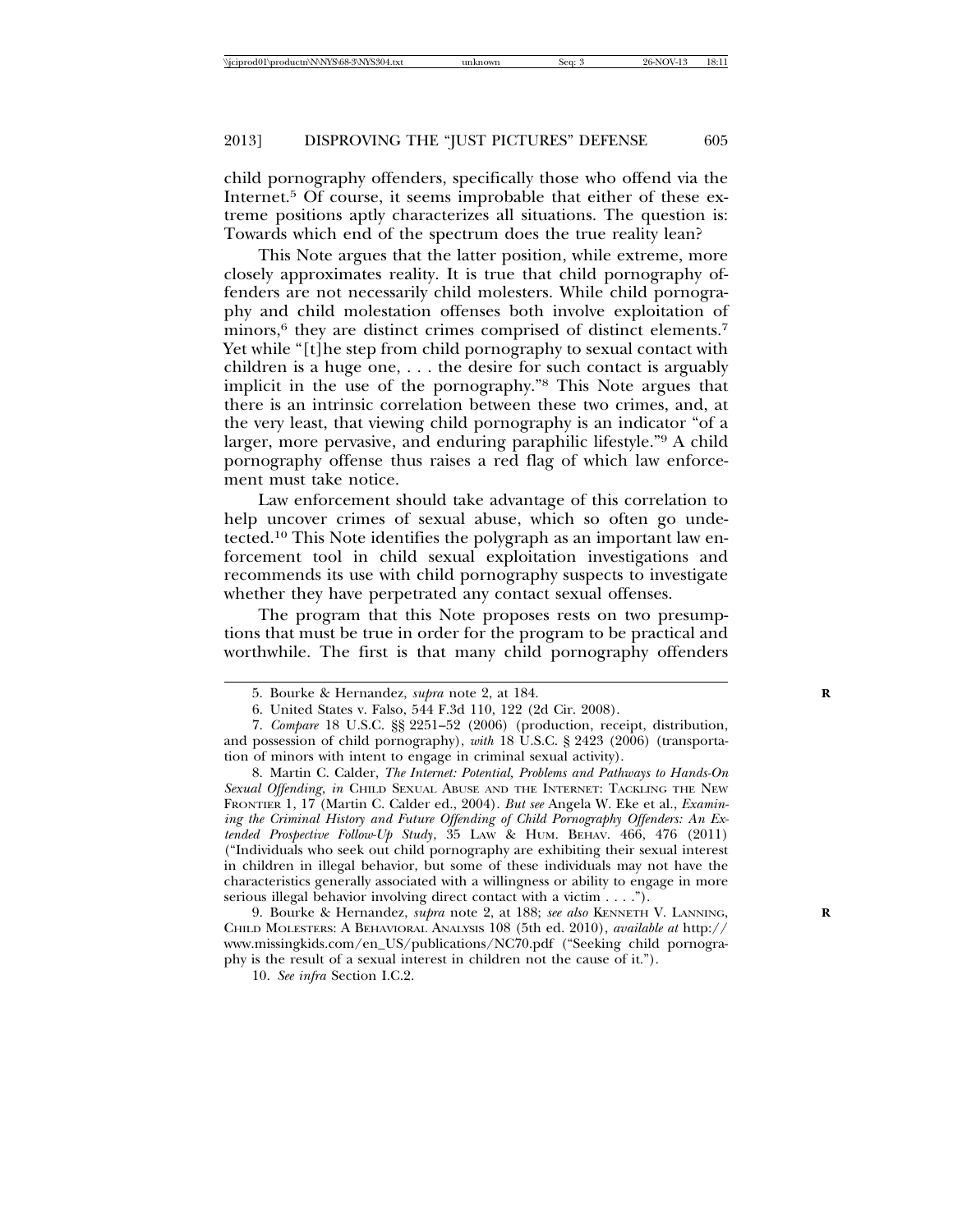child pornography offenders, specifically those who offend via the Internet.[5] Of course, it seems improbable that either of these extreme positions aptly characterizes all situations. The question is: Towards which end of the spectrum does the true reality lean?

This Note argues that the latter position, while extreme, more closely approximates reality. It is true that child pornography offenders are not necessarily child molesters. While child pornography and child molestation offenses both involve exploitation of minors,[6] they are distinct crimes comprised of distinct elements.[7] Yet while "[t]he step from child pornography to sexual contact with children is a huge one, . . . the desire for such contact is arguably implicit in the use of the pornography."[8] This Note argues that there is an intrinsic correlation between these two crimes, and, at the very least, that viewing child pornography is an indicator "of a larger, more pervasive, and enduring paraphilic lifestyle."[9] A child pornography offense thus raises a red flag of which law enforcement must take notice.

Law enforcement should take advantage of this correlation to help uncover crimes of sexual abuse, which so often go undetected.[10] This Note identifies the polygraph as an important law enforcement tool in child sexual exploitation investigations and recommends its use with child pornography suspects to investigate whether they have perpetrated any contact sexual offenses.

The program that this Note proposes rests on two presumptions that must be true in order for the program to be practical and worthwhile. The first is that many child pornography offenders

---

5. Bourke & Hernandez, *supra* note 2, at 184.

6. United States v. Falso, 544 F.3d 110, 122 (2d Cir. 2008).

7. *Compare* 18 U.S.C. §§ 2251–52 (2006) (production, receipt, distribution, and possession of child pornography), *with* 18 U.S.C. § 2423 (2006) (transportation of minors with intent to engage in criminal sexual activity).

8. Martin C. Calder, *The Internet: Potential, Problems and Pathways to Hands-On Sexual Offending*, *in* CHILD SEXUAL ABUSE AND THE INTERNET: TACKLING THE NEW FRONTIER 1, 17 (Martin C. Calder ed., 2004). *But see* Angela W. Eke et al., *Examining the Criminal History and Future Offending of Child Pornography Offenders: An Extended Prospective Follow-Up Study*, 35 LAW & HUM. BEHAV. 466, 476 (2011) ("Individuals who seek out child pornography are exhibiting their sexual interest in children in illegal behavior, but some of these individuals may not have the characteristics generally associated with a willingness or ability to engage in more serious illegal behavior involving direct contact with a victim . . . .").

9. Bourke & Hernandez, *supra* note 2, at 188; *see also* KENNETH V. LANNING, CHILD MOLESTERS: A BEHAVIORAL ANALYSIS 108 (5th ed. 2010), *available at* http://www.missingkids.com/en_US/publications/NC70.pdf ("Seeking child pornography is the result of a sexual interest in children not the cause of it.").

10. *See infra* Section I.C.2.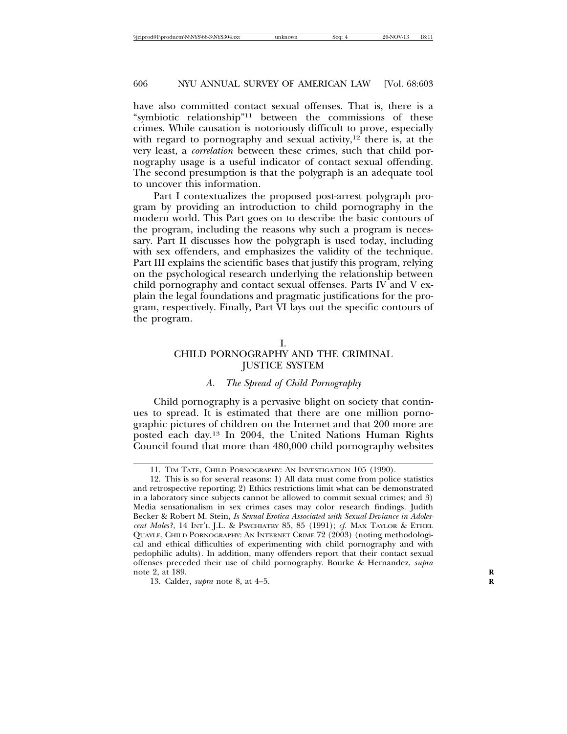have also committed contact sexual offenses. That is, there is a "symbiotic relationship"[11] between the commissions of these crimes. While causation is notoriously difficult to prove, especially with regard to pornography and sexual activity,[12] there is, at the very least, a *correlation* between these crimes, such that child pornography usage is a useful indicator of contact sexual offending. The second presumption is that the polygraph is an adequate tool to uncover this information.

Part I contextualizes the proposed post-arrest polygraph program by providing an introduction to child pornography in the modern world. This Part goes on to describe the basic contours of the program, including the reasons why such a program is necessary. Part II discusses how the polygraph is used today, including with sex offenders, and emphasizes the validity of the technique. Part III explains the scientific bases that justify this program, relying on the psychological research underlying the relationship between child pornography and contact sexual offenses. Parts IV and V explain the legal foundations and pragmatic justifications for the program, respectively. Finally, Part VI lays out the specific contours of the program.

## I.
## CHILD PORNOGRAPHY AND THE CRIMINAL JUSTICE SYSTEM

### *A. The Spread of Child Pornography*

Child pornography is a pervasive blight on society that continues to spread. It is estimated that there are one million pornographic pictures of children on the Internet and that 200 more are posted each day.[13] In 2004, the United Nations Human Rights Council found that more than 480,000 child pornography websites

---

11. Tim Tate, Child Pornography: An Investigation 105 (1990).

12. This is so for several reasons: 1) All data must come from police statistics and retrospective reporting; 2) Ethics restrictions limit what can be demonstrated in a laboratory since subjects cannot be allowed to commit sexual crimes; and 3) Media sensationalism in sex crimes cases may color research findings. Judith Becker & Robert M. Stein, *Is Sexual Erotica Associated with Sexual Deviance in Adolescent Males?*, 14 Int'l J.L. & Psychiatry 85, 85 (1991); *cf.* Max Taylor & Ethel Quayle, Child Pornography: An Internet Crime 72 (2003) (noting methodological and ethical difficulties of experimenting with child pornography and with pedophilic adults). In addition, many offenders report that their contact sexual offenses preceded their use of child pornography. Bourke & Hernandez, *supra* note 2, at 189.

13. Calder, *supra* note 8, at 4–5.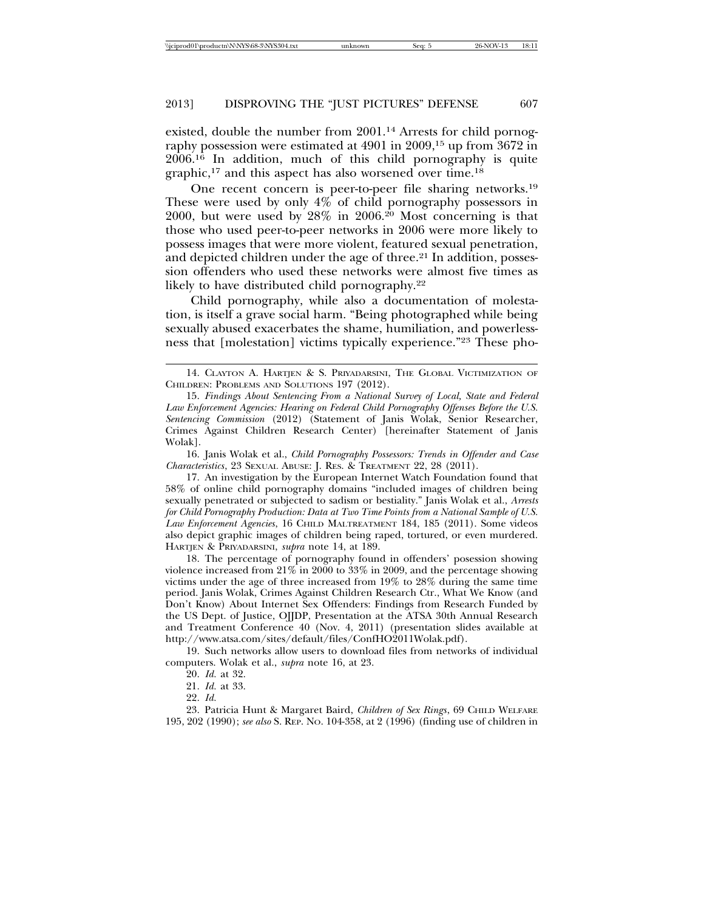existed, double the number from 2001.[14] Arrests for child pornography possession were estimated at 4901 in 2009,[15] up from 3672 in 2006.[16] In addition, much of this child pornography is quite graphic,[17] and this aspect has also worsened over time.[18]

One recent concern is peer-to-peer file sharing networks.[19] These were used by only 4% of child pornography possessors in 2000, but were used by 28% in 2006.[20] Most concerning is that those who used peer-to-peer networks in 2006 were more likely to possess images that were more violent, featured sexual penetration, and depicted children under the age of three.[21] In addition, possession offenders who used these networks were almost five times as likely to have distributed child pornography.[22]

Child pornography, while also a documentation of molestation, is itself a grave social harm. "Being photographed while being sexually abused exacerbates the shame, humiliation, and powerlessness that [molestation] victims typically experience."[23] These pho-

---

14. CLAYTON A. HARTJEN & S. PRIYADARSINI, THE GLOBAL VICTIMIZATION OF CHILDREN: PROBLEMS AND SOLUTIONS 197 (2012).

15. *Findings About Sentencing From a National Survey of Local, State and Federal Law Enforcement Agencies: Hearing on Federal Child Pornography Offenses Before the U.S. Sentencing Commission* (2012) (Statement of Janis Wolak, Senior Researcher, Crimes Against Children Research Center) [hereinafter Statement of Janis Wolak].

16. Janis Wolak et al., *Child Pornography Possessors: Trends in Offender and Case Characteristics*, 23 SEXUAL ABUSE: J. RES. & TREATMENT 22, 28 (2011).

17. An investigation by the European Internet Watch Foundation found that 58% of online child pornography domains "included images of children being sexually penetrated or subjected to sadism or bestiality." Janis Wolak et al., *Arrests for Child Pornography Production: Data at Two Time Points from a National Sample of U.S. Law Enforcement Agencies*, 16 CHILD MALTREATMENT 184, 185 (2011). Some videos also depict graphic images of children being raped, tortured, or even murdered. HARTJEN & PRIYADARSINI, *supra* note 14, at 189.

18. The percentage of pornography found in offenders' posession showing violence increased from 21% in 2000 to 33% in 2009, and the percentage showing victims under the age of three increased from 19% to 28% during the same time period. Janis Wolak, Crimes Against Children Research Ctr., What We Know (and Don't Know) About Internet Sex Offenders: Findings from Research Funded by the US Dept. of Justice, OJJDP, Presentation at the ATSA 30th Annual Research and Treatment Conference 40 (Nov. 4, 2011) (presentation slides available at http://www.atsa.com/sites/default/files/ConfHO2011Wolak.pdf).

19. Such networks allow users to download files from networks of individual computers. Wolak et al., *supra* note 16, at 23.

20. *Id.* at 32.

21. *Id.* at 33.

22. *Id.*

23. Patricia Hunt & Margaret Baird, *Children of Sex Rings*, 69 CHILD WELFARE 195, 202 (1990); *see also* S. REP. NO. 104-358, at 2 (1996) (finding use of children in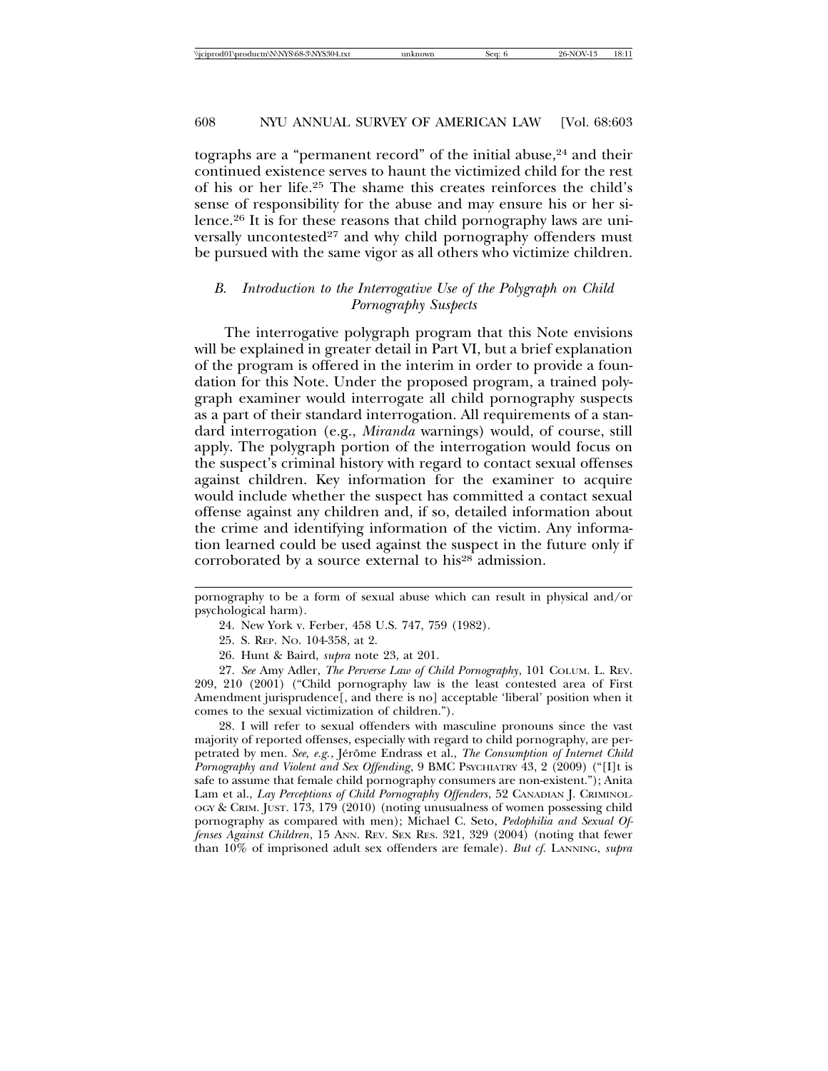tographs are a "permanent record" of the initial abuse,[24] and their continued existence serves to haunt the victimized child for the rest of his or her life.[25] The shame this creates reinforces the child's sense of responsibility for the abuse and may ensure his or her silence.[26] It is for these reasons that child pornography laws are universally uncontested[27] and why child pornography offenders must be pursued with the same vigor as all others who victimize children.

### *B. Introduction to the Interrogative Use of the Polygraph on Child Pornography Suspects*

The interrogative polygraph program that this Note envisions will be explained in greater detail in Part VI, but a brief explanation of the program is offered in the interim in order to provide a foundation for this Note. Under the proposed program, a trained polygraph examiner would interrogate all child pornography suspects as a part of their standard interrogation. All requirements of a standard interrogation (e.g., *Miranda* warnings) would, of course, still apply. The polygraph portion of the interrogation would focus on the suspect's criminal history with regard to contact sexual offenses against children. Key information for the examiner to acquire would include whether the suspect has committed a contact sexual offense against any children and, if so, detailed information about the crime and identifying information of the victim. Any information learned could be used against the suspect in the future only if corroborated by a source external to his[28] admission.

---

pornography to be a form of sexual abuse which can result in physical and/or psychological harm).

24. New York v. Ferber, 458 U.S. 747, 759 (1982).

25. S. REP. NO. 104-358, at 2.

26. Hunt & Baird, *supra* note 23, at 201.

27. *See* Amy Adler, *The Perverse Law of Child Pornography*, 101 COLUM. L. REV. 209, 210 (2001) ("Child pornography law is the least contested area of First Amendment jurisprudence[, and there is no] acceptable 'liberal' position when it comes to the sexual victimization of children.").

28. I will refer to sexual offenders with masculine pronouns since the vast majority of reported offenses, especially with regard to child pornography, are perpetrated by men. *See, e.g.*, Jérôme Endrass et al., *The Consumption of Internet Child Pornography and Violent and Sex Offending*, 9 BMC PSYCHIATRY 43, 2 (2009) ("[I]t is safe to assume that female child pornography consumers are non-existent."); Anita Lam et al., *Lay Perceptions of Child Pornography Offenders*, 52 CANADIAN J. CRIMINOLOGY & CRIM. JUST. 173, 179 (2010) (noting unusualness of women possessing child pornography as compared with men); Michael C. Seto, *Pedophilia and Sexual Offenses Against Children*, 15 ANN. REV. SEX RES. 321, 329 (2004) (noting that fewer than 10% of imprisoned adult sex offenders are female). *But cf.* LANNING, *supra*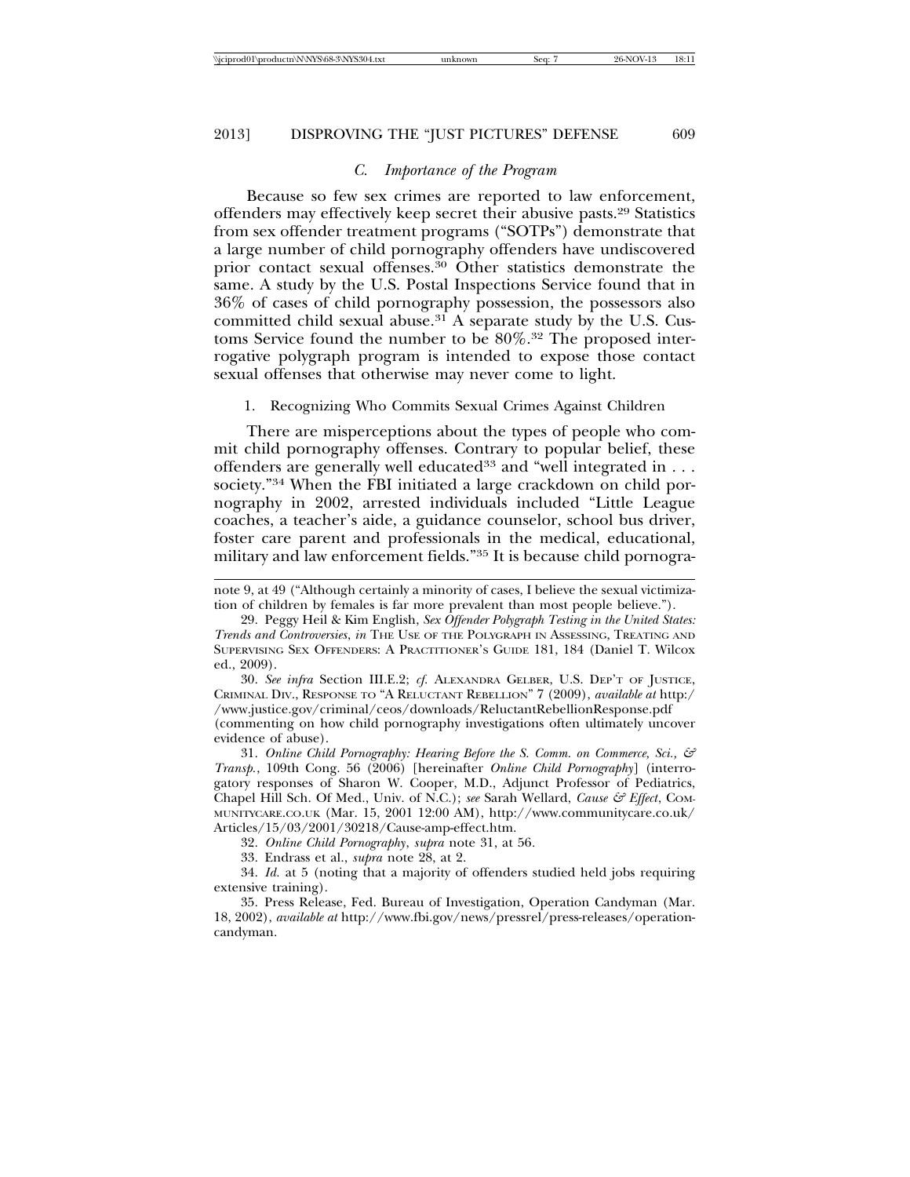### *C. Importance of the Program*

Because so few sex crimes are reported to law enforcement, offenders may effectively keep secret their abusive pasts.[29] Statistics from sex offender treatment programs ("SOTPs") demonstrate that a large number of child pornography offenders have undiscovered prior contact sexual offenses.[30] Other statistics demonstrate the same. A study by the U.S. Postal Inspections Service found that in 36% of cases of child pornography possession, the possessors also committed child sexual abuse.[31] A separate study by the U.S. Customs Service found the number to be 80%.[32] The proposed interrogative polygraph program is intended to expose those contact sexual offenses that otherwise may never come to light.

#### 1. Recognizing Who Commits Sexual Crimes Against Children

There are misperceptions about the types of people who commit child pornography offenses. Contrary to popular belief, these offenders are generally well educated[33] and "well integrated in . . . society."[34] When the FBI initiated a large crackdown on child pornography in 2002, arrested individuals included "Little League coaches, a teacher's aide, a guidance counselor, school bus driver, foster care parent and professionals in the medical, educational, military and law enforcement fields."[35] It is because child pornogra-

---

note 9, at 49 ("Although certainly a minority of cases, I believe the sexual victimization of children by females is far more prevalent than most people believe.").

29. Peggy Heil & Kim English, *Sex Offender Polygraph Testing in the United States: Trends and Controversies*, *in* THE USE OF THE POLYGRAPH IN ASSESSING, TREATING AND SUPERVISING SEX OFFENDERS: A PRACTITIONER'S GUIDE 181, 184 (Daniel T. Wilcox ed., 2009).

30. *See infra* Section III.E.2; *cf.* ALEXANDRA GELBER, U.S. DEP'T OF JUSTICE, CRIMINAL DIV., RESPONSE TO "A RELUCTANT REBELLION" 7 (2009), *available at* http://www.justice.gov/criminal/ceos/downloads/ReluctantRebellionResponse.pdf (commenting on how child pornography investigations often ultimately uncover evidence of abuse).

31. *Online Child Pornography: Hearing Before the S. Comm. on Commerce, Sci., & Transp.*, 109th Cong. 56 (2006) [hereinafter *Online Child Pornography*] (interrogatory responses of Sharon W. Cooper, M.D., Adjunct Professor of Pediatrics, Chapel Hill Sch. Of Med., Univ. of N.C.); *see* Sarah Wellard, *Cause & Effect*, COMMUNITYCARE.CO.UK (Mar. 15, 2001 12:00 AM), http://www.communitycare.co.uk/Articles/15/03/2001/30218/Cause-amp-effect.htm.

32. *Online Child Pornography*, *supra* note 31, at 56.

33. Endrass et al., *supra* note 28, at 2.

34. *Id.* at 5 (noting that a majority of offenders studied held jobs requiring extensive training).

35. Press Release, Fed. Bureau of Investigation, Operation Candyman (Mar. 18, 2002), *available at* http://www.fbi.gov/news/pressrel/press-releases/operation-candyman.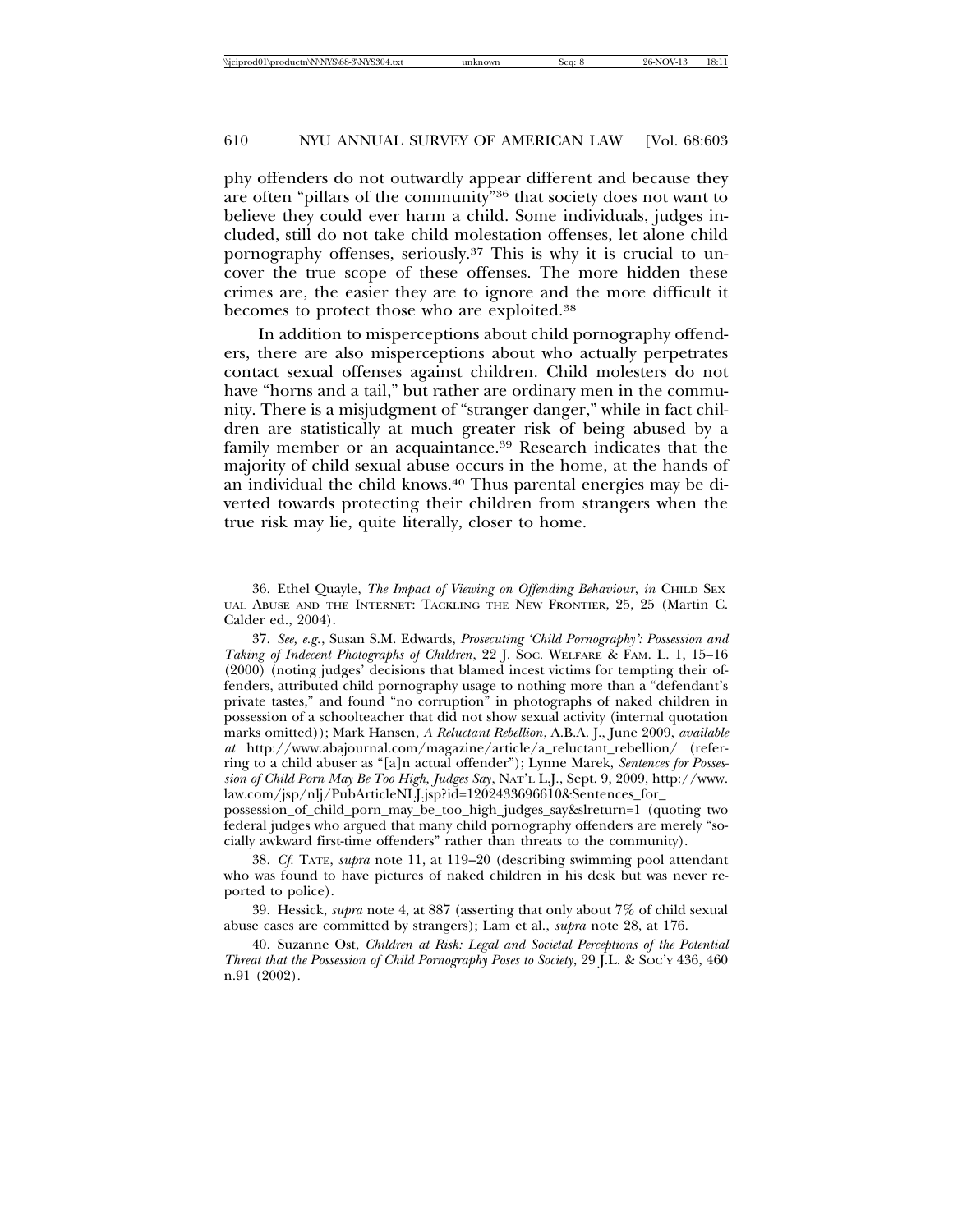phy offenders do not outwardly appear different and because they are often "pillars of the community"[36] that society does not want to believe they could ever harm a child. Some individuals, judges included, still do not take child molestation offenses, let alone child pornography offenses, seriously.[37] This is why it is crucial to uncover the true scope of these offenses. The more hidden these crimes are, the easier they are to ignore and the more difficult it becomes to protect those who are exploited.[38]

In addition to misperceptions about child pornography offenders, there are also misperceptions about who actually perpetrates contact sexual offenses against children. Child molesters do not have "horns and a tail," but rather are ordinary men in the community. There is a misjudgment of "stranger danger," while in fact children are statistically at much greater risk of being abused by a family member or an acquaintance.[39] Research indicates that the majority of child sexual abuse occurs in the home, at the hands of an individual the child knows.[40] Thus parental energies may be diverted towards protecting their children from strangers when the true risk may lie, quite literally, closer to home.

---

36. Ethel Quayle, *The Impact of Viewing on Offending Behaviour*, *in* CHILD SEXUAL ABUSE AND THE INTERNET: TACKLING THE NEW FRONTIER, 25, 25 (Martin C. Calder ed., 2004).

37. *See, e.g.*, Susan S.M. Edwards, *Prosecuting 'Child Pornography': Possession and Taking of Indecent Photographs of Children*, 22 J. SOC. WELFARE & FAM. L. 1, 15–16 (2000) (noting judges' decisions that blamed incest victims for tempting their offenders, attributed child pornography usage to nothing more than a "defendant's private tastes," and found "no corruption" in photographs of naked children in possession of a schoolteacher that did not show sexual activity (internal quotation marks omitted)); Mark Hansen, *A Reluctant Rebellion*, A.B.A. J., June 2009, *available at* http://www.abajournal.com/magazine/article/a_reluctant_rebellion/ (referring to a child abuser as "[a]n actual offender"); Lynne Marek, *Sentences for Possession of Child Porn May Be Too High, Judges Say*, NAT'L L.J., Sept. 9, 2009, http://www.law.com/jsp/nlj/PubArticleNLJ.jsp?id=1202433696610&Sentences_for_possession_of_child_porn_may_be_too_high_judges_say&slreturn=1 (quoting two federal judges who argued that many child pornography offenders are merely "socially awkward first-time offenders" rather than threats to the community).

38. *Cf.* TATE, *supra* note 11, at 119–20 (describing swimming pool attendant who was found to have pictures of naked children in his desk but was never reported to police).

39. Hessick, *supra* note 4, at 887 (asserting that only about 7% of child sexual abuse cases are committed by strangers); Lam et al., *supra* note 28, at 176.

40. Suzanne Ost, *Children at Risk: Legal and Societal Perceptions of the Potential Threat that the Possession of Child Pornography Poses to Society*, 29 J.L. & SOC'Y 436, 460 n.91 (2002).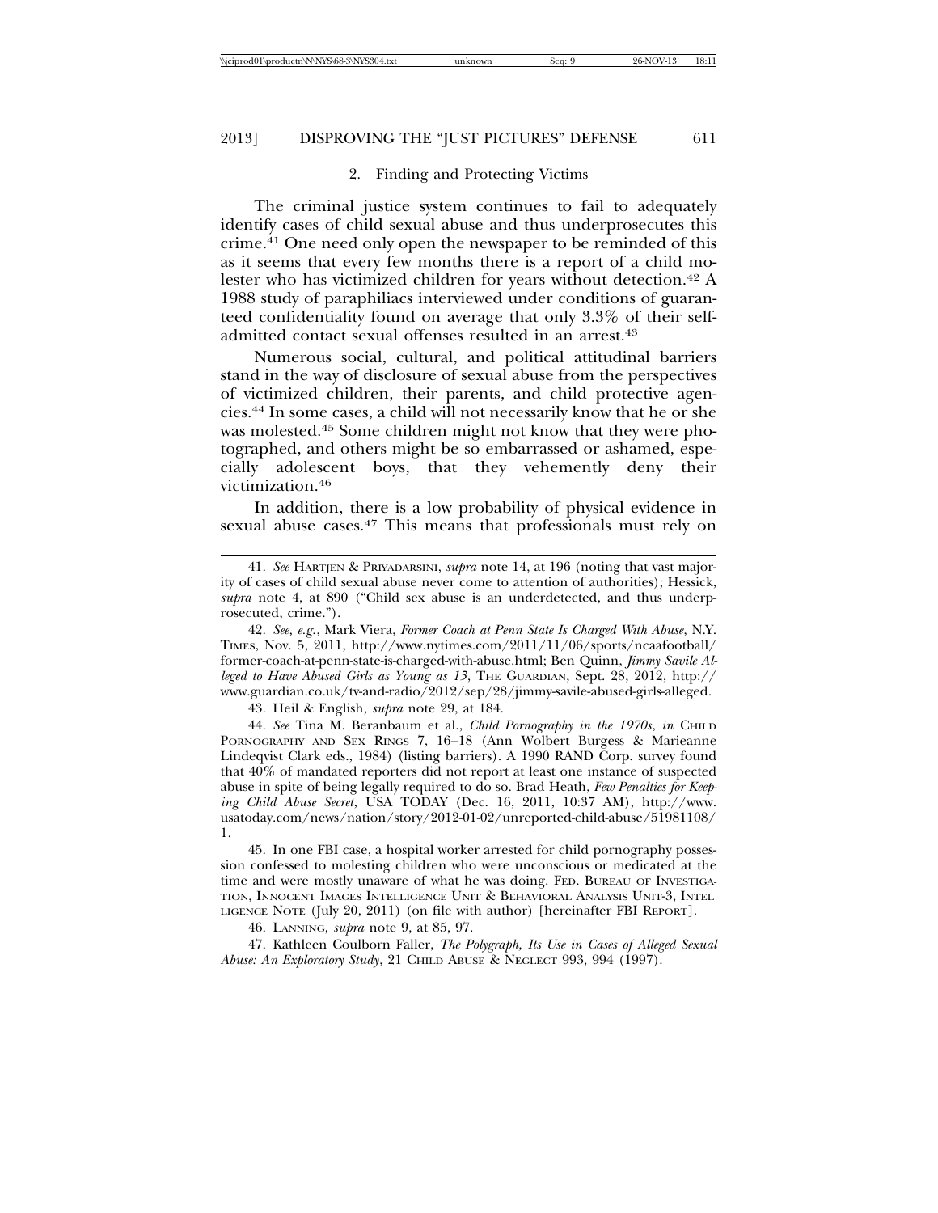### 2. Finding and Protecting Victims

The criminal justice system continues to fail to adequately identify cases of child sexual abuse and thus underprosecutes this crime.[41] One need only open the newspaper to be reminded of this as it seems that every few months there is a report of a child molester who has victimized children for years without detection.[42] A 1988 study of paraphiliacs interviewed under conditions of guaranteed confidentiality found on average that only 3.3% of their self-admitted contact sexual offenses resulted in an arrest.[43]

Numerous social, cultural, and political attitudinal barriers stand in the way of disclosure of sexual abuse from the perspectives of victimized children, their parents, and child protective agencies.[44] In some cases, a child will not necessarily know that he or she was molested.[45] Some children might not know that they were photographed, and others might be so embarrassed or ashamed, especially adolescent boys, that they vehemently deny their victimization.[46]

In addition, there is a low probability of physical evidence in sexual abuse cases.[47] This means that professionals must rely on

---

41. *See* HARTJEN & PRIYADARSINI, *supra* note 14, at 196 (noting that vast majority of cases of child sexual abuse never come to attention of authorities); Hessick, *supra* note 4, at 890 ("Child sex abuse is an underdetected, and thus underprosecuted, crime.").

42. *See, e.g.*, Mark Viera, *Former Coach at Penn State Is Charged With Abuse*, N.Y. TIMES, Nov. 5, 2011, http://www.nytimes.com/2011/11/06/sports/ncaafootball/former-coach-at-penn-state-is-charged-with-abuse.html; Ben Quinn, *Jimmy Savile Alleged to Have Abused Girls as Young as 13*, THE GUARDIAN, Sept. 28, 2012, http://www.guardian.co.uk/tv-and-radio/2012/sep/28/jimmy-savile-abused-girls-alleged.

43. Heil & English, *supra* note 29, at 184.

44. *See* Tina M. Beranbaum et al., *Child Pornography in the 1970s*, *in* CHILD PORNOGRAPHY AND SEX RINGS 7, 16–18 (Ann Wolbert Burgess & Marieanne Lindeqvist Clark eds., 1984) (listing barriers). A 1990 RAND Corp. survey found that 40% of mandated reporters did not report at least one instance of suspected abuse in spite of being legally required to do so. Brad Heath, *Few Penalties for Keeping Child Abuse Secret*, USA TODAY (Dec. 16, 2011, 10:37 AM), http://www.usatoday.com/news/nation/story/2012-01-02/unreported-child-abuse/51981108/1.

45. In one FBI case, a hospital worker arrested for child pornography possession confessed to molesting children who were unconscious or medicated at the time and were mostly unaware of what he was doing. FED. BUREAU OF INVESTIGATION, INNOCENT IMAGES INTELLIGENCE UNIT & BEHAVIORAL ANALYSIS UNIT-3, INTELLIGENCE NOTE (July 20, 2011) (on file with author) [hereinafter FBI REPORT].

46. LANNING, *supra* note 9, at 85, 97.

47. Kathleen Coulborn Faller, *The Polygraph, Its Use in Cases of Alleged Sexual Abuse: An Exploratory Study*, 21 CHILD ABUSE & NEGLECT 993, 994 (1997).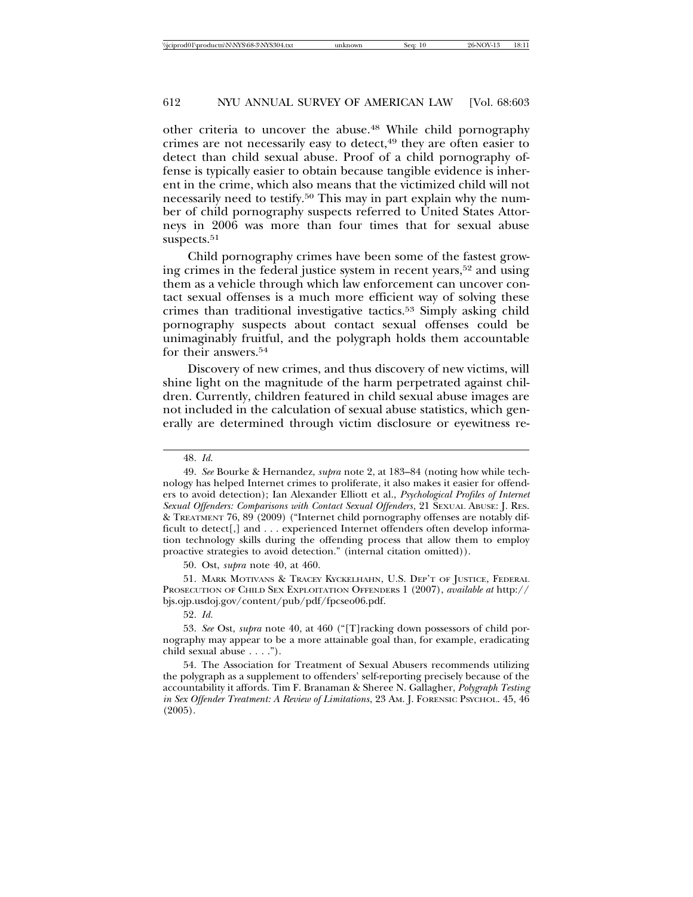other criteria to uncover the abuse.[48] While child pornography crimes are not necessarily easy to detect,[49] they are often easier to detect than child sexual abuse. Proof of a child pornography offense is typically easier to obtain because tangible evidence is inherent in the crime, which also means that the victimized child will not necessarily need to testify.[50] This may in part explain why the number of child pornography suspects referred to United States Attorneys in 2006 was more than four times that for sexual abuse suspects.[51]

Child pornography crimes have been some of the fastest growing crimes in the federal justice system in recent years,[52] and using them as a vehicle through which law enforcement can uncover contact sexual offenses is a much more efficient way of solving these crimes than traditional investigative tactics.[53] Simply asking child pornography suspects about contact sexual offenses could be unimaginably fruitful, and the polygraph holds them accountable for their answers.[54]

Discovery of new crimes, and thus discovery of new victims, will shine light on the magnitude of the harm perpetrated against children. Currently, children featured in child sexual abuse images are not included in the calculation of sexual abuse statistics, which generally are determined through victim disclosure or eyewitness re-

---

48. *Id.*

49. *See* Bourke & Hernandez, *supra* note 2, at 183–84 (noting how while technology has helped Internet crimes to proliferate, it also makes it easier for offenders to avoid detection); Ian Alexander Elliott et al., *Psychological Profiles of Internet Sexual Offenders: Comparisons with Contact Sexual Offenders*, 21 SEXUAL ABUSE: J. RES. & TREATMENT 76, 89 (2009) ("Internet child pornography offenses are notably difficult to detect[,] and . . . experienced Internet offenders often develop information technology skills during the offending process that allow them to employ proactive strategies to avoid detection." (internal citation omitted)).

50. Ost, *supra* note 40, at 460.

51. MARK MOTIVANS & TRACEY KYCKELHAHN, U.S. DEP'T OF JUSTICE, FEDERAL PROSECUTION OF CHILD SEX EXPLOITATION OFFENDERS 1 (2007), *available at* http://bjs.ojp.usdoj.gov/content/pub/pdf/fpcseo06.pdf.

52. *Id.*

53. *See* Ost, *supra* note 40, at 460 ("[T]racking down possessors of child pornography may appear to be a more attainable goal than, for example, eradicating child sexual abuse . . . .").

54. The Association for Treatment of Sexual Abusers recommends utilizing the polygraph as a supplement to offenders' self-reporting precisely because of the accountability it affords. Tim F. Branaman & Sheree N. Gallagher, *Polygraph Testing in Sex Offender Treatment: A Review of Limitations*, 23 AM. J. FORENSIC PSYCHOL. 45, 46 (2005).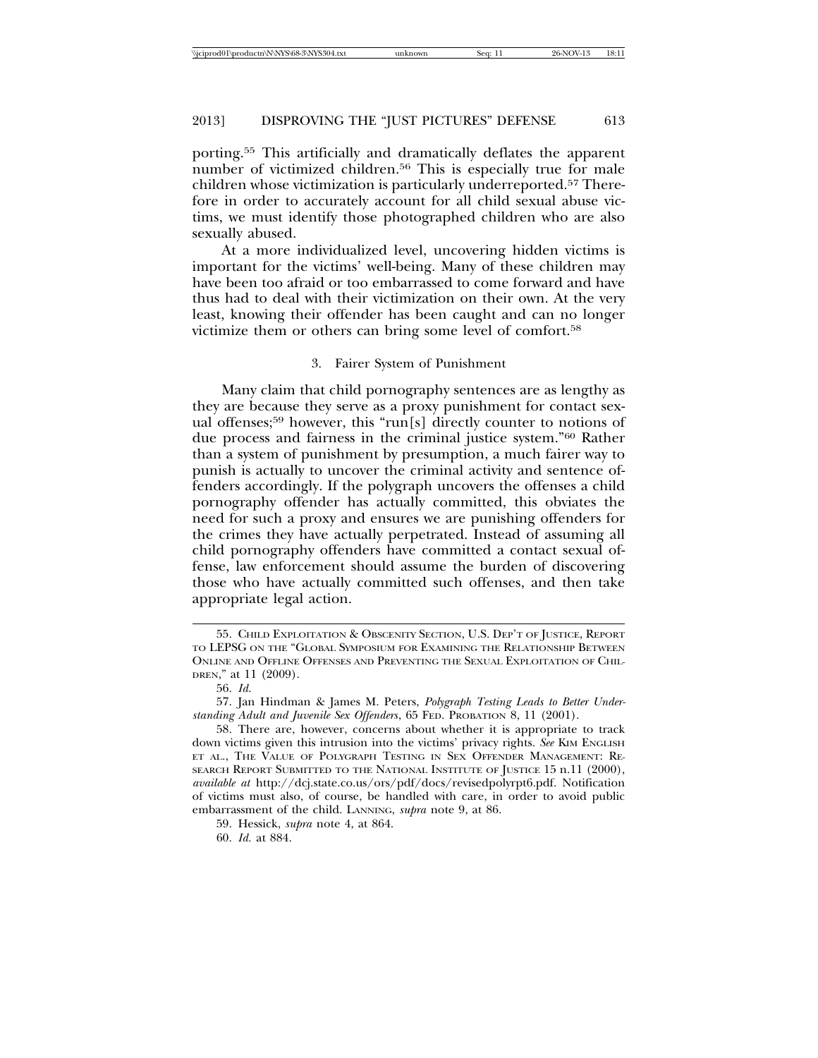porting.[55] This artificially and dramatically deflates the apparent number of victimized children.[56] This is especially true for male children whose victimization is particularly underreported.[57] Therefore in order to accurately account for all child sexual abuse victims, we must identify those photographed children who are also sexually abused.

At a more individualized level, uncovering hidden victims is important for the victims' well-being. Many of these children may have been too afraid or too embarrassed to come forward and have thus had to deal with their victimization on their own. At the very least, knowing their offender has been caught and can no longer victimize them or others can bring some level of comfort.[58]

### 3. Fairer System of Punishment

Many claim that child pornography sentences are as lengthy as they are because they serve as a proxy punishment for contact sexual offenses;[59] however, this "run[s] directly counter to notions of due process and fairness in the criminal justice system."[60] Rather than a system of punishment by presumption, a much fairer way to punish is actually to uncover the criminal activity and sentence offenders accordingly. If the polygraph uncovers the offenses a child pornography offender has actually committed, this obviates the need for such a proxy and ensures we are punishing offenders for the crimes they have actually perpetrated. Instead of assuming all child pornography offenders have committed a contact sexual offense, law enforcement should assume the burden of discovering those who have actually committed such offenses, and then take appropriate legal action.

---

55. CHILD EXPLOITATION & OBSCENITY SECTION, U.S. DEP'T OF JUSTICE, REPORT TO LEPSG ON THE "GLOBAL SYMPOSIUM FOR EXAMINING THE RELATIONSHIP BETWEEN ONLINE AND OFFLINE OFFENSES AND PREVENTING THE SEXUAL EXPLOITATION OF CHILDREN," at 11 (2009).

56. *Id.*

57. Jan Hindman & James M. Peters, *Polygraph Testing Leads to Better Understanding Adult and Juvenile Sex Offenders*, 65 FED. PROBATION 8, 11 (2001).

58. There are, however, concerns about whether it is appropriate to track down victims given this intrusion into the victims' privacy rights. *See* KIM ENGLISH ET AL., THE VALUE OF POLYGRAPH TESTING IN SEX OFFENDER MANAGEMENT: RESEARCH REPORT SUBMITTED TO THE NATIONAL INSTITUTE OF JUSTICE 15 n.11 (2000), *available at* http://dcj.state.co.us/ors/pdf/docs/revisedpolyrpt6.pdf. Notification of victims must also, of course, be handled with care, in order to avoid public embarrassment of the child. LANNING, *supra* note 9, at 86.

59. Hessick, *supra* note 4, at 864.

60. *Id.* at 884.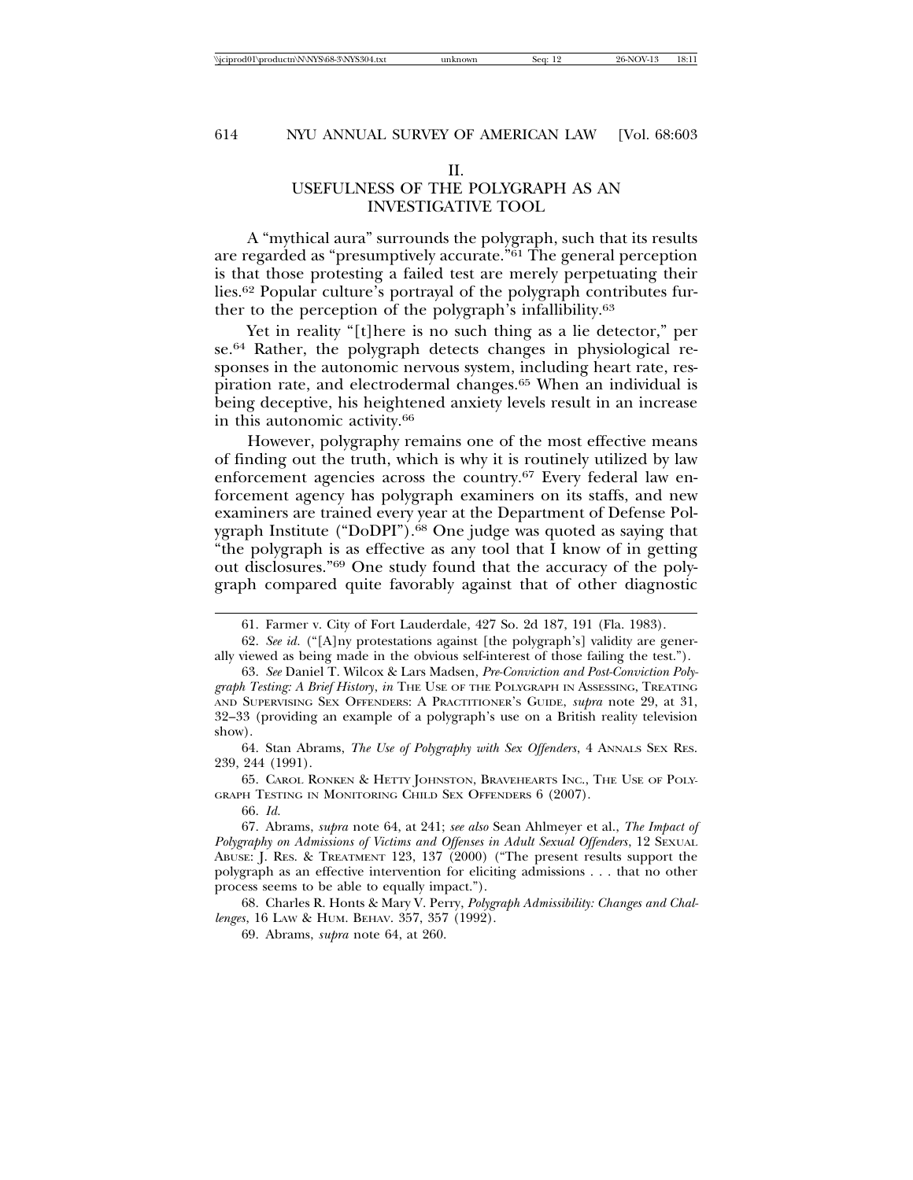## II. USEFULNESS OF THE POLYGRAPH AS AN INVESTIGATIVE TOOL

A "mythical aura" surrounds the polygraph, such that its results are regarded as "presumptively accurate."[61] The general perception is that those protesting a failed test are merely perpetuating their lies.[62] Popular culture's portrayal of the polygraph contributes further to the perception of the polygraph's infallibility.[63]

Yet in reality "[t]here is no such thing as a lie detector," per se.[64] Rather, the polygraph detects changes in physiological responses in the autonomic nervous system, including heart rate, respiration rate, and electrodermal changes.[65] When an individual is being deceptive, his heightened anxiety levels result in an increase in this autonomic activity.[66]

However, polygraphy remains one of the most effective means of finding out the truth, which is why it is routinely utilized by law enforcement agencies across the country.[67] Every federal law enforcement agency has polygraph examiners on its staffs, and new examiners are trained every year at the Department of Defense Polygraph Institute ("DoDPI").[68] One judge was quoted as saying that "the polygraph is as effective as any tool that I know of in getting out disclosures."[69] One study found that the accuracy of the polygraph compared quite favorably against that of other diagnostic

---

61. Farmer v. City of Fort Lauderdale, 427 So. 2d 187, 191 (Fla. 1983).

62. *See id.* ("[A]ny protestations against [the polygraph's] validity are generally viewed as being made in the obvious self-interest of those failing the test.").

63. *See* Daniel T. Wilcox & Lars Madsen, *Pre-Conviction and Post-Conviction Polygraph Testing: A Brief History*, *in* THE USE OF THE POLYGRAPH IN ASSESSING, TREATING AND SUPERVISING SEX OFFENDERS: A PRACTITIONER'S GUIDE, *supra* note 29, at 31, 32–33 (providing an example of a polygraph's use on a British reality television show).

64. Stan Abrams, *The Use of Polygraphy with Sex Offenders*, 4 ANNALS SEX RES. 239, 244 (1991).

65. CAROL RONKEN & HETTY JOHNSTON, BRAVEHEARTS INC., THE USE OF POLYGRAPH TESTING IN MONITORING CHILD SEX OFFENDERS 6 (2007).

66. *Id.*

67. Abrams, *supra* note 64, at 241; *see also* Sean Ahlmeyer et al., *The Impact of Polygraphy on Admissions of Victims and Offenses in Adult Sexual Offenders*, 12 SEXUAL ABUSE: J. RES. & TREATMENT 123, 137 (2000) ("The present results support the polygraph as an effective intervention for eliciting admissions . . . that no other process seems to be able to equally impact.").

68. Charles R. Honts & Mary V. Perry, *Polygraph Admissibility: Changes and Challenges*, 16 LAW & HUM. BEHAV. 357, 357 (1992).

69. Abrams, *supra* note 64, at 260.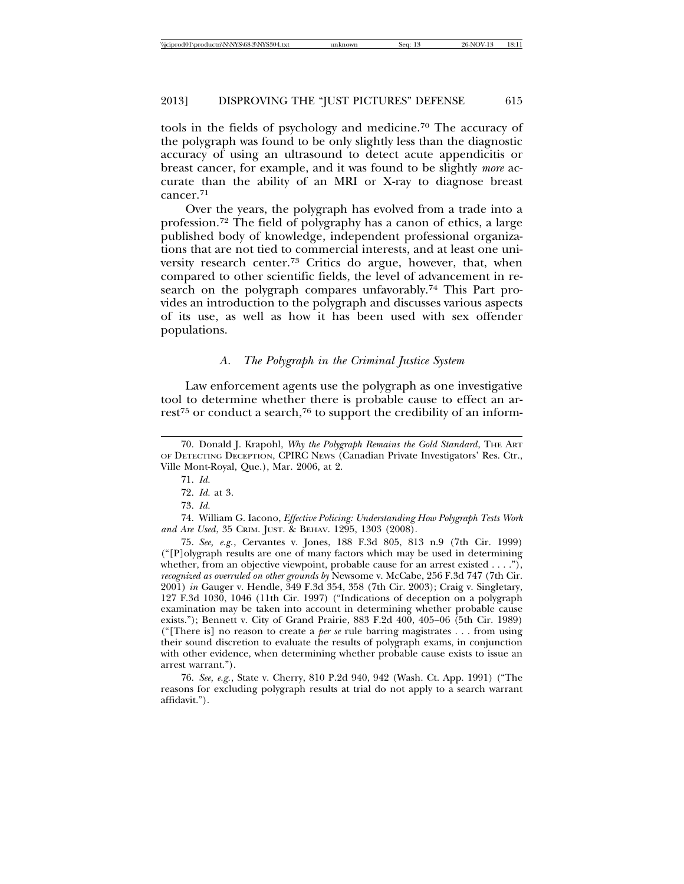tools in the fields of psychology and medicine.[70] The accuracy of the polygraph was found to be only slightly less than the diagnostic accuracy of using an ultrasound to detect acute appendicitis or breast cancer, for example, and it was found to be slightly *more* accurate than the ability of an MRI or X-ray to diagnose breast cancer.[71]

Over the years, the polygraph has evolved from a trade into a profession.[72] The field of polygraphy has a canon of ethics, a large published body of knowledge, independent professional organizations that are not tied to commercial interests, and at least one university research center.[73] Critics do argue, however, that, when compared to other scientific fields, the level of advancement in research on the polygraph compares unfavorably.[74] This Part provides an introduction to the polygraph and discusses various aspects of its use, as well as how it has been used with sex offender populations.

### *A. The Polygraph in the Criminal Justice System*

Law enforcement agents use the polygraph as one investigative tool to determine whether there is probable cause to effect an arrest[75] or conduct a search,[76] to support the credibility of an inform-

---

70. Donald J. Krapohl, *Why the Polygraph Remains the Gold Standard*, THE ART OF DETECTING DECEPTION, CPIRC NEWS (Canadian Private Investigators' Res. Ctr., Ville Mont-Royal, Que.), Mar. 2006, at 2.

71. *Id.*

72. *Id.* at 3.

73. *Id.*

74. William G. Iacono, *Effective Policing: Understanding How Polygraph Tests Work and Are Used*, 35 CRIM. JUST. & BEHAV. 1295, 1303 (2008).

75. *See, e.g.*, Cervantes v. Jones, 188 F.3d 805, 813 n.9 (7th Cir. 1999) ("[P]olygraph results are one of many factors which may be used in determining whether, from an objective viewpoint, probable cause for an arrest existed . . . ."), *recognized as overruled on other grounds by* Newsome v. McCabe, 256 F.3d 747 (7th Cir. 2001) *in* Gauger v. Hendle, 349 F.3d 354, 358 (7th Cir. 2003); Craig v. Singletary, 127 F.3d 1030, 1046 (11th Cir. 1997) ("Indications of deception on a polygraph examination may be taken into account in determining whether probable cause exists."); Bennett v. City of Grand Prairie, 883 F.2d 400, 405–06 (5th Cir. 1989) ("[There is] no reason to create a *per se* rule barring magistrates . . . from using their sound discretion to evaluate the results of polygraph exams, in conjunction with other evidence, when determining whether probable cause exists to issue an arrest warrant.").

76. *See, e.g.*, State v. Cherry, 810 P.2d 940, 942 (Wash. Ct. App. 1991) ("The reasons for excluding polygraph results at trial do not apply to a search warrant affidavit.").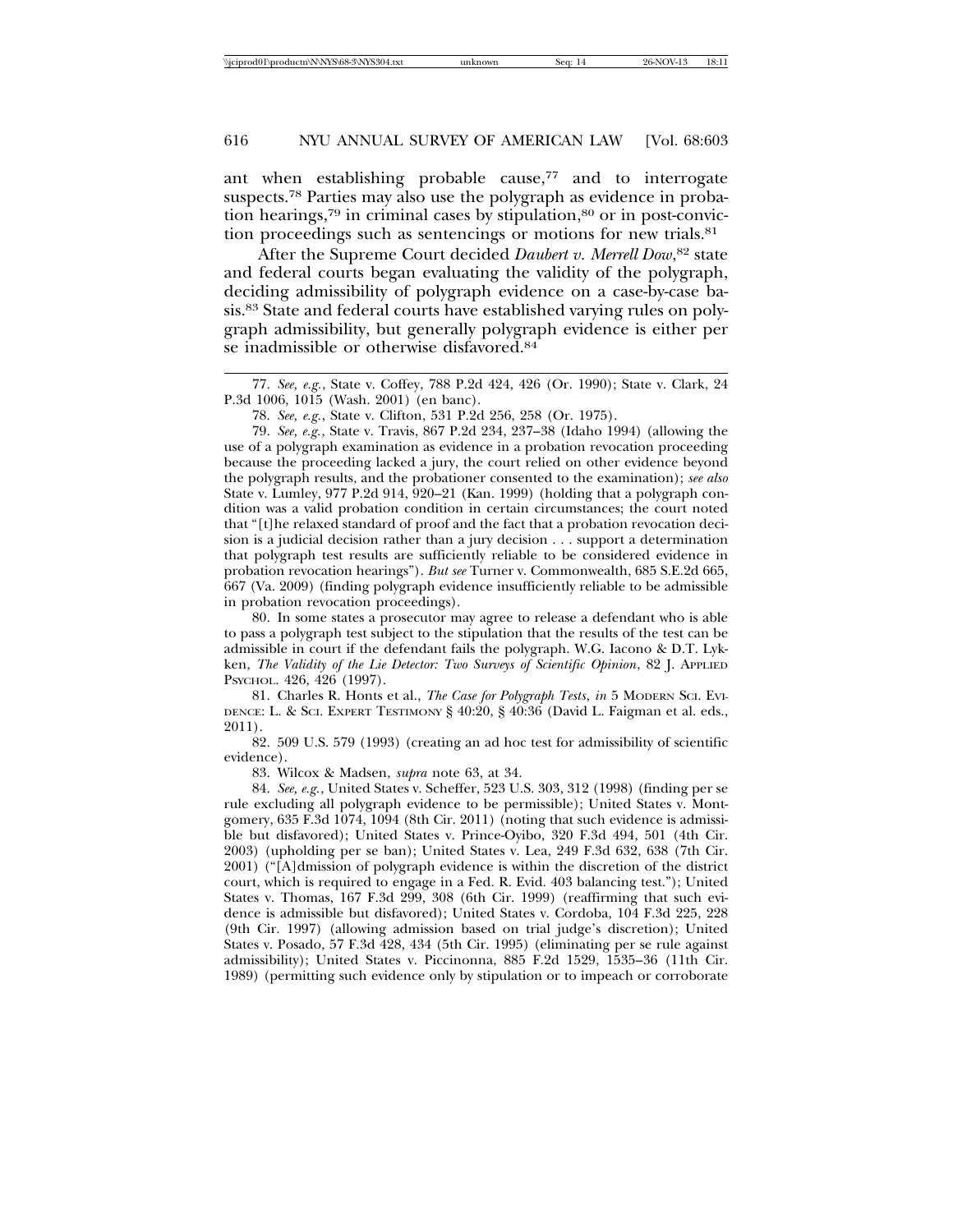ant when establishing probable cause,[77] and to interrogate suspects.[78] Parties may also use the polygraph as evidence in probation hearings,[79] in criminal cases by stipulation,[80] or in post-conviction proceedings such as sentencings or motions for new trials.[81]

After the Supreme Court decided *Daubert v. Merrell Dow*,[82] state and federal courts began evaluating the validity of the polygraph, deciding admissibility of polygraph evidence on a case-by-case basis.[83] State and federal courts have established varying rules on polygraph admissibility, but generally polygraph evidence is either per se inadmissible or otherwise disfavored.[84]

---

77. *See, e.g.*, State v. Coffey, 788 P.2d 424, 426 (Or. 1990); State v. Clark, 24 P.3d 1006, 1015 (Wash. 2001) (en banc).

78. *See, e.g.*, State v. Clifton, 531 P.2d 256, 258 (Or. 1975).

79. *See, e.g.*, State v. Travis, 867 P.2d 234, 237–38 (Idaho 1994) (allowing the use of a polygraph examination as evidence in a probation revocation proceeding because the proceeding lacked a jury, the court relied on other evidence beyond the polygraph results, and the probationer consented to the examination); *see also* State v. Lumley, 977 P.2d 914, 920–21 (Kan. 1999) (holding that a polygraph condition was a valid probation condition in certain circumstances; the court noted that "[t]he relaxed standard of proof and the fact that a probation revocation decision is a judicial decision rather than a jury decision . . . support a determination that polygraph test results are sufficiently reliable to be considered evidence in probation revocation hearings"). *But see* Turner v. Commonwealth, 685 S.E.2d 665, 667 (Va. 2009) (finding polygraph evidence insufficiently reliable to be admissible in probation revocation proceedings).

80. In some states a prosecutor may agree to release a defendant who is able to pass a polygraph test subject to the stipulation that the results of the test can be admissible in court if the defendant fails the polygraph. W.G. Iacono & D.T. Lykken, *The Validity of the Lie Detector: Two Surveys of Scientific Opinion*, 82 J. APPLIED PSYCHOL. 426, 426 (1997).

81. Charles R. Honts et al., *The Case for Polygraph Tests*, *in* 5 MODERN SCI. EVIDENCE: L. & SCI. EXPERT TESTIMONY § 40:20, § 40:36 (David L. Faigman et al. eds., 2011).

82. 509 U.S. 579 (1993) (creating an ad hoc test for admissibility of scientific evidence).

83. Wilcox & Madsen, *supra* note 63, at 34.

84. *See, e.g.*, United States v. Scheffer, 523 U.S. 303, 312 (1998) (finding per se rule excluding all polygraph evidence to be permissible); United States v. Montgomery, 635 F.3d 1074, 1094 (8th Cir. 2011) (noting that such evidence is admissible but disfavored); United States v. Prince-Oyibo, 320 F.3d 494, 501 (4th Cir. 2003) (upholding per se ban); United States v. Lea, 249 F.3d 632, 638 (7th Cir. 2001) ("[A]dmission of polygraph evidence is within the discretion of the district court, which is required to engage in a Fed. R. Evid. 403 balancing test."); United States v. Thomas, 167 F.3d 299, 308 (6th Cir. 1999) (reaffirming that such evidence is admissible but disfavored); United States v. Cordoba, 104 F.3d 225, 228 (9th Cir. 1997) (allowing admission based on trial judge's discretion); United States v. Posado, 57 F.3d 428, 434 (5th Cir. 1995) (eliminating per se rule against admissibility); United States v. Piccinonna, 885 F.2d 1529, 1535–36 (11th Cir. 1989) (permitting such evidence only by stipulation or to impeach or corroborate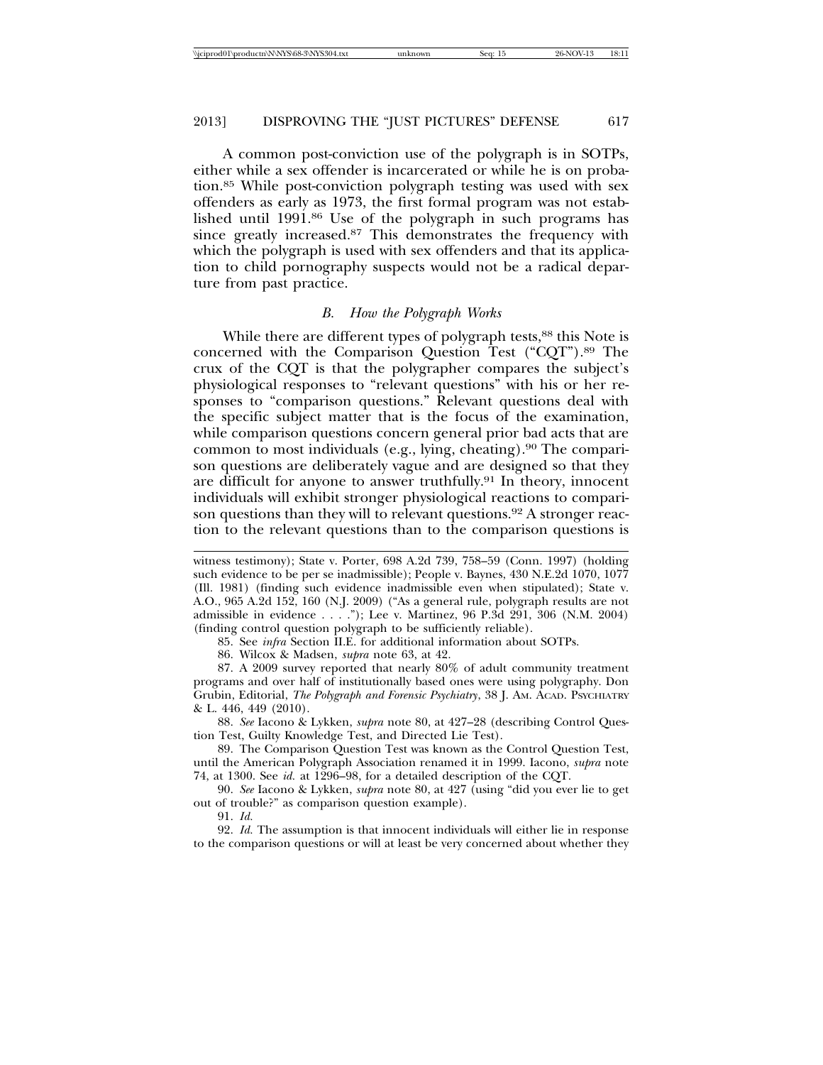A common post-conviction use of the polygraph is in SOTPs, either while a sex offender is incarcerated or while he is on probation.[85] While post-conviction polygraph testing was used with sex offenders as early as 1973, the first formal program was not established until 1991.[86] Use of the polygraph in such programs has since greatly increased.[87] This demonstrates the frequency with which the polygraph is used with sex offenders and that its application to child pornography suspects would not be a radical departure from past practice.

### *B. How the Polygraph Works*

While there are different types of polygraph tests,[88] this Note is concerned with the Comparison Question Test ("CQT").[89] The crux of the CQT is that the polygrapher compares the subject's physiological responses to "relevant questions" with his or her responses to "comparison questions." Relevant questions deal with the specific subject matter that is the focus of the examination, while comparison questions concern general prior bad acts that are common to most individuals (e.g., lying, cheating).[90] The comparison questions are deliberately vague and are designed so that they are difficult for anyone to answer truthfully.[91] In theory, innocent individuals will exhibit stronger physiological reactions to comparison questions than they will to relevant questions.[92] A stronger reaction to the relevant questions than to the comparison questions is

---

witness testimony); State v. Porter, 698 A.2d 739, 758–59 (Conn. 1997) (holding such evidence to be per se inadmissible); People v. Baynes, 430 N.E.2d 1070, 1077 (Ill. 1981) (finding such evidence inadmissible even when stipulated); State v. A.O., 965 A.2d 152, 160 (N.J. 2009) ("As a general rule, polygraph results are not admissible in evidence . . . ."); Lee v. Martinez, 96 P.3d 291, 306 (N.M. 2004) (finding control question polygraph to be sufficiently reliable).

85. See *infra* Section II.E. for additional information about SOTPs.

86. Wilcox & Madsen, *supra* note 63, at 42.

87. A 2009 survey reported that nearly 80% of adult community treatment programs and over half of institutionally based ones were using polygraphy. Don Grubin, Editorial, *The Polygraph and Forensic Psychiatry*, 38 J. AM. ACAD. PSYCHIATRY & L. 446, 449 (2010).

88. *See* Iacono & Lykken, *supra* note 80, at 427–28 (describing Control Question Test, Guilty Knowledge Test, and Directed Lie Test).

89. The Comparison Question Test was known as the Control Question Test, until the American Polygraph Association renamed it in 1999. Iacono, *supra* note 74, at 1300. See *id.* at 1296–98, for a detailed description of the CQT.

90. *See* Iacono & Lykken, *supra* note 80, at 427 (using "did you ever lie to get out of trouble?" as comparison question example).

91. *Id.*

92. *Id.* The assumption is that innocent individuals will either lie in response to the comparison questions or will at least be very concerned about whether they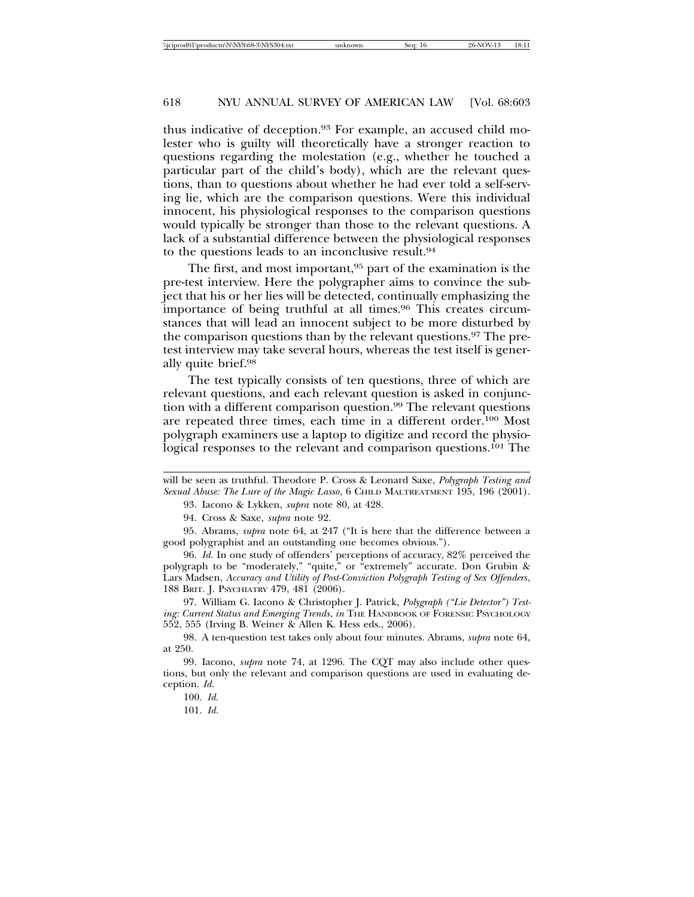thus indicative of deception.[93] For example, an accused child molester who is guilty will theoretically have a stronger reaction to questions regarding the molestation (e.g., whether he touched a particular part of the child's body), which are the relevant questions, than to questions about whether he had ever told a self-serving lie, which are the comparison questions. Were this individual innocent, his physiological responses to the comparison questions would typically be stronger than those to the relevant questions. A lack of a substantial difference between the physiological responses to the questions leads to an inconclusive result.[94]

The first, and most important,[95] part of the examination is the pre-test interview. Here the polygrapher aims to convince the subject that his or her lies will be detected, continually emphasizing the importance of being truthful at all times.[96] This creates circumstances that will lead an innocent subject to be more disturbed by the comparison questions than by the relevant questions.[97] The pre-test interview may take several hours, whereas the test itself is generally quite brief.[98]

The test typically consists of ten questions, three of which are relevant questions, and each relevant question is asked in conjunction with a different comparison question.[99] The relevant questions are repeated three times, each time in a different order.[100] Most polygraph examiners use a laptop to digitize and record the physiological responses to the relevant and comparison questions.[101] The

---

will be seen as truthful. Theodore P. Cross & Leonard Saxe, *Polygraph Testing and Sexual Abuse: The Lure of the Magic Lasso*, 6 CHILD MALTREATMENT 195, 196 (2001).

93. Iacono & Lykken, *supra* note 80, at 428.

94. Cross & Saxe, *supra* note 92.

95. Abrams, *supra* note 64, at 247 ("It is here that the difference between a good polygraphist and an outstanding one becomes obvious.").

96. *Id.* In one study of offenders' perceptions of accuracy, 82% perceived the polygraph to be "moderately," "quite," or "extremely" accurate. Don Grubin & Lars Madsen, *Accuracy and Utility of Post-Conviction Polygraph Testing of Sex Offenders*, 188 BRIT. J. PSYCHIATRY 479, 481 (2006).

97. William G. Iacono & Christopher J. Patrick, *Polygraph ("Lie Detector") Testing: Current Status and Emerging Trends*, *in* THE HANDBOOK OF FORENSIC PSYCHOLOGY 552, 555 (Irving B. Weiner & Allen K. Hess eds., 2006).

98. A ten-question test takes only about four minutes. Abrams, *supra* note 64, at 250.

99. Iacono, *supra* note 74, at 1296. The CQT may also include other questions, but only the relevant and comparison questions are used in evaluating deception. *Id.*

100. *Id.*

101. *Id.*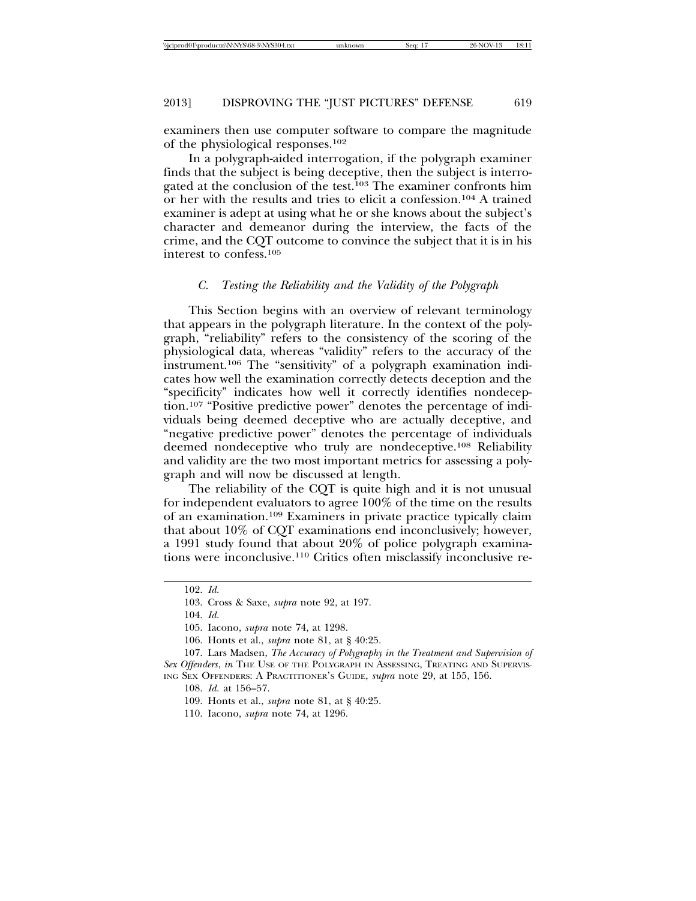examiners then use computer software to compare the magnitude of the physiological responses.[102]

In a polygraph-aided interrogation, if the polygraph examiner finds that the subject is being deceptive, then the subject is interrogated at the conclusion of the test.[103] The examiner confronts him or her with the results and tries to elicit a confession.[104] A trained examiner is adept at using what he or she knows about the subject's character and demeanor during the interview, the facts of the crime, and the CQT outcome to convince the subject that it is in his interest to confess.[105]

### *C. Testing the Reliability and the Validity of the Polygraph*

This Section begins with an overview of relevant terminology that appears in the polygraph literature. In the context of the polygraph, "reliability" refers to the consistency of the scoring of the physiological data, whereas "validity" refers to the accuracy of the instrument.[106] The "sensitivity" of a polygraph examination indicates how well the examination correctly detects deception and the "specificity" indicates how well it correctly identifies nondeception.[107] "Positive predictive power" denotes the percentage of individuals being deemed deceptive who are actually deceptive, and "negative predictive power" denotes the percentage of individuals deemed nondeceptive who truly are nondeceptive.[108] Reliability and validity are the two most important metrics for assessing a polygraph and will now be discussed at length.

The reliability of the CQT is quite high and it is not unusual for independent evaluators to agree 100% of the time on the results of an examination.[109] Examiners in private practice typically claim that about 10% of CQT examinations end inconclusively; however, a 1991 study found that about 20% of police polygraph examinations were inconclusive.[110] Critics often misclassify inconclusive re-

---

102. *Id.*

103. Cross & Saxe, *supra* note 92, at 197.

104. *Id.*

105. Iacono, *supra* note 74, at 1298.

106. Honts et al., *supra* note 81, at § 40:25.

107. Lars Madsen, *The Accuracy of Polygraphy in the Treatment and Supervision of Sex Offenders*, *in* THE USE OF THE POLYGRAPH IN ASSESSING, TREATING AND SUPERVISING SEX OFFENDERS: A PRACTITIONER'S GUIDE, *supra* note 29, at 155, 156.

108. *Id.* at 156–57.

109. Honts et al., *supra* note 81, at § 40:25.

110. Iacono, *supra* note 74, at 1296.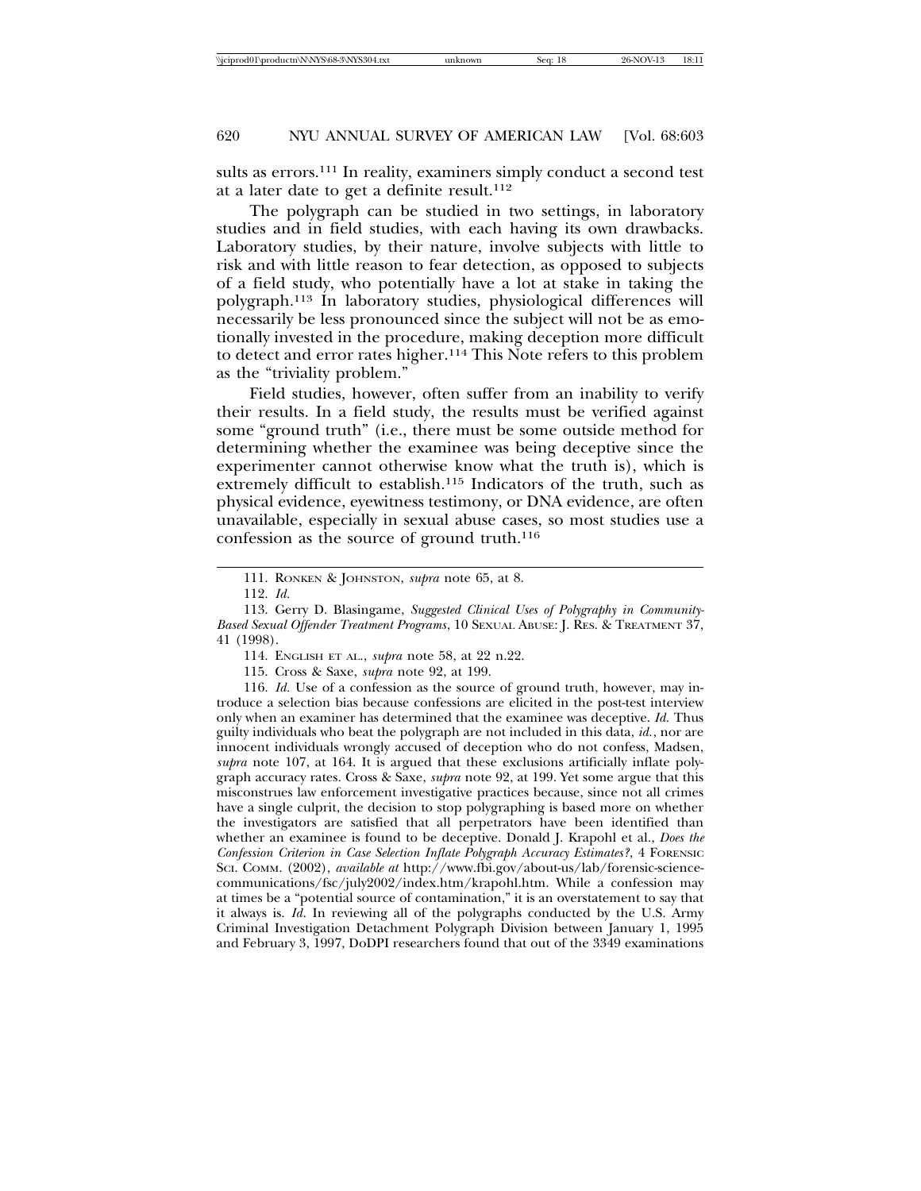sults as errors.[111] In reality, examiners simply conduct a second test at a later date to get a definite result.[112]

The polygraph can be studied in two settings, in laboratory studies and in field studies, with each having its own drawbacks. Laboratory studies, by their nature, involve subjects with little to risk and with little reason to fear detection, as opposed to subjects of a field study, who potentially have a lot at stake in taking the polygraph.[113] In laboratory studies, physiological differences will necessarily be less pronounced since the subject will not be as emotionally invested in the procedure, making deception more difficult to detect and error rates higher.[114] This Note refers to this problem as the "triviality problem."

Field studies, however, often suffer from an inability to verify their results. In a field study, the results must be verified against some "ground truth" (i.e., there must be some outside method for determining whether the examinee was being deceptive since the experimenter cannot otherwise know what the truth is), which is extremely difficult to establish.[115] Indicators of the truth, such as physical evidence, eyewitness testimony, or DNA evidence, are often unavailable, especially in sexual abuse cases, so most studies use a confession as the source of ground truth.[116]

---

111. RONKEN & JOHNSTON, *supra* note 65, at 8.

112. *Id.*

113. Gerry D. Blasingame, *Suggested Clinical Uses of Polygraphy in Community-Based Sexual Offender Treatment Programs*, 10 SEXUAL ABUSE: J. RES. & TREATMENT 37, 41 (1998).

114. ENGLISH ET AL., *supra* note 58, at 22 n.22.

115. Cross & Saxe, *supra* note 92, at 199.

116. *Id.* Use of a confession as the source of ground truth, however, may introduce a selection bias because confessions are elicited in the post-test interview only when an examiner has determined that the examinee was deceptive. *Id.* Thus guilty individuals who beat the polygraph are not included in this data, *id.*, nor are innocent individuals wrongly accused of deception who do not confess, Madsen, *supra* note 107, at 164. It is argued that these exclusions artificially inflate polygraph accuracy rates. Cross & Saxe, *supra* note 92, at 199. Yet some argue that this misconstrues law enforcement investigative practices because, since not all crimes have a single culprit, the decision to stop polygraphing is based more on whether the investigators are satisfied that all perpetrators have been identified than whether an examinee is found to be deceptive. Donald J. Krapohl et al., *Does the Confession Criterion in Case Selection Inflate Polygraph Accuracy Estimates?*, 4 FORENSIC SCI. COMM. (2002), *available at* http://www.fbi.gov/about-us/lab/forensic-science-communications/fsc/july2002/index.htm/krapohl.htm. While a confession may at times be a "potential source of contamination," it is an overstatement to say that it always is. *Id.* In reviewing all of the polygraphs conducted by the U.S. Army Criminal Investigation Detachment Polygraph Division between January 1, 1995 and February 3, 1997, DoDPI researchers found that out of the 3349 examinations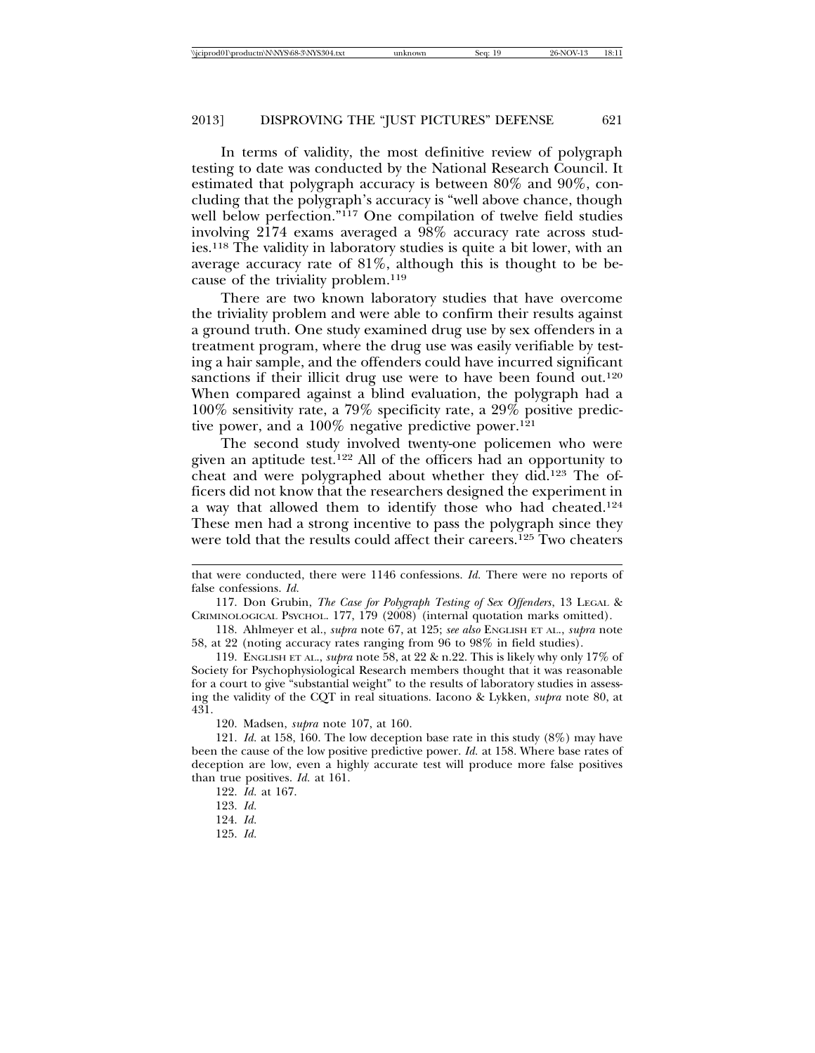In terms of validity, the most definitive review of polygraph testing to date was conducted by the National Research Council. It estimated that polygraph accuracy is between 80% and 90%, concluding that the polygraph's accuracy is "well above chance, though well below perfection."[117] One compilation of twelve field studies involving 2174 exams averaged a 98% accuracy rate across studies.[118] The validity in laboratory studies is quite a bit lower, with an average accuracy rate of 81%, although this is thought to be because of the triviality problem.[119]

There are two known laboratory studies that have overcome the triviality problem and were able to confirm their results against a ground truth. One study examined drug use by sex offenders in a treatment program, where the drug use was easily verifiable by testing a hair sample, and the offenders could have incurred significant sanctions if their illicit drug use were to have been found out.[120] When compared against a blind evaluation, the polygraph had a 100% sensitivity rate, a 79% specificity rate, a 29% positive predictive power, and a 100% negative predictive power.[121]

The second study involved twenty-one policemen who were given an aptitude test.[122] All of the officers had an opportunity to cheat and were polygraphed about whether they did.[123] The officers did not know that the researchers designed the experiment in a way that allowed them to identify those who had cheated.[124] These men had a strong incentive to pass the polygraph since they were told that the results could affect their careers.[125] Two cheaters

---

that were conducted, there were 1146 confessions. *Id.* There were no reports of false confessions. *Id.*

117. Don Grubin, *The Case for Polygraph Testing of Sex Offenders*, 13 Legal & Criminological Psychol. 177, 179 (2008) (internal quotation marks omitted).

118. Ahlmeyer et al., *supra* note 67, at 125; *see also* English et al., *supra* note 58, at 22 (noting accuracy rates ranging from 96 to 98% in field studies).

119. English et al., *supra* note 58, at 22 & n.22. This is likely why only 17% of Society for Psychophysiological Research members thought that it was reasonable for a court to give "substantial weight" to the results of laboratory studies in assessing the validity of the CQT in real situations. Iacono & Lykken, *supra* note 80, at 431.

120. Madsen, *supra* note 107, at 160.

121. *Id.* at 158, 160. The low deception base rate in this study (8%) may have been the cause of the low positive predictive power. *Id.* at 158. Where base rates of deception are low, even a highly accurate test will produce more false positives than true positives. *Id.* at 161.

122. *Id.* at 167.

123. *Id.*

124. *Id.*

125. *Id.*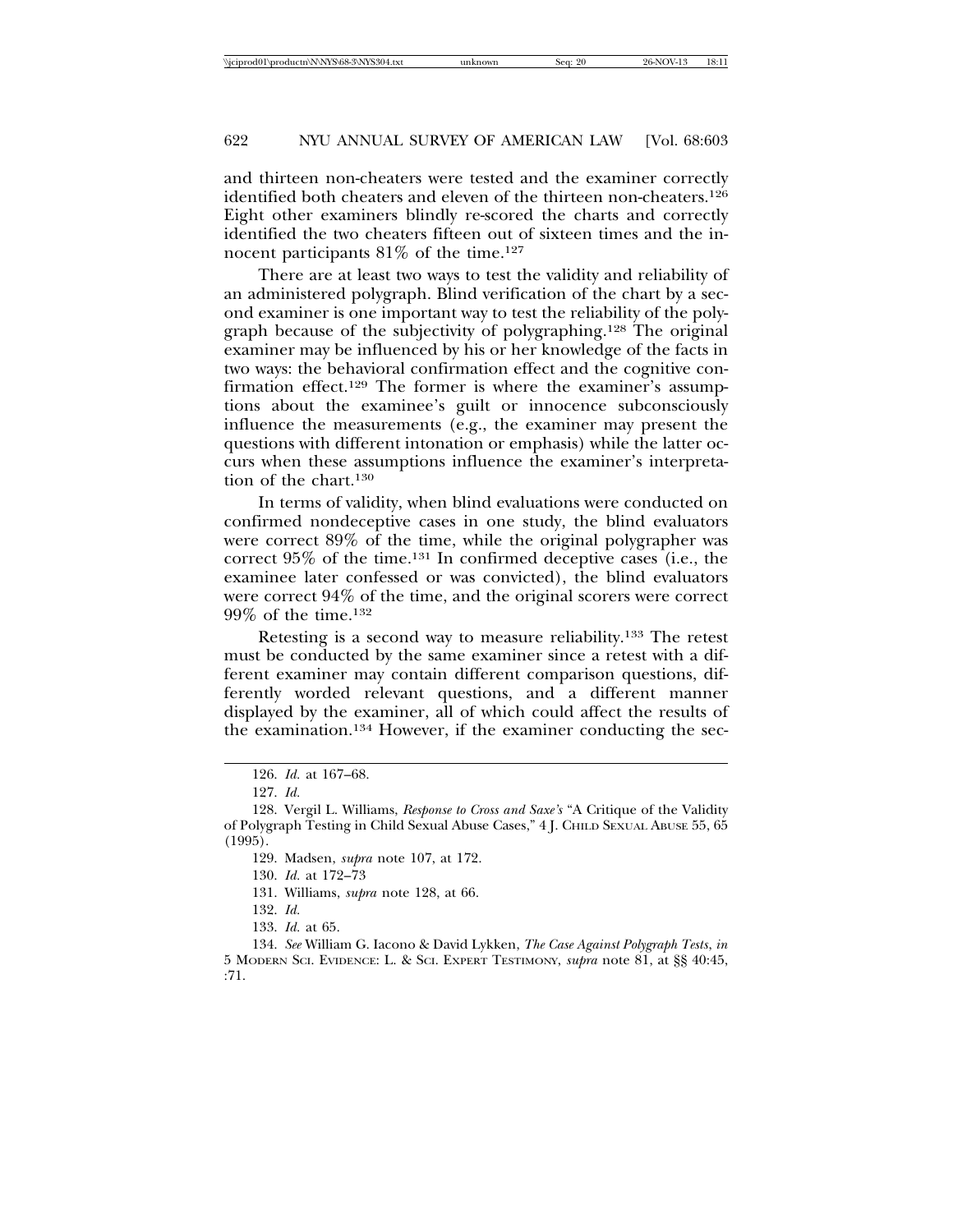and thirteen non-cheaters were tested and the examiner correctly identified both cheaters and eleven of the thirteen non-cheaters.[126] Eight other examiners blindly re-scored the charts and correctly identified the two cheaters fifteen out of sixteen times and the innocent participants 81% of the time.[127]

There are at least two ways to test the validity and reliability of an administered polygraph. Blind verification of the chart by a second examiner is one important way to test the reliability of the polygraph because of the subjectivity of polygraphing.[128] The original examiner may be influenced by his or her knowledge of the facts in two ways: the behavioral confirmation effect and the cognitive confirmation effect.[129] The former is where the examiner's assumptions about the examinee's guilt or innocence subconsciously influence the measurements (e.g., the examiner may present the questions with different intonation or emphasis) while the latter occurs when these assumptions influence the examiner's interpretation of the chart.[130]

In terms of validity, when blind evaluations were conducted on confirmed nondeceptive cases in one study, the blind evaluators were correct 89% of the time, while the original polygrapher was correct 95% of the time.[131] In confirmed deceptive cases (i.e., the examinee later confessed or was convicted), the blind evaluators were correct 94% of the time, and the original scorers were correct 99% of the time.[132]

Retesting is a second way to measure reliability.[133] The retest must be conducted by the same examiner since a retest with a different examiner may contain different comparison questions, differently worded relevant questions, and a different manner displayed by the examiner, all of which could affect the results of the examination.[134] However, if the examiner conducting the sec-

---

126. *Id.* at 167–68.

127. *Id.*

128. Vergil L. Williams, *Response to Cross and Saxe's* "A Critique of the Validity of Polygraph Testing in Child Sexual Abuse Cases," 4 J. CHILD SEXUAL ABUSE 55, 65 (1995).

129. Madsen, *supra* note 107, at 172.

130. *Id.* at 172–73

131. Williams, *supra* note 128, at 66.

132. *Id.*

133. *Id.* at 65.

134. *See* William G. Iacono & David Lykken, *The Case Against Polygraph Tests*, *in* 5 MODERN SCI. EVIDENCE: L. & SCI. EXPERT TESTIMONY, *supra* note 81, at §§ 40:45, :71.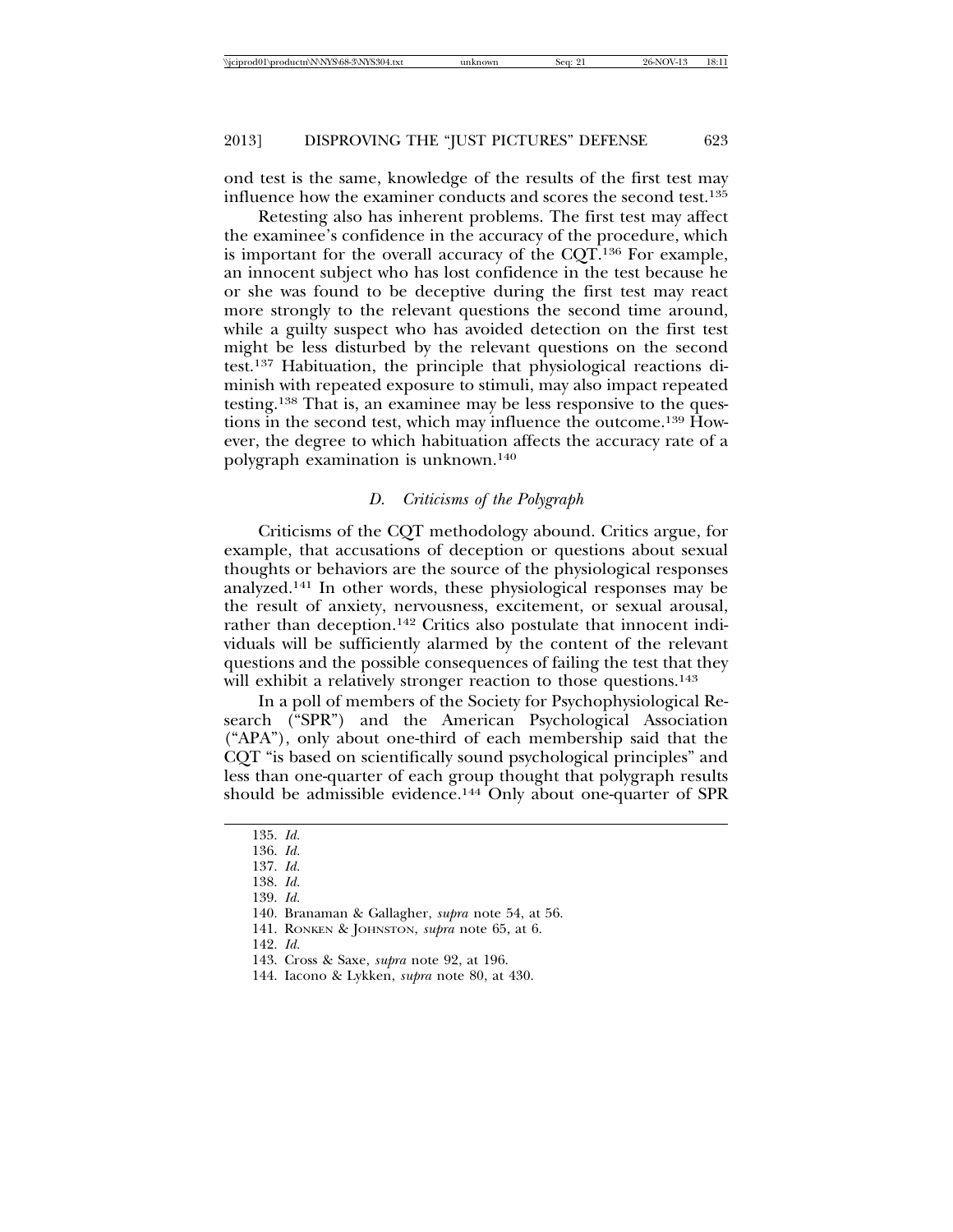ond test is the same, knowledge of the results of the first test may influence how the examiner conducts and scores the second test.[135]

Retesting also has inherent problems. The first test may affect the examinee's confidence in the accuracy of the procedure, which is important for the overall accuracy of the CQT.[136] For example, an innocent subject who has lost confidence in the test because he or she was found to be deceptive during the first test may react more strongly to the relevant questions the second time around, while a guilty suspect who has avoided detection on the first test might be less disturbed by the relevant questions on the second test.[137] Habituation, the principle that physiological reactions diminish with repeated exposure to stimuli, may also impact repeated testing.[138] That is, an examinee may be less responsive to the questions in the second test, which may influence the outcome.[139] However, the degree to which habituation affects the accuracy rate of a polygraph examination is unknown.[140]

### *D. Criticisms of the Polygraph*

Criticisms of the CQT methodology abound. Critics argue, for example, that accusations of deception or questions about sexual thoughts or behaviors are the source of the physiological responses analyzed.[141] In other words, these physiological responses may be the result of anxiety, nervousness, excitement, or sexual arousal, rather than deception.[142] Critics also postulate that innocent individuals will be sufficiently alarmed by the content of the relevant questions and the possible consequences of failing the test that they will exhibit a relatively stronger reaction to those questions.[143]

In a poll of members of the Society for Psychophysiological Research ("SPR") and the American Psychological Association ("APA"), only about one-third of each membership said that the CQT "is based on scientifically sound psychological principles" and less than one-quarter of each group thought that polygraph results should be admissible evidence.[144] Only about one-quarter of SPR

---

135. *Id.*
136. *Id.*
137. *Id.*
138. *Id.*
139. *Id.*
140. Branaman & Gallagher, *supra* note 54, at 56.
141. RONKEN & JOHNSTON, *supra* note 65, at 6.
142. *Id.*
143. Cross & Saxe, *supra* note 92, at 196.
144. Iacono & Lykken, *supra* note 80, at 430.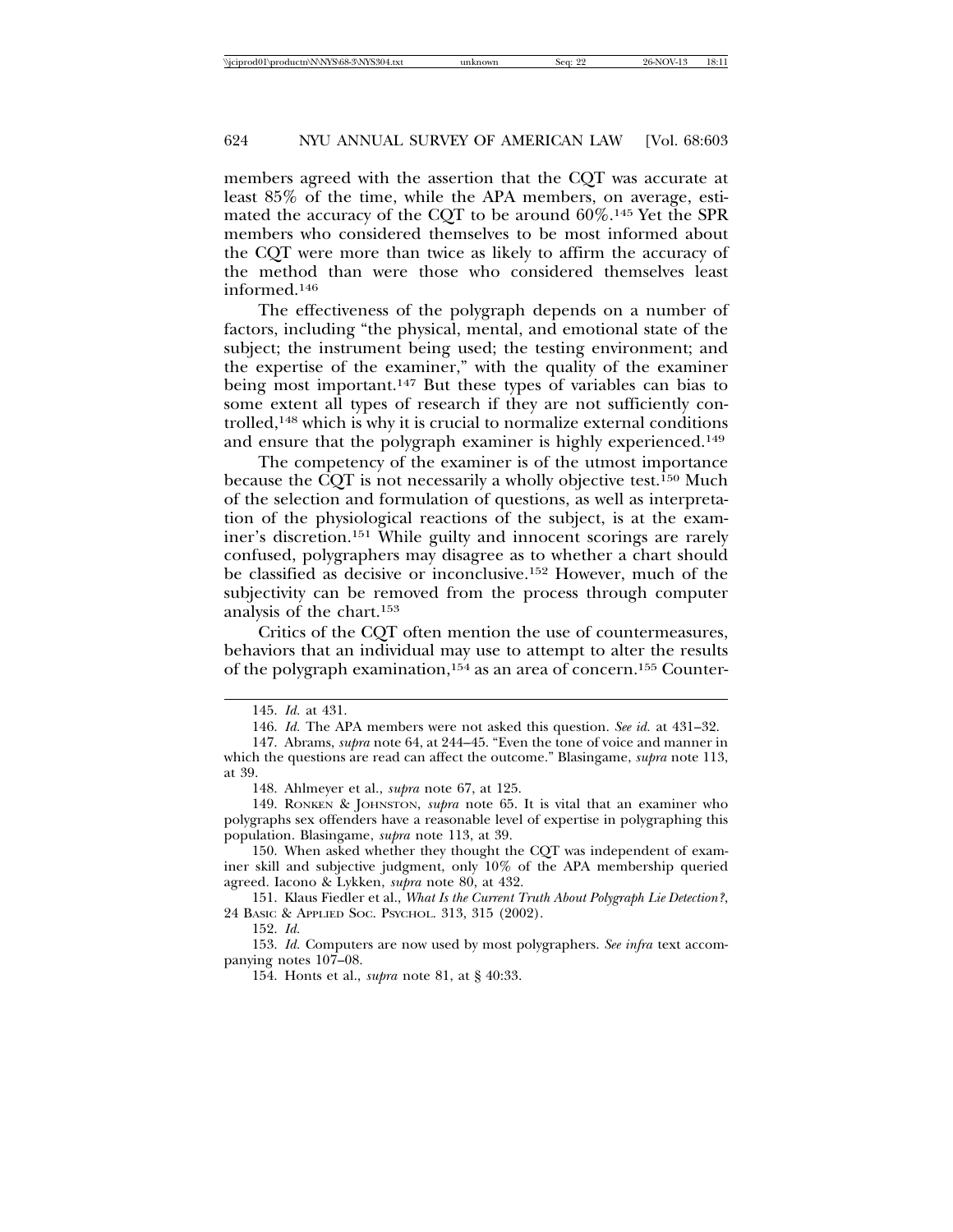members agreed with the assertion that the CQT was accurate at least 85% of the time, while the APA members, on average, estimated the accuracy of the CQT to be around 60%.[145] Yet the SPR members who considered themselves to be most informed about the CQT were more than twice as likely to affirm the accuracy of the method than were those who considered themselves least informed.[146]

The effectiveness of the polygraph depends on a number of factors, including "the physical, mental, and emotional state of the subject; the instrument being used; the testing environment; and the expertise of the examiner," with the quality of the examiner being most important.[147] But these types of variables can bias to some extent all types of research if they are not sufficiently controlled,[148] which is why it is crucial to normalize external conditions and ensure that the polygraph examiner is highly experienced.[149]

The competency of the examiner is of the utmost importance because the CQT is not necessarily a wholly objective test.[150] Much of the selection and formulation of questions, as well as interpretation of the physiological reactions of the subject, is at the examiner's discretion.[151] While guilty and innocent scorings are rarely confused, polygraphers may disagree as to whether a chart should be classified as decisive or inconclusive.[152] However, much of the subjectivity can be removed from the process through computer analysis of the chart.[153]

Critics of the CQT often mention the use of countermeasures, behaviors that an individual may use to attempt to alter the results of the polygraph examination,[154] as an area of concern.[155] Counter-

---

145. *Id.* at 431.

146. *Id.* The APA members were not asked this question. *See id.* at 431–32.

147. Abrams, *supra* note 64, at 244–45. "Even the tone of voice and manner in which the questions are read can affect the outcome." Blasingame, *supra* note 113, at 39.

148. Ahlmeyer et al., *supra* note 67, at 125.

149. RONKEN & JOHNSTON, *supra* note 65. It is vital that an examiner who polygraphs sex offenders have a reasonable level of expertise in polygraphing this population. Blasingame, *supra* note 113, at 39.

150. When asked whether they thought the CQT was independent of examiner skill and subjective judgment, only 10% of the APA membership queried agreed. Iacono & Lykken, *supra* note 80, at 432.

151. Klaus Fiedler et al., *What Is the Current Truth About Polygraph Lie Detection?*, 24 BASIC & APPLIED SOC. PSYCHOL. 313, 315 (2002).

152. *Id.*

153. *Id.* Computers are now used by most polygraphers. *See infra* text accompanying notes 107–08.

154. Honts et al., *supra* note 81, at § 40:33.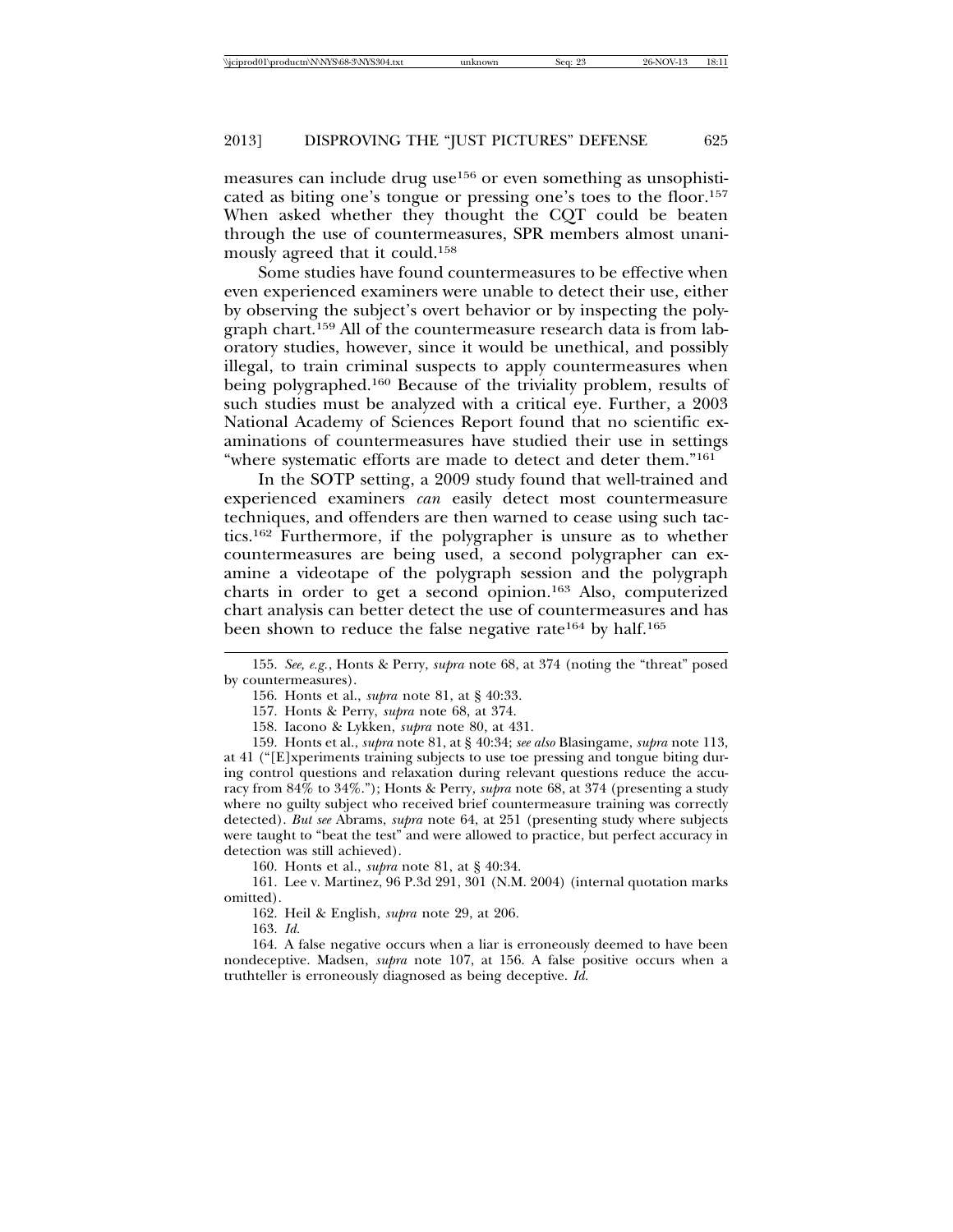measures can include drug use[156] or even something as unsophisticated as biting one's tongue or pressing one's toes to the floor.[157] When asked whether they thought the CQT could be beaten through the use of countermeasures, SPR members almost unanimously agreed that it could.[158]

Some studies have found countermeasures to be effective when even experienced examiners were unable to detect their use, either by observing the subject's overt behavior or by inspecting the polygraph chart.[159] All of the countermeasure research data is from laboratory studies, however, since it would be unethical, and possibly illegal, to train criminal suspects to apply countermeasures when being polygraphed.[160] Because of the triviality problem, results of such studies must be analyzed with a critical eye. Further, a 2003 National Academy of Sciences Report found that no scientific examinations of countermeasures have studied their use in settings "where systematic efforts are made to detect and deter them."[161]

In the SOTP setting, a 2009 study found that well-trained and experienced examiners *can* easily detect most countermeasure techniques, and offenders are then warned to cease using such tactics.[162] Furthermore, if the polygrapher is unsure as to whether countermeasures are being used, a second polygrapher can examine a videotape of the polygraph session and the polygraph charts in order to get a second opinion.[163] Also, computerized chart analysis can better detect the use of countermeasures and has been shown to reduce the false negative rate[164] by half.[165]

---

155. *See, e.g.*, Honts & Perry, *supra* note 68, at 374 (noting the "threat" posed by countermeasures).

156. Honts et al., *supra* note 81, at § 40:33.

157. Honts & Perry, *supra* note 68, at 374.

158. Iacono & Lykken, *supra* note 80, at 431.

159. Honts et al., *supra* note 81, at § 40:34; *see also* Blasingame, *supra* note 113, at 41 ("[E]xperiments training subjects to use toe pressing and tongue biting during control questions and relaxation during relevant questions reduce the accuracy from 84% to 34%."); Honts & Perry, *supra* note 68, at 374 (presenting a study where no guilty subject who received brief countermeasure training was correctly detected). *But see* Abrams, *supra* note 64, at 251 (presenting study where subjects were taught to "beat the test" and were allowed to practice, but perfect accuracy in detection was still achieved).

160. Honts et al., *supra* note 81, at § 40:34.

161. Lee v. Martinez, 96 P.3d 291, 301 (N.M. 2004) (internal quotation marks omitted).

162. Heil & English, *supra* note 29, at 206.

163. *Id.*

164. A false negative occurs when a liar is erroneously deemed to have been nondeceptive. Madsen, *supra* note 107, at 156. A false positive occurs when a truthteller is erroneously diagnosed as being deceptive. *Id.*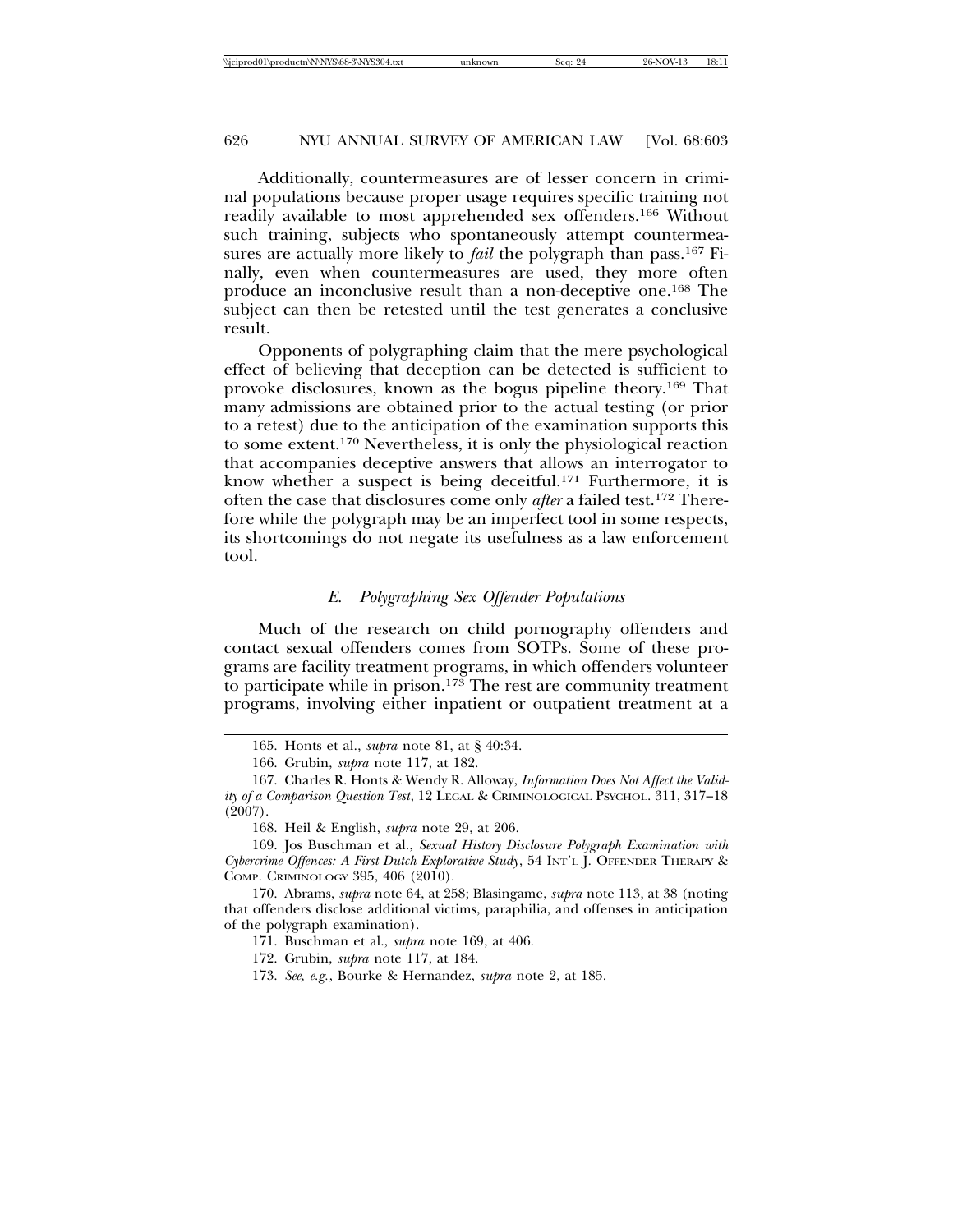Additionally, countermeasures are of lesser concern in criminal populations because proper usage requires specific training not readily available to most apprehended sex offenders.[166] Without such training, subjects who spontaneously attempt countermeasures are actually more likely to *fail* the polygraph than pass.[167] Finally, even when countermeasures are used, they more often produce an inconclusive result than a non-deceptive one.[168] The subject can then be retested until the test generates a conclusive result.

Opponents of polygraphing claim that the mere psychological effect of believing that deception can be detected is sufficient to provoke disclosures, known as the bogus pipeline theory.[169] That many admissions are obtained prior to the actual testing (or prior to a retest) due to the anticipation of the examination supports this to some extent.[170] Nevertheless, it is only the physiological reaction that accompanies deceptive answers that allows an interrogator to know whether a suspect is being deceitful.[171] Furthermore, it is often the case that disclosures come only *after* a failed test.[172] Therefore while the polygraph may be an imperfect tool in some respects, its shortcomings do not negate its usefulness as a law enforcement tool.

### *E. Polygraphing Sex Offender Populations*

Much of the research on child pornography offenders and contact sexual offenders comes from SOTPs. Some of these programs are facility treatment programs, in which offenders volunteer to participate while in prison.[173] The rest are community treatment programs, involving either inpatient or outpatient treatment at a

---

165. Honts et al., *supra* note 81, at § 40:34.

166. Grubin, *supra* note 117, at 182.

167. Charles R. Honts & Wendy R. Alloway, *Information Does Not Affect the Validity of a Comparison Question Test*, 12 LEGAL & CRIMINOLOGICAL PSYCHOL. 311, 317–18 (2007).

168. Heil & English, *supra* note 29, at 206.

169. Jos Buschman et al., *Sexual History Disclosure Polygraph Examination with Cybercrime Offences: A First Dutch Explorative Study*, 54 INT'L J. OFFENDER THERAPY & COMP. CRIMINOLOGY 395, 406 (2010).

170. Abrams, *supra* note 64, at 258; Blasingame, *supra* note 113, at 38 (noting that offenders disclose additional victims, paraphilia, and offenses in anticipation of the polygraph examination).

171. Buschman et al., *supra* note 169, at 406.

172. Grubin, *supra* note 117, at 184.

173. *See, e.g.*, Bourke & Hernandez, *supra* note 2, at 185.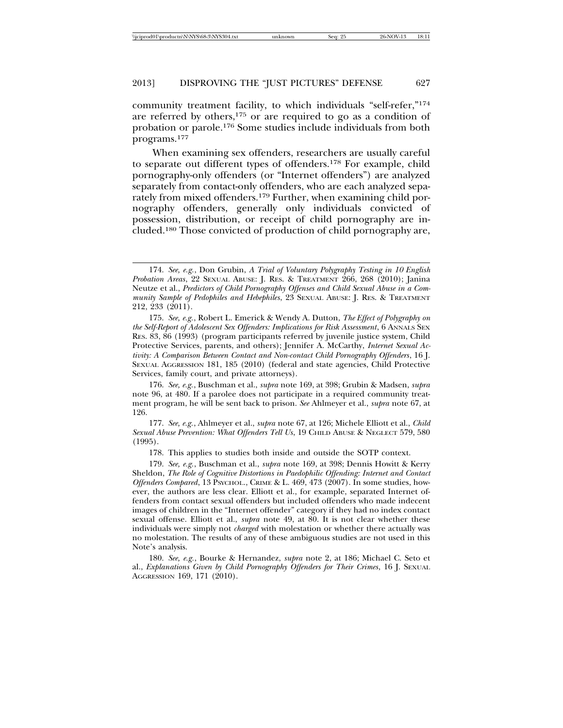community treatment facility, to which individuals "self-refer,"[174] are referred by others,[175] or are required to go as a condition of probation or parole.[176] Some studies include individuals from both programs.[177]

When examining sex offenders, researchers are usually careful to separate out different types of offenders.[178] For example, child pornography-only offenders (or "Internet offenders") are analyzed separately from contact-only offenders, who are each analyzed separately from mixed offenders.[179] Further, when examining child pornography offenders, generally only individuals convicted of possession, distribution, or receipt of child pornography are included.[180] Those convicted of production of child pornography are,

---

174. *See, e.g.*, Don Grubin, *A Trial of Voluntary Polygraphy Testing in 10 English Probation Areas*, 22 SEXUAL ABUSE: J. RES. & TREATMENT 266, 268 (2010); Janina Neutze et al., *Predictors of Child Pornography Offenses and Child Sexual Abuse in a Community Sample of Pedophiles and Hebephiles*, 23 SEXUAL ABUSE: J. RES. & TREATMENT 212, 233 (2011).

175. *See, e.g.*, Robert L. Emerick & Wendy A. Dutton, *The Effect of Polygraphy on the Self-Report of Adolescent Sex Offenders: Implications for Risk Assessment*, 6 ANNALS SEX RES. 83, 86 (1993) (program participants referred by juvenile justice system, Child Protective Services, parents, and others); Jennifer A. McCarthy, *Internet Sexual Activity: A Comparison Between Contact and Non-contact Child Pornography Offenders*, 16 J. SEXUAL AGGRESSION 181, 185 (2010) (federal and state agencies, Child Protective Services, family court, and private attorneys).

176. *See, e.g.*, Buschman et al., *supra* note 169, at 398; Grubin & Madsen, *supra* note 96, at 480. If a parolee does not participate in a required community treatment program, he will be sent back to prison. *See* Ahlmeyer et al., *supra* note 67, at 126.

177. *See, e.g.*, Ahlmeyer et al., *supra* note 67, at 126; Michele Elliott et al., *Child Sexual Abuse Prevention: What Offenders Tell Us*, 19 CHILD ABUSE & NEGLECT 579, 580 (1995).

178. This applies to studies both inside and outside the SOTP context.

179. *See, e.g.*, Buschman et al., *supra* note 169, at 398; Dennis Howitt & Kerry Sheldon, *The Role of Cognitive Distortions in Paedophilic Offending: Internet and Contact Offenders Compared*, 13 PSYCHOL., CRIME & L. 469, 473 (2007). In some studies, however, the authors are less clear. Elliott et al., for example, separated Internet offenders from contact sexual offenders but included offenders who made indecent images of children in the "Internet offender" category if they had no index contact sexual offense. Elliott et al., *supra* note 49, at 80. It is not clear whether these individuals were simply not *charged* with molestation or whether there actually was no molestation. The results of any of these ambiguous studies are not used in this Note's analysis.

180. *See, e.g.*, Bourke & Hernandez, *supra* note 2, at 186; Michael C. Seto et al., *Explanations Given by Child Pornography Offenders for Their Crimes*, 16 J. SEXUAL AGGRESSION 169, 171 (2010).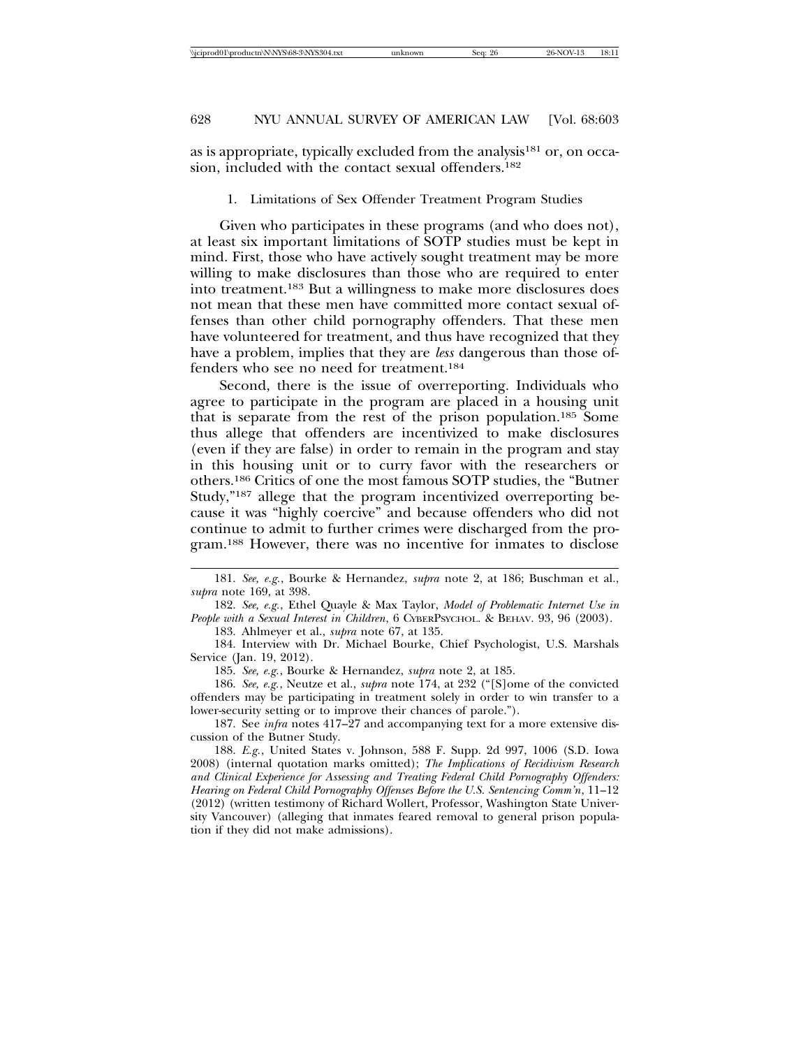as is appropriate, typically excluded from the analysis[181] or, on occasion, included with the contact sexual offenders.[182]

### 1. Limitations of Sex Offender Treatment Program Studies

Given who participates in these programs (and who does not), at least six important limitations of SOTP studies must be kept in mind. First, those who have actively sought treatment may be more willing to make disclosures than those who are required to enter into treatment.[183] But a willingness to make more disclosures does not mean that these men have committed more contact sexual offenses than other child pornography offenders. That these men have volunteered for treatment, and thus have recognized that they have a problem, implies that they are *less* dangerous than those offenders who see no need for treatment.[184]

Second, there is the issue of overreporting. Individuals who agree to participate in the program are placed in a housing unit that is separate from the rest of the prison population.[185] Some thus allege that offenders are incentivized to make disclosures (even if they are false) in order to remain in the program and stay in this housing unit or to curry favor with the researchers or others.[186] Critics of one the most famous SOTP studies, the "Butner Study,"[187] allege that the program incentivized overreporting because it was "highly coercive" and because offenders who did not continue to admit to further crimes were discharged from the program.[188] However, there was no incentive for inmates to disclose

---

181. *See, e.g.*, Bourke & Hernandez, *supra* note 2, at 186; Buschman et al., *supra* note 169, at 398.

182. *See, e.g.*, Ethel Quayle & Max Taylor, *Model of Problematic Internet Use in People with a Sexual Interest in Children*, 6 CYBERPSYCHOL. & BEHAV. 93, 96 (2003).

183. Ahlmeyer et al., *supra* note 67, at 135.

184. Interview with Dr. Michael Bourke, Chief Psychologist, U.S. Marshals Service (Jan. 19, 2012).

185. *See, e.g.*, Bourke & Hernandez, *supra* note 2, at 185.

186. *See, e.g.*, Neutze et al., *supra* note 174, at 232 ("[S]ome of the convicted offenders may be participating in treatment solely in order to win transfer to a lower-security setting or to improve their chances of parole.").

187. See *infra* notes 417–27 and accompanying text for a more extensive discussion of the Butner Study.

188. *E.g.*, United States v. Johnson, 588 F. Supp. 2d 997, 1006 (S.D. Iowa 2008) (internal quotation marks omitted); *The Implications of Recidivism Research and Clinical Experience for Assessing and Treating Federal Child Pornography Offenders: Hearing on Federal Child Pornography Offenses Before the U.S. Sentencing Comm'n*, 11–12 (2012) (written testimony of Richard Wollert, Professor, Washington State University Vancouver) (alleging that inmates feared removal to general prison population if they did not make admissions).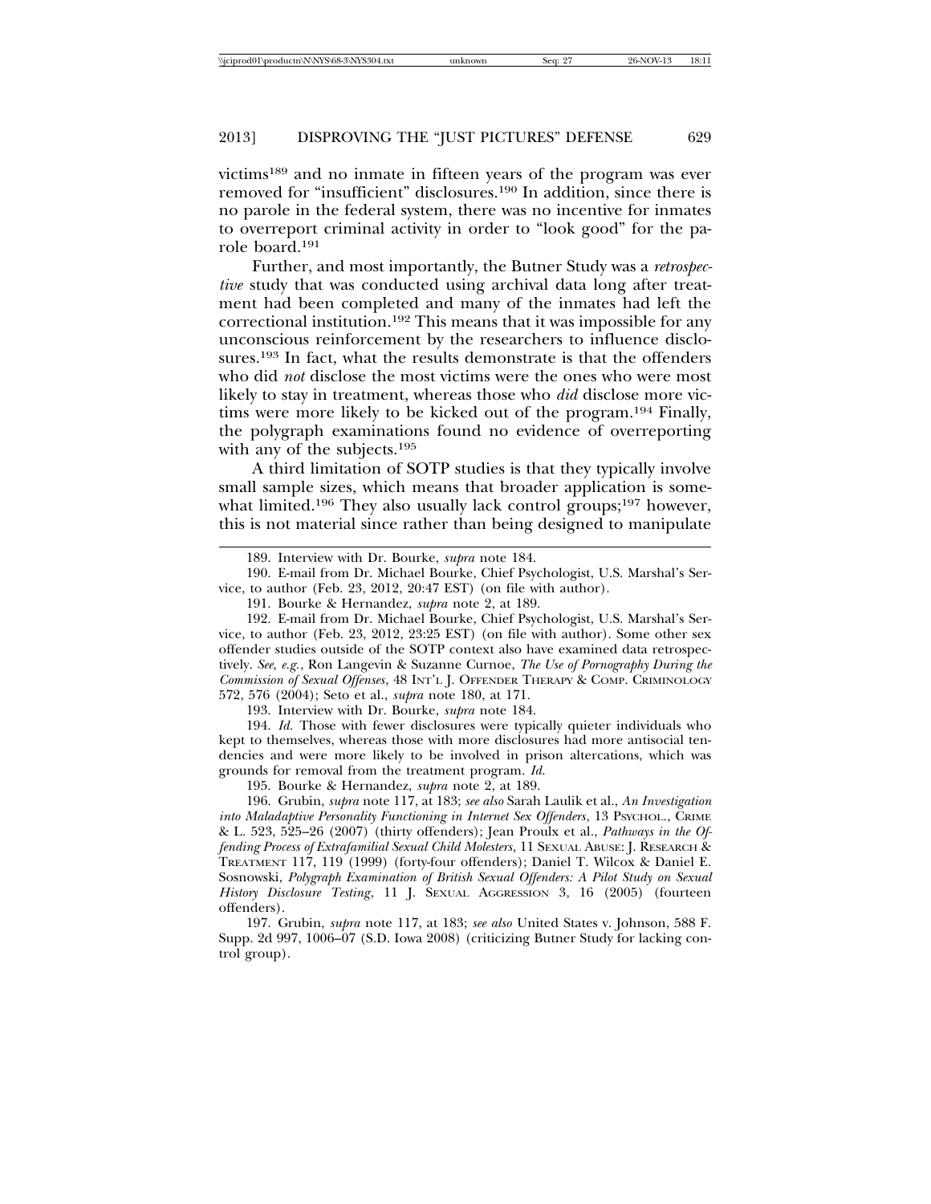victims[189] and no inmate in fifteen years of the program was ever removed for "insufficient" disclosures.[190] In addition, since there is no parole in the federal system, there was no incentive for inmates to overreport criminal activity in order to "look good" for the parole board.[191]

Further, and most importantly, the Butner Study was a *retrospective* study that was conducted using archival data long after treatment had been completed and many of the inmates had left the correctional institution.[192] This means that it was impossible for any unconscious reinforcement by the researchers to influence disclosures.[193] In fact, what the results demonstrate is that the offenders who did *not* disclose the most victims were the ones who were most likely to stay in treatment, whereas those who *did* disclose more victims were more likely to be kicked out of the program.[194] Finally, the polygraph examinations found no evidence of overreporting with any of the subjects.[195]

A third limitation of SOTP studies is that they typically involve small sample sizes, which means that broader application is somewhat limited.[196] They also usually lack control groups;[197] however, this is not material since rather than being designed to manipulate

---

189. Interview with Dr. Bourke, *supra* note 184.

190. E-mail from Dr. Michael Bourke, Chief Psychologist, U.S. Marshal's Service, to author (Feb. 23, 2012, 20:47 EST) (on file with author).

191. Bourke & Hernandez, *supra* note 2, at 189.

192. E-mail from Dr. Michael Bourke, Chief Psychologist, U.S. Marshal's Service, to author (Feb. 23, 2012, 23:25 EST) (on file with author). Some other sex offender studies outside of the SOTP context also have examined data retrospectively. *See, e.g.*, Ron Langevin & Suzanne Curnoe, *The Use of Pornography During the Commission of Sexual Offenses*, 48 INT'L J. OFFENDER THERAPY & COMP. CRIMINOLOGY 572, 576 (2004); Seto et al., *supra* note 180, at 171.

193. Interview with Dr. Bourke, *supra* note 184.

194. *Id.* Those with fewer disclosures were typically quieter individuals who kept to themselves, whereas those with more disclosures had more antisocial tendencies and were more likely to be involved in prison altercations, which was grounds for removal from the treatment program. *Id.*

195. Bourke & Hernandez, *supra* note 2, at 189.

196. Grubin, *supra* note 117, at 183; *see also* Sarah Laulik et al., *An Investigation into Maladaptive Personality Functioning in Internet Sex Offenders*, 13 PSYCHOL., CRIME & L. 523, 525–26 (2007) (thirty offenders); Jean Proulx et al., *Pathways in the Offending Process of Extrafamilial Sexual Child Molesters*, 11 SEXUAL ABUSE: J. RESEARCH & TREATMENT 117, 119 (1999) (forty-four offenders); Daniel T. Wilcox & Daniel E. Sosnowski, *Polygraph Examination of British Sexual Offenders: A Pilot Study on Sexual History Disclosure Testing*, 11 J. SEXUAL AGGRESSION 3, 16 (2005) (fourteen offenders).

197. Grubin, *supra* note 117, at 183; *see also* United States v. Johnson, 588 F. Supp. 2d 997, 1006–07 (S.D. Iowa 2008) (criticizing Butner Study for lacking control group).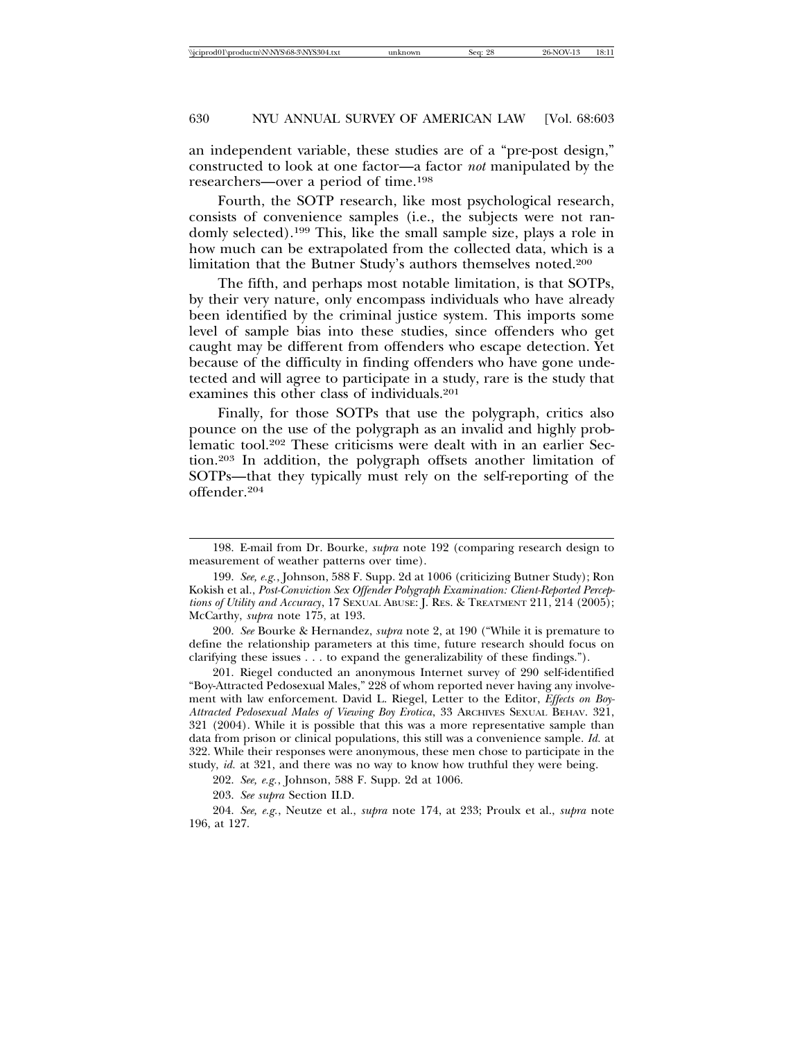an independent variable, these studies are of a "pre-post design," constructed to look at one factor—a factor *not* manipulated by the researchers—over a period of time.[198]

Fourth, the SOTP research, like most psychological research, consists of convenience samples (i.e., the subjects were not randomly selected).[199] This, like the small sample size, plays a role in how much can be extrapolated from the collected data, which is a limitation that the Butner Study's authors themselves noted.[200]

The fifth, and perhaps most notable limitation, is that SOTPs, by their very nature, only encompass individuals who have already been identified by the criminal justice system. This imports some level of sample bias into these studies, since offenders who get caught may be different from offenders who escape detection. Yet because of the difficulty in finding offenders who have gone undetected and will agree to participate in a study, rare is the study that examines this other class of individuals.[201]

Finally, for those SOTPs that use the polygraph, critics also pounce on the use of the polygraph as an invalid and highly problematic tool.[202] These criticisms were dealt with in an earlier Section.[203] In addition, the polygraph offsets another limitation of SOTPs—that they typically must rely on the self-reporting of the offender.[204]

---

198. E-mail from Dr. Bourke, *supra* note 192 (comparing research design to measurement of weather patterns over time).

199. *See, e.g.*, Johnson, 588 F. Supp. 2d at 1006 (criticizing Butner Study); Ron Kokish et al., *Post-Conviction Sex Offender Polygraph Examination: Client-Reported Perceptions of Utility and Accuracy*, 17 SEXUAL ABUSE: J. RES. & TREATMENT 211, 214 (2005); McCarthy, *supra* note 175, at 193.

200. *See* Bourke & Hernandez, *supra* note 2, at 190 ("While it is premature to define the relationship parameters at this time, future research should focus on clarifying these issues . . . to expand the generalizability of these findings.").

201. Riegel conducted an anonymous Internet survey of 290 self-identified "Boy-Attracted Pedosexual Males," 228 of whom reported never having any involvement with law enforcement. David L. Riegel, Letter to the Editor, *Effects on Boy-Attracted Pedosexual Males of Viewing Boy Erotica*, 33 ARCHIVES SEXUAL BEHAV. 321, 321 (2004). While it is possible that this was a more representative sample than data from prison or clinical populations, this still was a convenience sample. *Id.* at 322. While their responses were anonymous, these men chose to participate in the study, *id.* at 321, and there was no way to know how truthful they were being.

202. *See, e.g.*, Johnson, 588 F. Supp. 2d at 1006.

203. *See supra* Section II.D.

204. *See, e.g.*, Neutze et al., *supra* note 174, at 233; Proulx et al., *supra* note 196, at 127.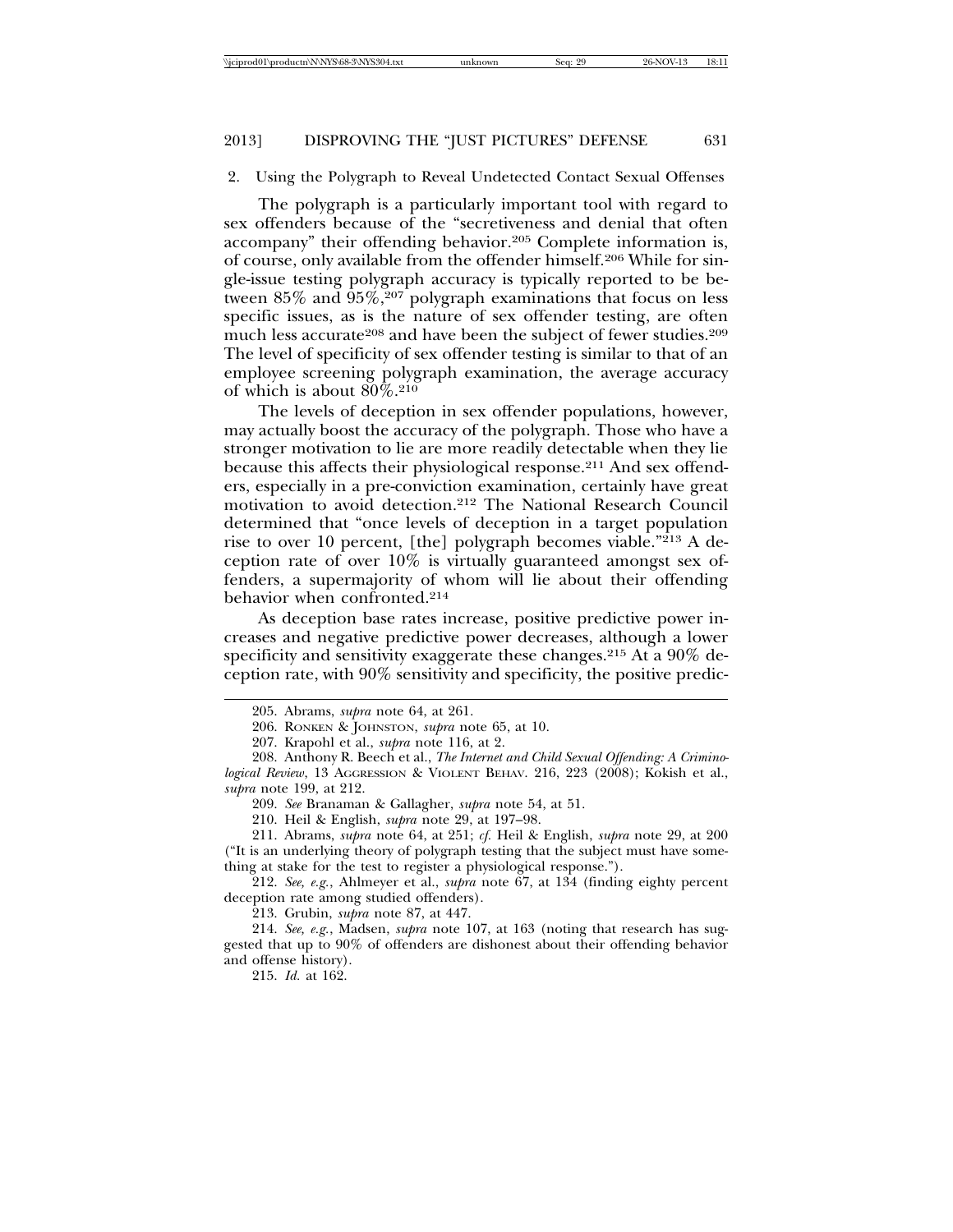### 2. Using the Polygraph to Reveal Undetected Contact Sexual Offenses

The polygraph is a particularly important tool with regard to sex offenders because of the "secretiveness and denial that often accompany" their offending behavior.[205] Complete information is, of course, only available from the offender himself.[206] While for single-issue testing polygraph accuracy is typically reported to be between 85% and 95%,[207] polygraph examinations that focus on less specific issues, as is the nature of sex offender testing, are often much less accurate[208] and have been the subject of fewer studies.[209] The level of specificity of sex offender testing is similar to that of an employee screening polygraph examination, the average accuracy of which is about 80%.[210]

The levels of deception in sex offender populations, however, may actually boost the accuracy of the polygraph. Those who have a stronger motivation to lie are more readily detectable when they lie because this affects their physiological response.[211] And sex offenders, especially in a pre-conviction examination, certainly have great motivation to avoid detection.[212] The National Research Council determined that "once levels of deception in a target population rise to over 10 percent, [the] polygraph becomes viable."[213] A deception rate of over 10% is virtually guaranteed amongst sex offenders, a supermajority of whom will lie about their offending behavior when confronted.[214]

As deception base rates increase, positive predictive power increases and negative predictive power decreases, although a lower specificity and sensitivity exaggerate these changes.[215] At a 90% deception rate, with 90% sensitivity and specificity, the positive predic-

---

205. Abrams, *supra* note 64, at 261.

206. RONKEN & JOHNSTON, *supra* note 65, at 10.

207. Krapohl et al., *supra* note 116, at 2.

208. Anthony R. Beech et al., *The Internet and Child Sexual Offending: A Criminological Review*, 13 AGGRESSION & VIOLENT BEHAV. 216, 223 (2008); Kokish et al., *supra* note 199, at 212.

209. *See* Branaman & Gallagher, *supra* note 54, at 51.

210. Heil & English, *supra* note 29, at 197–98.

211. Abrams, *supra* note 64, at 251; *cf.* Heil & English, *supra* note 29, at 200 ("It is an underlying theory of polygraph testing that the subject must have something at stake for the test to register a physiological response.").

212. *See, e.g.*, Ahlmeyer et al., *supra* note 67, at 134 (finding eighty percent deception rate among studied offenders).

213. Grubin, *supra* note 87, at 447.

214. *See, e.g.*, Madsen, *supra* note 107, at 163 (noting that research has suggested that up to 90% of offenders are dishonest about their offending behavior and offense history).

215. *Id.* at 162.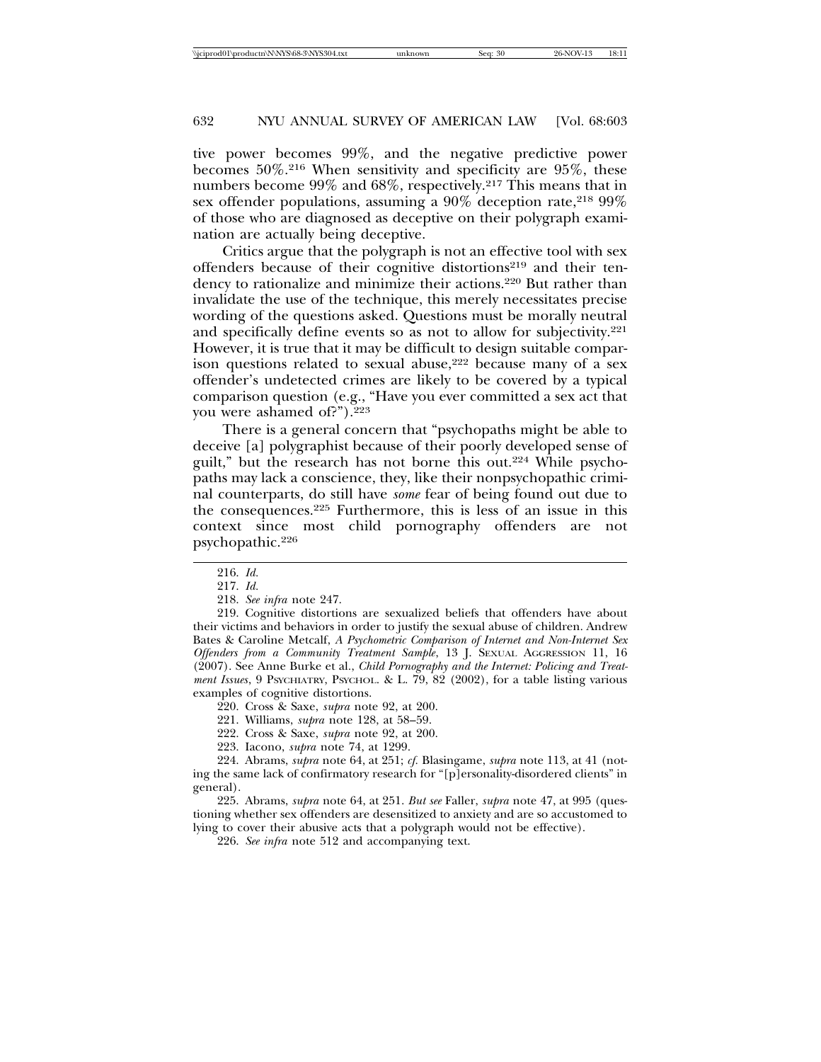tive power becomes 99%, and the negative predictive power becomes 50%.[216] When sensitivity and specificity are 95%, these numbers become 99% and 68%, respectively.[217] This means that in sex offender populations, assuming a 90% deception rate,[218] 99% of those who are diagnosed as deceptive on their polygraph examination are actually being deceptive.

Critics argue that the polygraph is not an effective tool with sex offenders because of their cognitive distortions[219] and their tendency to rationalize and minimize their actions.[220] But rather than invalidate the use of the technique, this merely necessitates precise wording of the questions asked. Questions must be morally neutral and specifically define events so as not to allow for subjectivity.[221] However, it is true that it may be difficult to design suitable comparison questions related to sexual abuse,[222] because many of a sex offender's undetected crimes are likely to be covered by a typical comparison question (e.g., "Have you ever committed a sex act that you were ashamed of?").[223]

There is a general concern that "psychopaths might be able to deceive [a] polygraphist because of their poorly developed sense of guilt," but the research has not borne this out.[224] While psychopaths may lack a conscience, they, like their nonpsychopathic criminal counterparts, do still have *some* fear of being found out due to the consequences.[225] Furthermore, this is less of an issue in this context since most child pornography offenders are not psychopathic.[226]

---

216. *Id.*

217. *Id.*

218. *See infra* note 247.

219. Cognitive distortions are sexualized beliefs that offenders have about their victims and behaviors in order to justify the sexual abuse of children. Andrew Bates & Caroline Metcalf, *A Psychometric Comparison of Internet and Non-Internet Sex Offenders from a Community Treatment Sample*, 13 J. SEXUAL AGGRESSION 11, 16 (2007). See Anne Burke et al., *Child Pornography and the Internet: Policing and Treatment Issues*, 9 PSYCHIATRY, PSYCHOL. & L. 79, 82 (2002), for a table listing various examples of cognitive distortions.

220. Cross & Saxe, *supra* note 92, at 200.

221. Williams, *supra* note 128, at 58–59.

222. Cross & Saxe, *supra* note 92, at 200.

223. Iacono, *supra* note 74, at 1299.

224. Abrams, *supra* note 64, at 251; *cf.* Blasingame, *supra* note 113, at 41 (noting the same lack of confirmatory research for "[p]ersonality-disordered clients" in general).

225. Abrams, *supra* note 64, at 251. *But see* Faller, *supra* note 47, at 995 (questioning whether sex offenders are desensitized to anxiety and are so accustomed to lying to cover their abusive acts that a polygraph would not be effective).

226. *See infra* note 512 and accompanying text.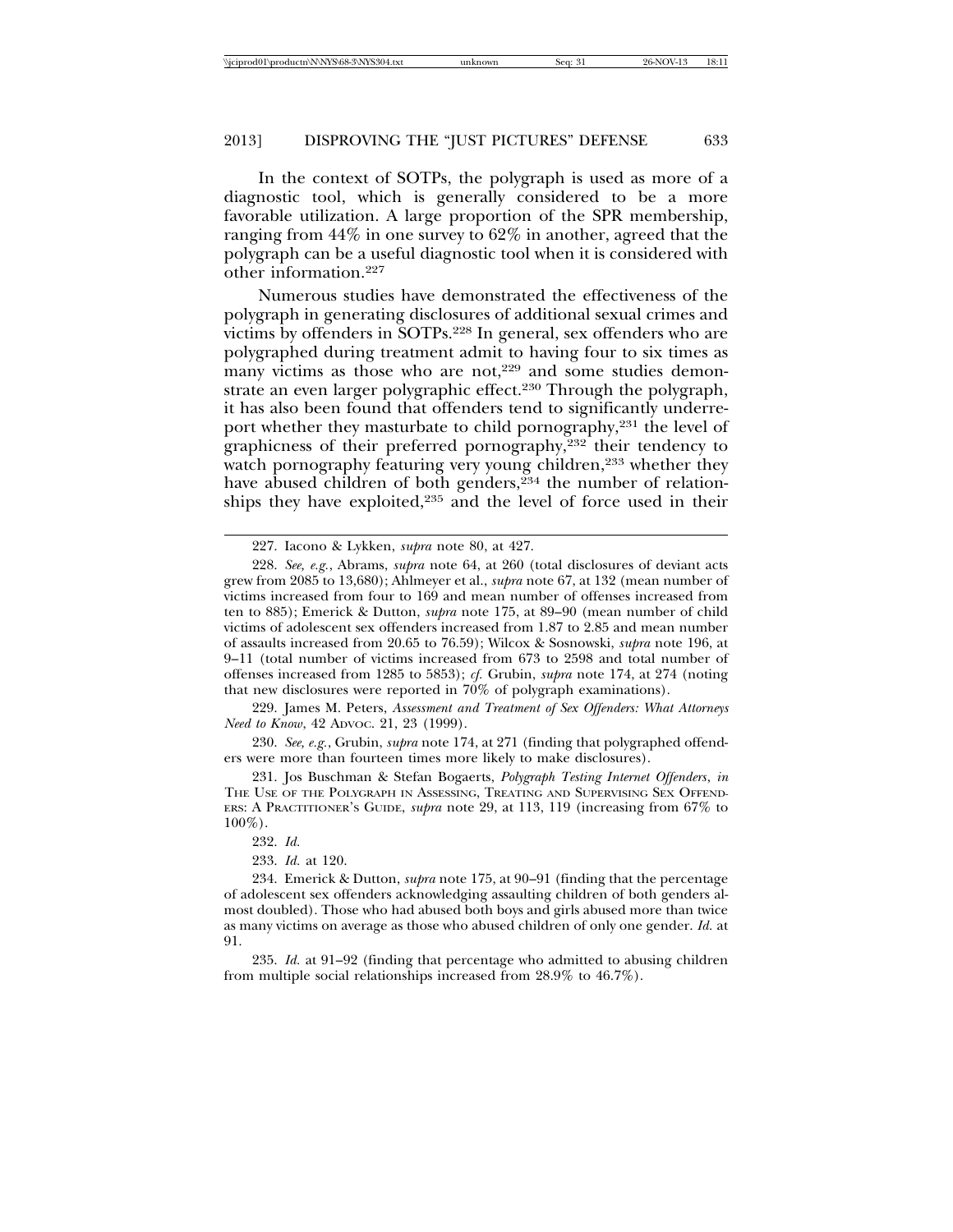In the context of SOTPs, the polygraph is used as more of a diagnostic tool, which is generally considered to be a more favorable utilization. A large proportion of the SPR membership, ranging from 44% in one survey to 62% in another, agreed that the polygraph can be a useful diagnostic tool when it is considered with other information.[227]

Numerous studies have demonstrated the effectiveness of the polygraph in generating disclosures of additional sexual crimes and victims by offenders in SOTPs.[228] In general, sex offenders who are polygraphed during treatment admit to having four to six times as many victims as those who are not,[229] and some studies demonstrate an even larger polygraphic effect.[230] Through the polygraph, it has also been found that offenders tend to significantly underreport whether they masturbate to child pornography,[231] the level of graphicness of their preferred pornography,[232] their tendency to watch pornography featuring very young children,[233] whether they have abused children of both genders,[234] the number of relationships they have exploited,[235] and the level of force used in their

---

227. Iacono & Lykken, *supra* note 80, at 427.

228. *See, e.g.*, Abrams, *supra* note 64, at 260 (total disclosures of deviant acts grew from 2085 to 13,680); Ahlmeyer et al., *supra* note 67, at 132 (mean number of victims increased from four to 169 and mean number of offenses increased from ten to 885); Emerick & Dutton, *supra* note 175, at 89–90 (mean number of child victims of adolescent sex offenders increased from 1.87 to 2.85 and mean number of assaults increased from 20.65 to 76.59); Wilcox & Sosnowski, *supra* note 196, at 9–11 (total number of victims increased from 673 to 2598 and total number of offenses increased from 1285 to 5853); *cf.* Grubin, *supra* note 174, at 274 (noting that new disclosures were reported in 70% of polygraph examinations).

229. James M. Peters, *Assessment and Treatment of Sex Offenders: What Attorneys Need to Know*, 42 ADVOC. 21, 23 (1999).

230. *See, e.g.*, Grubin, *supra* note 174, at 271 (finding that polygraphed offenders were more than fourteen times more likely to make disclosures).

231. Jos Buschman & Stefan Bogaerts, *Polygraph Testing Internet Offenders*, *in* THE USE OF THE POLYGRAPH IN ASSESSING, TREATING AND SUPERVISING SEX OFFENDERS: A PRACTITIONER'S GUIDE, *supra* note 29, at 113, 119 (increasing from 67% to 100%).

232. *Id.*

233. *Id.* at 120.

234. Emerick & Dutton, *supra* note 175, at 90–91 (finding that the percentage of adolescent sex offenders acknowledging assaulting children of both genders almost doubled). Those who had abused both boys and girls abused more than twice as many victims on average as those who abused children of only one gender. *Id.* at 91.

235. *Id.* at 91–92 (finding that percentage who admitted to abusing children from multiple social relationships increased from 28.9% to 46.7%).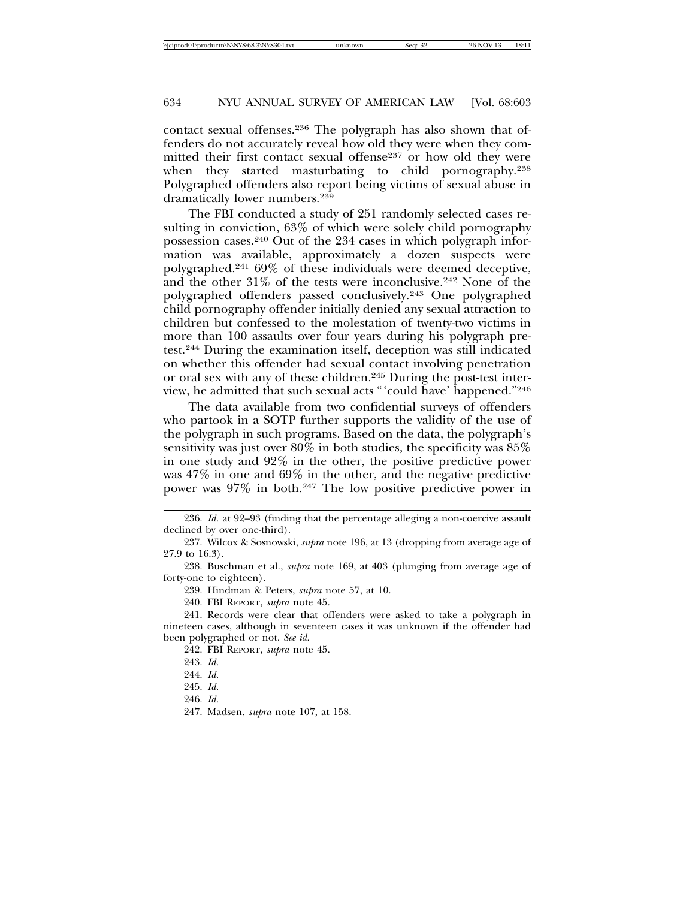contact sexual offenses.[236] The polygraph has also shown that offenders do not accurately reveal how old they were when they committed their first contact sexual offense[237] or how old they were when they started masturbating to child pornography.[238] Polygraphed offenders also report being victims of sexual abuse in dramatically lower numbers.[239]

The FBI conducted a study of 251 randomly selected cases resulting in conviction, 63% of which were solely child pornography possession cases.[240] Out of the 234 cases in which polygraph information was available, approximately a dozen suspects were polygraphed.[241] 69% of these individuals were deemed deceptive, and the other 31% of the tests were inconclusive.[242] None of the polygraphed offenders passed conclusively.[243] One polygraphed child pornography offender initially denied any sexual attraction to children but confessed to the molestation of twenty-two victims in more than 100 assaults over four years during his polygraph pretest.[244] During the examination itself, deception was still indicated on whether this offender had sexual contact involving penetration or oral sex with any of these children.[245] During the post-test interview, he admitted that such sexual acts "'could have' happened."[246]

The data available from two confidential surveys of offenders who partook in a SOTP further supports the validity of the use of the polygraph in such programs. Based on the data, the polygraph's sensitivity was just over 80% in both studies, the specificity was 85% in one study and 92% in the other, the positive predictive power was 47% in one and 69% in the other, and the negative predictive power was 97% in both.[247] The low positive predictive power in

---

236. *Id.* at 92–93 (finding that the percentage alleging a non-coercive assault declined by over one-third).

237. Wilcox & Sosnowski, *supra* note 196, at 13 (dropping from average age of 27.9 to 16.3).

238. Buschman et al., *supra* note 169, at 403 (plunging from average age of forty-one to eighteen).

239. Hindman & Peters, *supra* note 57, at 10.

240. FBI REPORT, *supra* note 45.

241. Records were clear that offenders were asked to take a polygraph in nineteen cases, although in seventeen cases it was unknown if the offender had been polygraphed or not. *See id.*

242. FBI REPORT, *supra* note 45.

243. *Id.*

244. *Id.*

245. *Id.*

246. *Id.*

247. Madsen, *supra* note 107, at 158.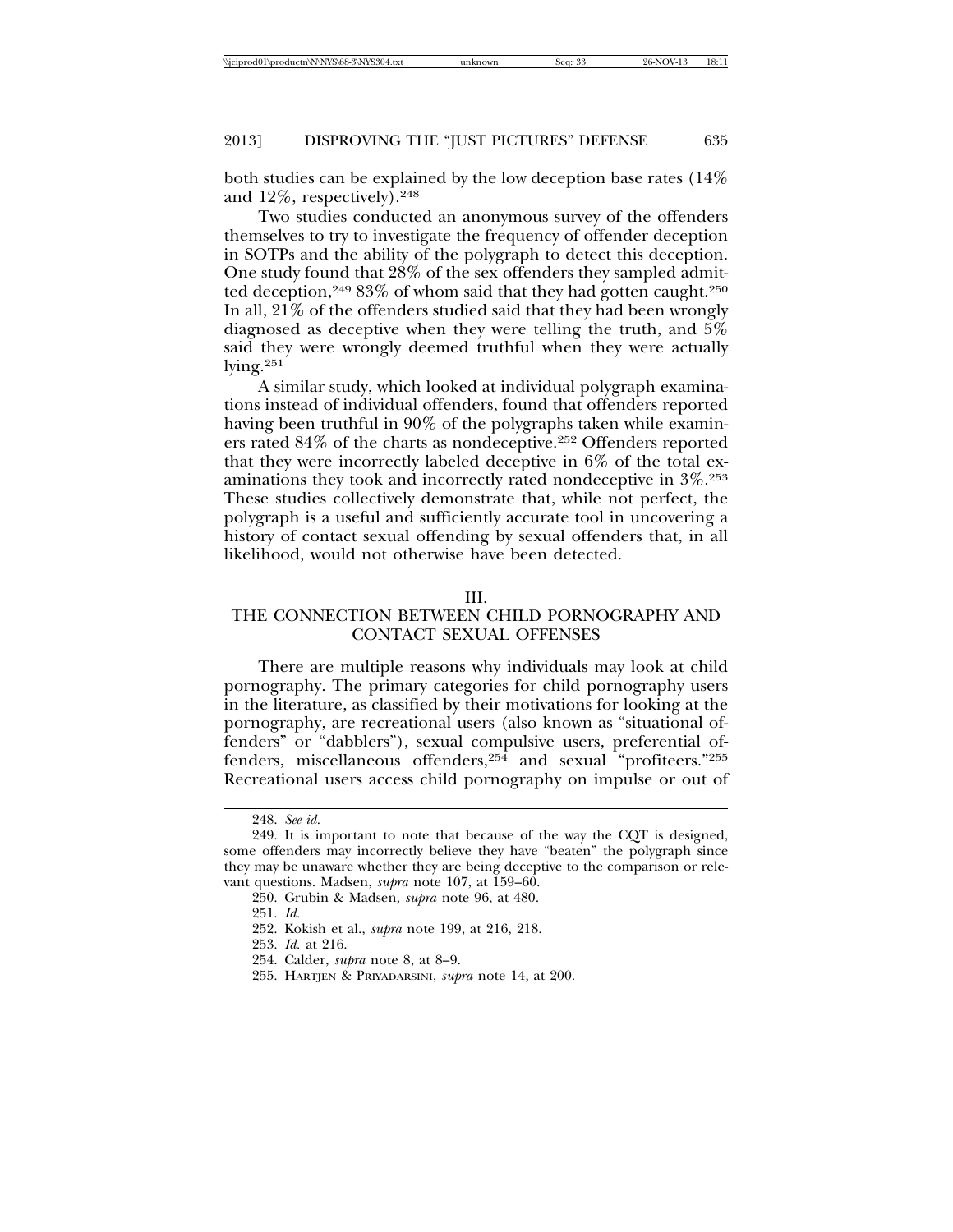both studies can be explained by the low deception base rates (14% and 12%, respectively).[248]

Two studies conducted an anonymous survey of the offenders themselves to try to investigate the frequency of offender deception in SOTPs and the ability of the polygraph to detect this deception. One study found that 28% of the sex offenders they sampled admitted deception,[249] 83% of whom said that they had gotten caught.[250] In all, 21% of the offenders studied said that they had been wrongly diagnosed as deceptive when they were telling the truth, and 5% said they were wrongly deemed truthful when they were actually lying.[251]

A similar study, which looked at individual polygraph examinations instead of individual offenders, found that offenders reported having been truthful in 90% of the polygraphs taken while examiners rated 84% of the charts as nondeceptive.[252] Offenders reported that they were incorrectly labeled deceptive in 6% of the total examinations they took and incorrectly rated nondeceptive in 3%.[253] These studies collectively demonstrate that, while not perfect, the polygraph is a useful and sufficiently accurate tool in uncovering a history of contact sexual offending by sexual offenders that, in all likelihood, would not otherwise have been detected.

## III. THE CONNECTION BETWEEN CHILD PORNOGRAPHY AND CONTACT SEXUAL OFFENSES

There are multiple reasons why individuals may look at child pornography. The primary categories for child pornography users in the literature, as classified by their motivations for looking at the pornography, are recreational users (also known as "situational offenders" or "dabblers"), sexual compulsive users, preferential offenders, miscellaneous offenders,[254] and sexual "profiteers."[255] Recreational users access child pornography on impulse or out of

---

248. *See id.*

249. It is important to note that because of the way the CQT is designed, some offenders may incorrectly believe they have "beaten" the polygraph since they may be unaware whether they are being deceptive to the comparison or relevant questions. Madsen, *supra* note 107, at 159–60.

250. Grubin & Madsen, *supra* note 96, at 480.

251. *Id.*

252. Kokish et al., *supra* note 199, at 216, 218.

253. *Id.* at 216.

254. Calder, *supra* note 8, at 8–9.

255. HARTJEN & PRIYADARSINI, *supra* note 14, at 200.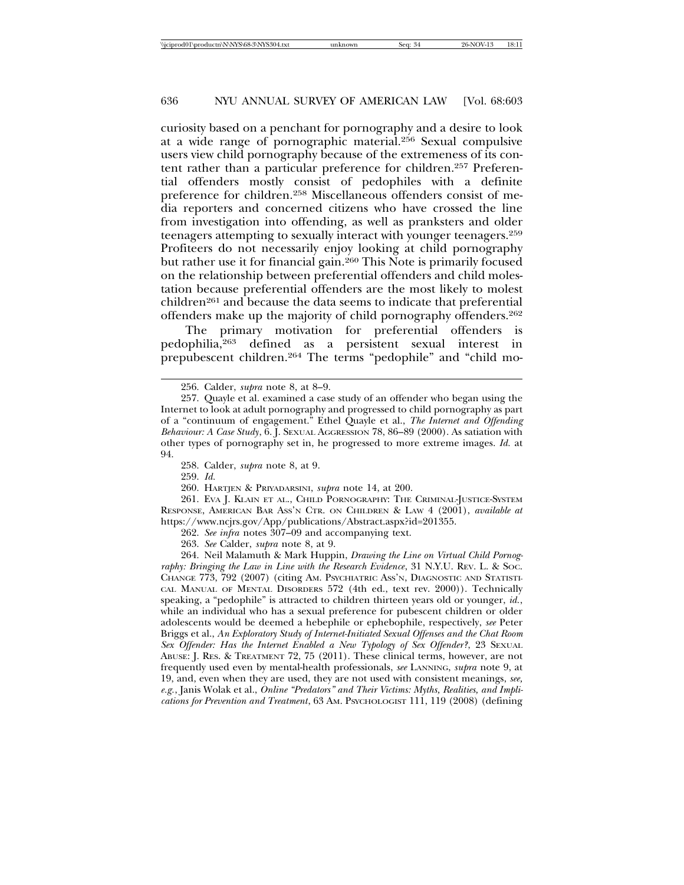curiosity based on a penchant for pornography and a desire to look at a wide range of pornographic material.[256] Sexual compulsive users view child pornography because of the extremeness of its content rather than a particular preference for children.[257] Preferential offenders mostly consist of pedophiles with a definite preference for children.[258] Miscellaneous offenders consist of media reporters and concerned citizens who have crossed the line from investigation into offending, as well as pranksters and older teenagers attempting to sexually interact with younger teenagers.[259] Profiteers do not necessarily enjoy looking at child pornography but rather use it for financial gain.[260] This Note is primarily focused on the relationship between preferential offenders and child molestation because preferential offenders are the most likely to molest children[261] and because the data seems to indicate that preferential offenders make up the majority of child pornography offenders.[262]

The primary motivation for preferential offenders is pedophilia,[263] defined as a persistent sexual interest in prepubescent children.[264] The terms "pedophile" and "child mo-

---

256. Calder, *supra* note 8, at 8–9.

257. Quayle et al. examined a case study of an offender who began using the Internet to look at adult pornography and progressed to child pornography as part of a "continuum of engagement." Ethel Quayle et al., *The Internet and Offending Behaviour: A Case Study*, 6. J. SEXUAL AGGRESSION 78, 86–89 (2000). As satiation with other types of pornography set in, he progressed to more extreme images. *Id.* at 94.

258. Calder, *supra* note 8, at 9.

259. *Id.*

260. HARTJEN & PRIYADARSINI, *supra* note 14, at 200.

261. EVA J. KLAIN ET AL., CHILD PORNOGRAPHY: THE CRIMINAL-JUSTICE-SYSTEM RESPONSE, AMERICAN BAR ASS'N CTR. ON CHILDREN & LAW 4 (2001), *available at* https://www.ncjrs.gov/App/publications/Abstract.aspx?id=201355.

262. *See infra* notes 307–09 and accompanying text.

263. *See* Calder, *supra* note 8, at 9.

264. Neil Malamuth & Mark Huppin, *Drawing the Line on Virtual Child Pornography: Bringing the Law in Line with the Research Evidence*, 31 N.Y.U. REV. L. & SOC. CHANGE 773, 792 (2007) (citing AM. PSYCHIATRIC ASS'N, DIAGNOSTIC AND STATISTICAL MANUAL OF MENTAL DISORDERS 572 (4th ed., text rev. 2000)). Technically speaking, a "pedophile" is attracted to children thirteen years old or younger, *id.*, while an individual who has a sexual preference for pubescent children or older adolescents would be deemed a hebephile or ephebophile, respectively, *see* Peter Briggs et al., *An Exploratory Study of Internet-Initiated Sexual Offenses and the Chat Room Sex Offender: Has the Internet Enabled a New Typology of Sex Offender?*, 23 SEXUAL ABUSE: J. RES. & TREATMENT 72, 75 (2011). These clinical terms, however, are not frequently used even by mental-health professionals, *see* LANNING, *supra* note 9, at 19, and, even when they are used, they are not used with consistent meanings, *see, e.g.*, Janis Wolak et al., *Online "Predators" and Their Victims: Myths, Realities, and Implications for Prevention and Treatment*, 63 AM. PSYCHOLOGIST 111, 119 (2008) (defining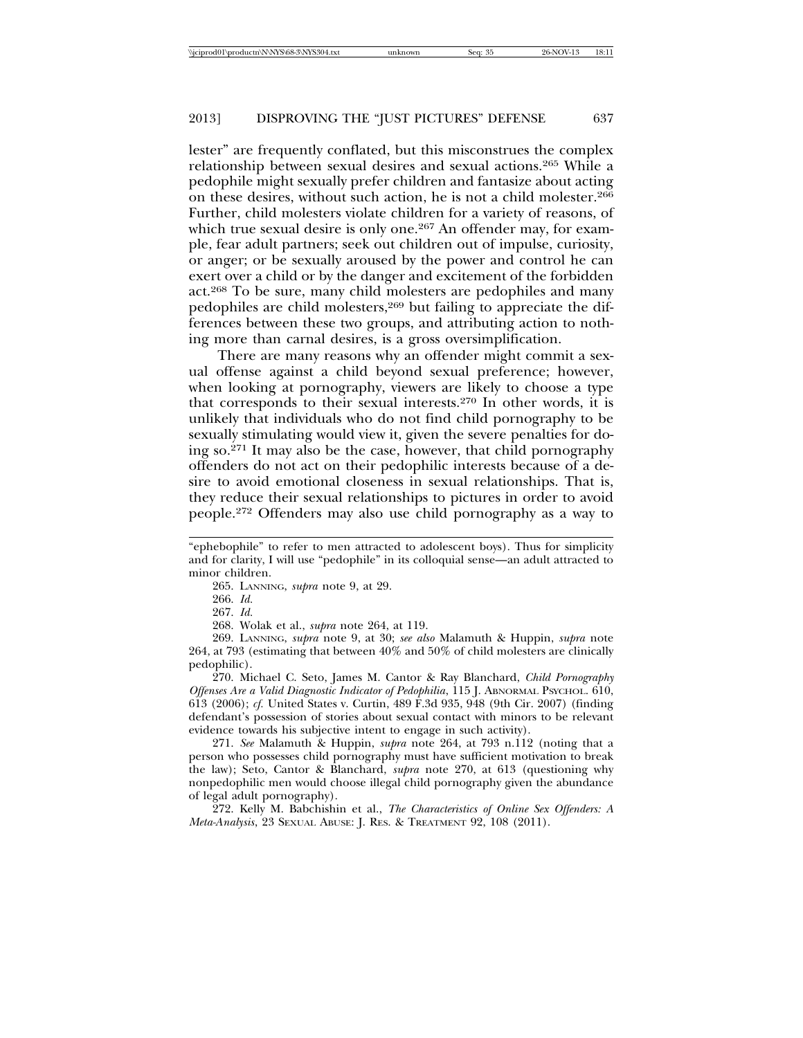lester" are frequently conflated, but this misconstrues the complex relationship between sexual desires and sexual actions.[265] While a pedophile might sexually prefer children and fantasize about acting on these desires, without such action, he is not a child molester.[266] Further, child molesters violate children for a variety of reasons, of which true sexual desire is only one.[267] An offender may, for example, fear adult partners; seek out children out of impulse, curiosity, or anger; or be sexually aroused by the power and control he can exert over a child or by the danger and excitement of the forbidden act.[268] To be sure, many child molesters are pedophiles and many pedophiles are child molesters,[269] but failing to appreciate the differences between these two groups, and attributing action to nothing more than carnal desires, is a gross oversimplification.

There are many reasons why an offender might commit a sexual offense against a child beyond sexual preference; however, when looking at pornography, viewers are likely to choose a type that corresponds to their sexual interests.[270] In other words, it is unlikely that individuals who do not find child pornography to be sexually stimulating would view it, given the severe penalties for doing so.[271] It may also be the case, however, that child pornography offenders do not act on their pedophilic interests because of a desire to avoid emotional closeness in sexual relationships. That is, they reduce their sexual relationships to pictures in order to avoid people.[272] Offenders may also use child pornography as a way to

---

"ephebophile" to refer to men attracted to adolescent boys). Thus for simplicity and for clarity, I will use "pedophile" in its colloquial sense—an adult attracted to minor children.

265. LANNING, *supra* note 9, at 29.

266. *Id.*

267. *Id.*

268. Wolak et al., *supra* note 264, at 119.

269. LANNING, *supra* note 9, at 30; *see also* Malamuth & Huppin, *supra* note 264, at 793 (estimating that between 40% and 50% of child molesters are clinically pedophilic).

270. Michael C. Seto, James M. Cantor & Ray Blanchard, *Child Pornography Offenses Are a Valid Diagnostic Indicator of Pedophilia*, 115 J. ABNORMAL PSYCHOL. 610, 613 (2006); *cf.* United States v. Curtin, 489 F.3d 935, 948 (9th Cir. 2007) (finding defendant's possession of stories about sexual contact with minors to be relevant evidence towards his subjective intent to engage in such activity).

271. *See* Malamuth & Huppin, *supra* note 264, at 793 n.112 (noting that a person who possesses child pornography must have sufficient motivation to break the law); Seto, Cantor & Blanchard, *supra* note 270, at 613 (questioning why nonpedophilic men would choose illegal child pornography given the abundance of legal adult pornography).

272. Kelly M. Babchishin et al., *The Characteristics of Online Sex Offenders: A Meta-Analysis*, 23 SEXUAL ABUSE: J. RES. & TREATMENT 92, 108 (2011).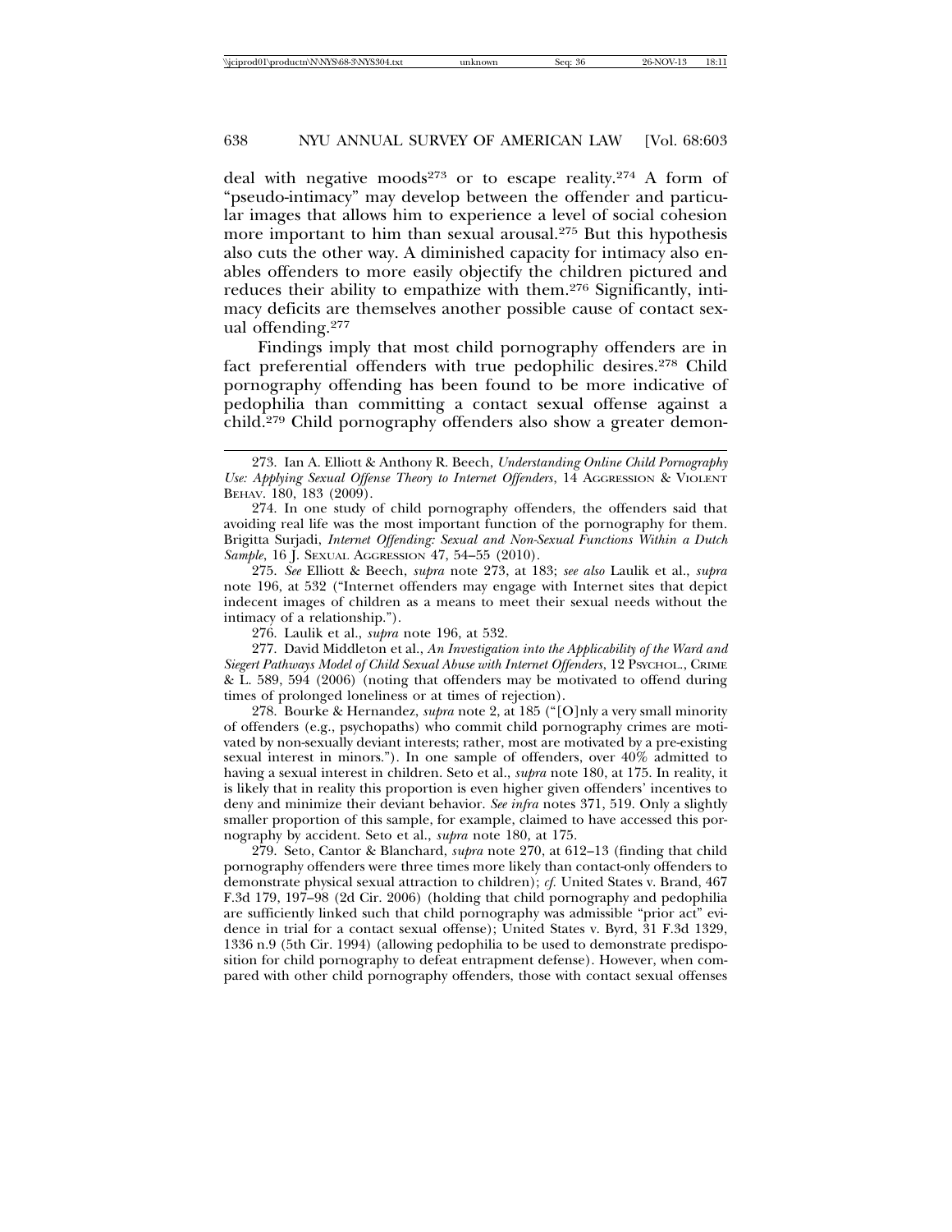deal with negative moods[273] or to escape reality.[274] A form of "pseudo-intimacy" may develop between the offender and particular images that allows him to experience a level of social cohesion more important to him than sexual arousal.[275] But this hypothesis also cuts the other way. A diminished capacity for intimacy also enables offenders to more easily objectify the children pictured and reduces their ability to empathize with them.[276] Significantly, intimacy deficits are themselves another possible cause of contact sexual offending.[277]

Findings imply that most child pornography offenders are in fact preferential offenders with true pedophilic desires.[278] Child pornography offending has been found to be more indicative of pedophilia than committing a contact sexual offense against a child.[279] Child pornography offenders also show a greater demon-

---

273. Ian A. Elliott & Anthony R. Beech, *Understanding Online Child Pornography Use: Applying Sexual Offense Theory to Internet Offenders*, 14 AGGRESSION & VIOLENT BEHAV. 180, 183 (2009).

274. In one study of child pornography offenders, the offenders said that avoiding real life was the most important function of the pornography for them. Brigitta Surjadi, *Internet Offending: Sexual and Non-Sexual Functions Within a Dutch Sample*, 16 J. SEXUAL AGGRESSION 47, 54–55 (2010).

275. *See* Elliott & Beech, *supra* note 273, at 183; *see also* Laulik et al., *supra* note 196, at 532 ("Internet offenders may engage with Internet sites that depict indecent images of children as a means to meet their sexual needs without the intimacy of a relationship.").

276. Laulik et al., *supra* note 196, at 532.

277. David Middleton et al., *An Investigation into the Applicability of the Ward and Siegert Pathways Model of Child Sexual Abuse with Internet Offenders*, 12 PSYCHOL., CRIME & L. 589, 594 (2006) (noting that offenders may be motivated to offend during times of prolonged loneliness or at times of rejection).

278. Bourke & Hernandez, *supra* note 2, at 185 ("[O]nly a very small minority of offenders (e.g., psychopaths) who commit child pornography crimes are motivated by non-sexually deviant interests; rather, most are motivated by a pre-existing sexual interest in minors."). In one sample of offenders, over 40% admitted to having a sexual interest in children. Seto et al., *supra* note 180, at 175. In reality, it is likely that in reality this proportion is even higher given offenders' incentives to deny and minimize their deviant behavior. *See infra* notes 371, 519. Only a slightly smaller proportion of this sample, for example, claimed to have accessed this pornography by accident. Seto et al., *supra* note 180, at 175.

279. Seto, Cantor & Blanchard, *supra* note 270, at 612–13 (finding that child pornography offenders were three times more likely than contact-only offenders to demonstrate physical sexual attraction to children); *cf.* United States v. Brand, 467 F.3d 179, 197–98 (2d Cir. 2006) (holding that child pornography and pedophilia are sufficiently linked such that child pornography was admissible "prior act" evidence in trial for a contact sexual offense); United States v. Byrd, 31 F.3d 1329, 1336 n.9 (5th Cir. 1994) (allowing pedophilia to be used to demonstrate predisposition for child pornography to defeat entrapment defense). However, when compared with other child pornography offenders, those with contact sexual offenses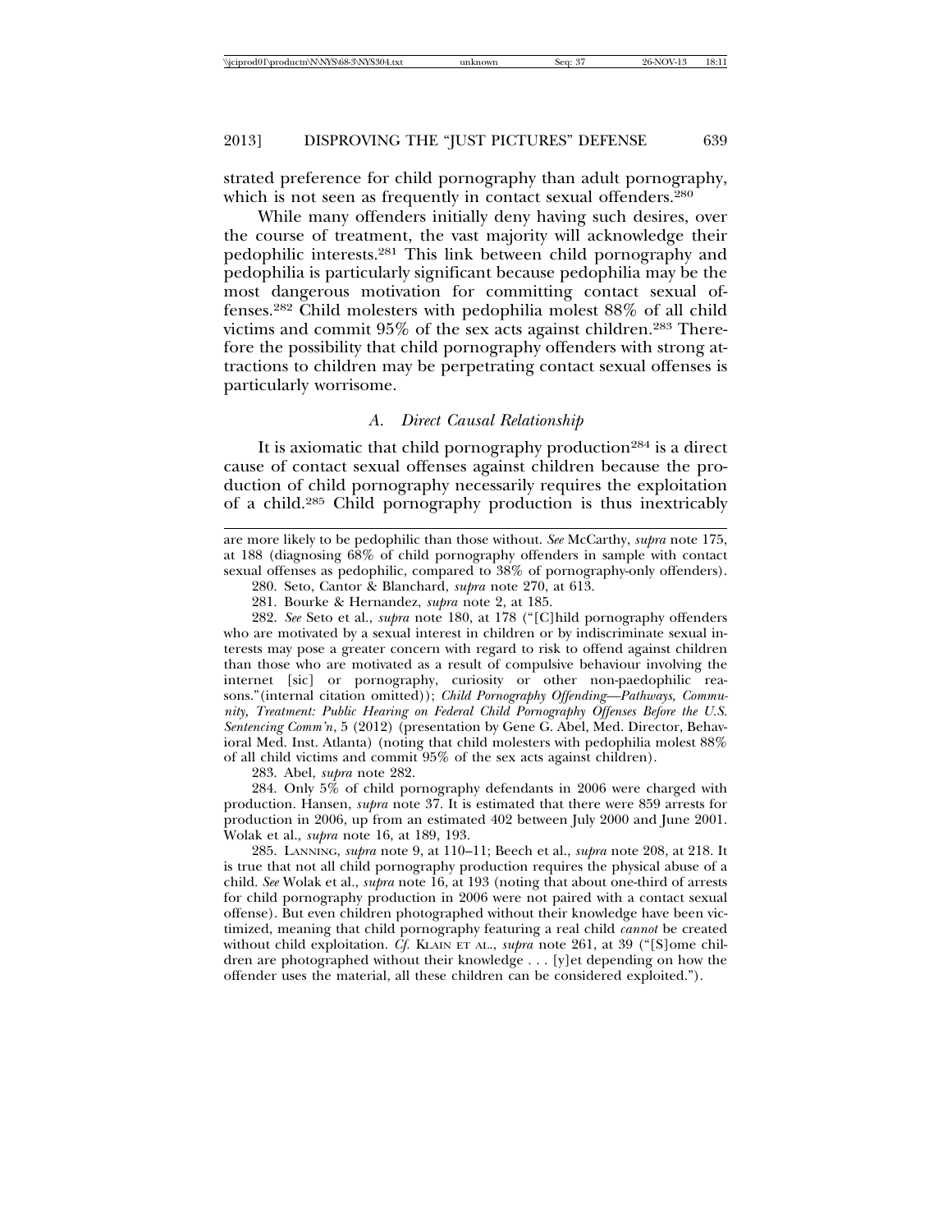strated preference for child pornography than adult pornography, which is not seen as frequently in contact sexual offenders.[280]

While many offenders initially deny having such desires, over the course of treatment, the vast majority will acknowledge their pedophilic interests.[281] This link between child pornography and pedophilia is particularly significant because pedophilia may be the most dangerous motivation for committing contact sexual offenses.[282] Child molesters with pedophilia molest 88% of all child victims and commit 95% of the sex acts against children.[283] Therefore the possibility that child pornography offenders with strong attractions to children may be perpetrating contact sexual offenses is particularly worrisome.

### *A. Direct Causal Relationship*

It is axiomatic that child pornography production[284] is a direct cause of contact sexual offenses against children because the production of child pornography necessarily requires the exploitation of a child.[285] Child pornography production is thus inextricably

---

are more likely to be pedophilic than those without. *See* McCarthy, *supra* note 175, at 188 (diagnosing 68% of child pornography offenders in sample with contact sexual offenses as pedophilic, compared to 38% of pornography-only offenders).

280. Seto, Cantor & Blanchard, *supra* note 270, at 613.

281. Bourke & Hernandez, *supra* note 2, at 185.

282. *See* Seto et al., *supra* note 180, at 178 ("[C]hild pornography offenders who are motivated by a sexual interest in children or by indiscriminate sexual interests may pose a greater concern with regard to risk to offend against children than those who are motivated as a result of compulsive behaviour involving the internet [sic] or pornography, curiosity or other non-paedophilic reasons."(internal citation omitted)); *Child Pornography Offending—Pathways, Community, Treatment: Public Hearing on Federal Child Pornography Offenses Before the U.S. Sentencing Comm'n*, 5 (2012) (presentation by Gene G. Abel, Med. Director, Behavioral Med. Inst. Atlanta) (noting that child molesters with pedophilia molest 88% of all child victims and commit 95% of the sex acts against children).

283. Abel, *supra* note 282.

284. Only 5% of child pornography defendants in 2006 were charged with production. Hansen, *supra* note 37. It is estimated that there were 859 arrests for production in 2006, up from an estimated 402 between July 2000 and June 2001. Wolak et al., *supra* note 16, at 189, 193.

285. LANNING, *supra* note 9, at 110–11; Beech et al., *supra* note 208, at 218. It is true that not all child pornography production requires the physical abuse of a child. *See* Wolak et al., *supra* note 16, at 193 (noting that about one-third of arrests for child pornography production in 2006 were not paired with a contact sexual offense). But even children photographed without their knowledge have been victimized, meaning that child pornography featuring a real child *cannot* be created without child exploitation. *Cf.* KLAIN ET AL., *supra* note 261, at 39 ("[S]ome children are photographed without their knowledge . . . [y]et depending on how the offender uses the material, all these children can be considered exploited.").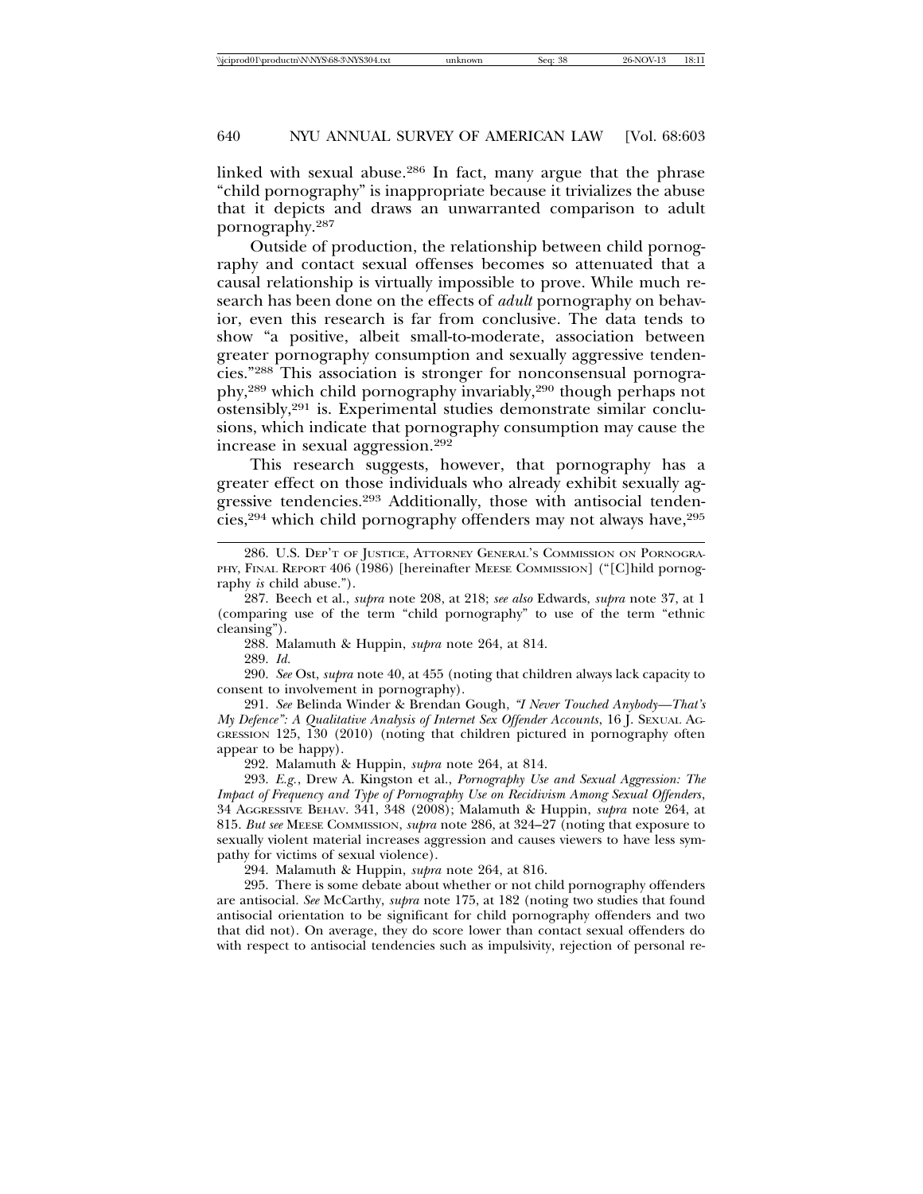linked with sexual abuse.[286] In fact, many argue that the phrase "child pornography" is inappropriate because it trivializes the abuse that it depicts and draws an unwarranted comparison to adult pornography.[287]

Outside of production, the relationship between child pornography and contact sexual offenses becomes so attenuated that a causal relationship is virtually impossible to prove. While much research has been done on the effects of *adult* pornography on behavior, even this research is far from conclusive. The data tends to show "a positive, albeit small-to-moderate, association between greater pornography consumption and sexually aggressive tendencies."[288] This association is stronger for nonconsensual pornography,[289] which child pornography invariably,[290] though perhaps not ostensibly,[291] is. Experimental studies demonstrate similar conclusions, which indicate that pornography consumption may cause the increase in sexual aggression.[292]

This research suggests, however, that pornography has a greater effect on those individuals who already exhibit sexually aggressive tendencies.[293] Additionally, those with antisocial tendencies,[294] which child pornography offenders may not always have,[295]

---

286. U.S. DEP'T OF JUSTICE, ATTORNEY GENERAL'S COMMISSION ON PORNOGRAPHY, FINAL REPORT 406 (1986) [hereinafter MEESE COMMISSION] ("[C]hild pornography *is* child abuse.").

287. Beech et al., *supra* note 208, at 218; *see also* Edwards, *supra* note 37, at 1 (comparing use of the term "child pornography" to use of the term "ethnic cleansing").

288. Malamuth & Huppin, *supra* note 264, at 814.

289. *Id.*

290. *See* Ost, *supra* note 40, at 455 (noting that children always lack capacity to consent to involvement in pornography).

291. *See* Belinda Winder & Brendan Gough, *"I Never Touched Anybody—That's My Defence": A Qualitative Analysis of Internet Sex Offender Accounts*, 16 J. SEXUAL AGGRESSION 125, 130 (2010) (noting that children pictured in pornography often appear to be happy).

292. Malamuth & Huppin, *supra* note 264, at 814.

293. *E.g.*, Drew A. Kingston et al., *Pornography Use and Sexual Aggression: The Impact of Frequency and Type of Pornography Use on Recidivism Among Sexual Offenders*, 34 AGGRESSIVE BEHAV. 341, 348 (2008); Malamuth & Huppin, *supra* note 264, at 815. *But see* MEESE COMMISSION, *supra* note 286, at 324–27 (noting that exposure to sexually violent material increases aggression and causes viewers to have less sympathy for victims of sexual violence).

294. Malamuth & Huppin, *supra* note 264, at 816.

295. There is some debate about whether or not child pornography offenders are antisocial. *See* McCarthy, *supra* note 175, at 182 (noting two studies that found antisocial orientation to be significant for child pornography offenders and two that did not). On average, they do score lower than contact sexual offenders do with respect to antisocial tendencies such as impulsivity, rejection of personal re-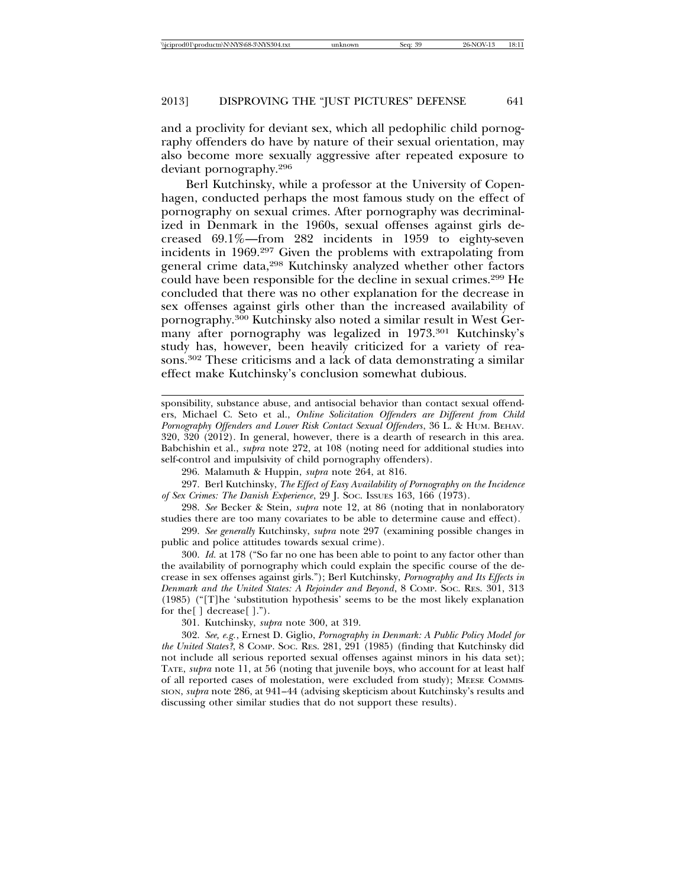and a proclivity for deviant sex, which all pedophilic child pornography offenders do have by nature of their sexual orientation, may also become more sexually aggressive after repeated exposure to deviant pornography.[296]

Berl Kutchinsky, while a professor at the University of Copenhagen, conducted perhaps the most famous study on the effect of pornography on sexual crimes. After pornography was decriminalized in Denmark in the 1960s, sexual offenses against girls decreased 69.1%—from 282 incidents in 1959 to eighty-seven incidents in 1969.[297] Given the problems with extrapolating from general crime data,[298] Kutchinsky analyzed whether other factors could have been responsible for the decline in sexual crimes.[299] He concluded that there was no other explanation for the decrease in sex offenses against girls other than the increased availability of pornography.[300] Kutchinsky also noted a similar result in West Germany after pornography was legalized in 1973.[301] Kutchinsky's study has, however, been heavily criticized for a variety of reasons.[302] These criticisms and a lack of data demonstrating a similar effect make Kutchinsky's conclusion somewhat dubious.

---

sponsibility, substance abuse, and antisocial behavior than contact sexual offenders, Michael C. Seto et al., *Online Solicitation Offenders are Different from Child Pornography Offenders and Lower Risk Contact Sexual Offenders*, 36 L. & HUM. BEHAV. 320, 320 (2012). In general, however, there is a dearth of research in this area. Babchishin et al., *supra* note 272, at 108 (noting need for additional studies into self-control and impulsivity of child pornography offenders).

296. Malamuth & Huppin, *supra* note 264, at 816.

297. Berl Kutchinsky, *The Effect of Easy Availability of Pornography on the Incidence of Sex Crimes: The Danish Experience*, 29 J. SOC. ISSUES 163, 166 (1973).

298. *See* Becker & Stein, *supra* note 12, at 86 (noting that in nonlaboratory studies there are too many covariates to be able to determine cause and effect).

299. *See generally* Kutchinsky, *supra* note 297 (examining possible changes in public and police attitudes towards sexual crime).

300. *Id.* at 178 ("So far no one has been able to point to any factor other than the availability of pornography which could explain the specific course of the decrease in sex offenses against girls."); Berl Kutchinsky, *Pornography and Its Effects in Denmark and the United States: A Rejoinder and Beyond*, 8 COMP. SOC. RES. 301, 313 (1985) ("[T]he 'substitution hypothesis' seems to be the most likely explanation for the[ ] decrease[ ].").

301. Kutchinsky, *supra* note 300, at 319.

302. *See, e.g.*, Ernest D. Giglio, *Pornography in Denmark: A Public Policy Model for the United States?*, 8 COMP. SOC. RES. 281, 291 (1985) (finding that Kutchinsky did not include all serious reported sexual offenses against minors in his data set); TATE, *supra* note 11, at 56 (noting that juvenile boys, who account for at least half of all reported cases of molestation, were excluded from study); MEESE COMMISSION, *supra* note 286, at 941–44 (advising skepticism about Kutchinsky's results and discussing other similar studies that do not support these results).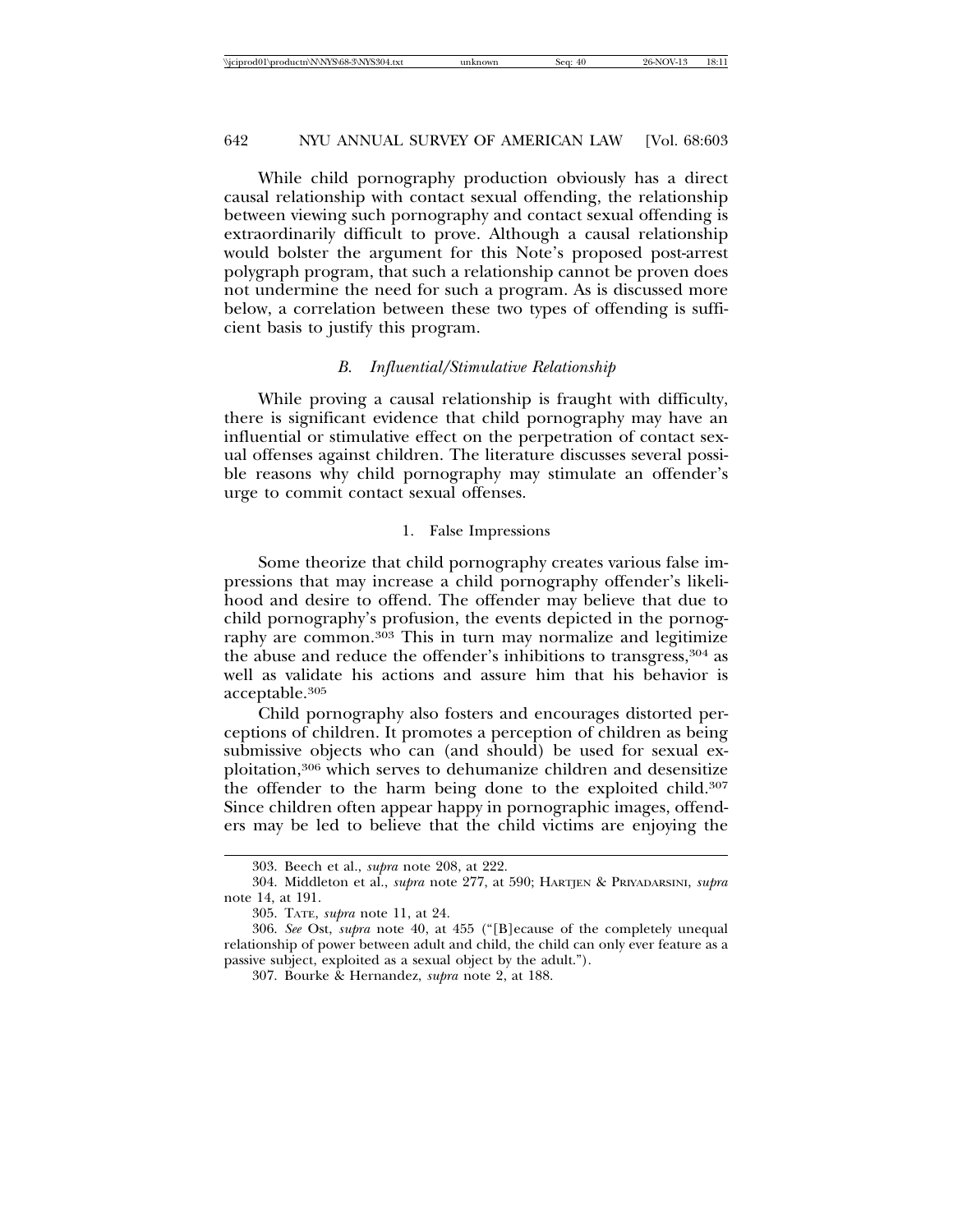While child pornography production obviously has a direct causal relationship with contact sexual offending, the relationship between viewing such pornography and contact sexual offending is extraordinarily difficult to prove. Although a causal relationship would bolster the argument for this Note's proposed post-arrest polygraph program, that such a relationship cannot be proven does not undermine the need for such a program. As is discussed more below, a correlation between these two types of offending is sufficient basis to justify this program.

### *B. Influential/Stimulative Relationship*

While proving a causal relationship is fraught with difficulty, there is significant evidence that child pornography may have an influential or stimulative effect on the perpetration of contact sexual offenses against children. The literature discusses several possible reasons why child pornography may stimulate an offender's urge to commit contact sexual offenses.

#### 1. False Impressions

Some theorize that child pornography creates various false impressions that may increase a child pornography offender's likelihood and desire to offend. The offender may believe that due to child pornography's profusion, the events depicted in the pornography are common.[303] This in turn may normalize and legitimize the abuse and reduce the offender's inhibitions to transgress,[304] as well as validate his actions and assure him that his behavior is acceptable.[305]

Child pornography also fosters and encourages distorted perceptions of children. It promotes a perception of children as being submissive objects who can (and should) be used for sexual exploitation,[306] which serves to dehumanize children and desensitize the offender to the harm being done to the exploited child.[307] Since children often appear happy in pornographic images, offenders may be led to believe that the child victims are enjoying the

---

303. Beech et al., *supra* note 208, at 222.

304. Middleton et al., *supra* note 277, at 590; HARTJEN & PRIYADARSINI, *supra* note 14, at 191.

305. TATE, *supra* note 11, at 24.

306. *See* Ost, *supra* note 40, at 455 ("[B]ecause of the completely unequal relationship of power between adult and child, the child can only ever feature as a passive subject, exploited as a sexual object by the adult.").

307. Bourke & Hernandez, *supra* note 2, at 188.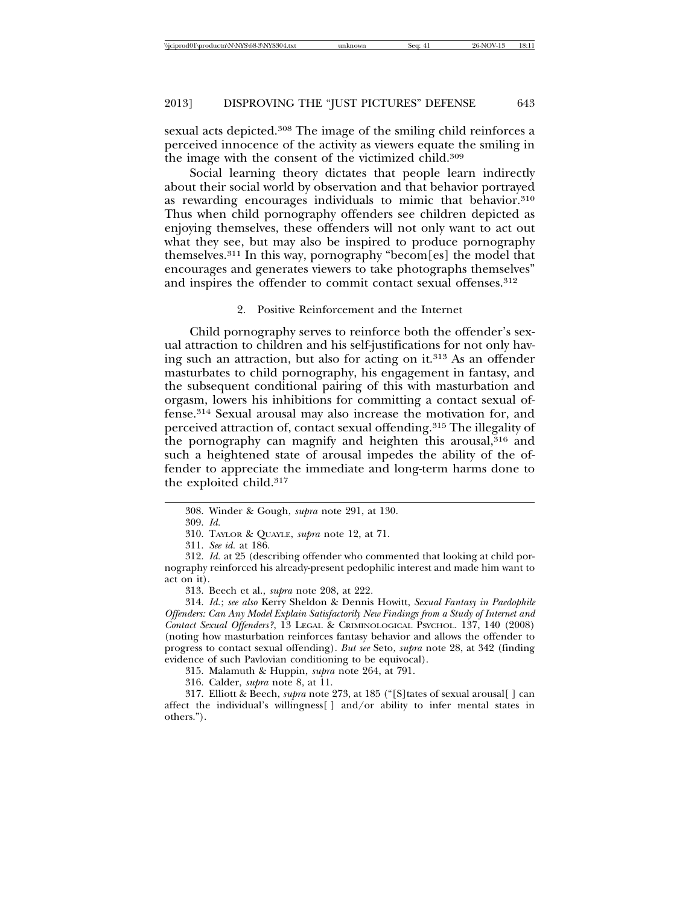sexual acts depicted.[308] The image of the smiling child reinforces a perceived innocence of the activity as viewers equate the smiling in the image with the consent of the victimized child.[309]

Social learning theory dictates that people learn indirectly about their social world by observation and that behavior portrayed as rewarding encourages individuals to mimic that behavior.[310] Thus when child pornography offenders see children depicted as enjoying themselves, these offenders will not only want to act out what they see, but may also be inspired to produce pornography themselves.[311] In this way, pornography "becom[es] the model that encourages and generates viewers to take photographs themselves" and inspires the offender to commit contact sexual offenses.[312]

### 2. Positive Reinforcement and the Internet

Child pornography serves to reinforce both the offender's sexual attraction to children and his self-justifications for not only having such an attraction, but also for acting on it.[313] As an offender masturbates to child pornography, his engagement in fantasy, and the subsequent conditional pairing of this with masturbation and orgasm, lowers his inhibitions for committing a contact sexual offense.[314] Sexual arousal may also increase the motivation for, and perceived attraction of, contact sexual offending.[315] The illegality of the pornography can magnify and heighten this arousal,[316] and such a heightened state of arousal impedes the ability of the offender to appreciate the immediate and long-term harms done to the exploited child.[317]

---

308. Winder & Gough, *supra* note 291, at 130.

309. *Id.*

310. TAYLOR & QUAYLE, *supra* note 12, at 71.

311. *See id.* at 186.

312. *Id.* at 25 (describing offender who commented that looking at child pornography reinforced his already-present pedophilic interest and made him want to act on it).

313. Beech et al., *supra* note 208, at 222.

314. *Id.*; *see also* Kerry Sheldon & Dennis Howitt, *Sexual Fantasy in Paedophile Offenders: Can Any Model Explain Satisfactorily New Findings from a Study of Internet and Contact Sexual Offenders?*, 13 LEGAL & CRIMINOLOGICAL PSYCHOL. 137, 140 (2008) (noting how masturbation reinforces fantasy behavior and allows the offender to progress to contact sexual offending). *But see* Seto, *supra* note 28, at 342 (finding evidence of such Pavlovian conditioning to be equivocal).

315. Malamuth & Huppin, *supra* note 264, at 791.

316. Calder, *supra* note 8, at 11.

317. Elliott & Beech, *supra* note 273, at 185 ("[S]tates of sexual arousal[ ] can affect the individual's willingness[ ] and/or ability to infer mental states in others.").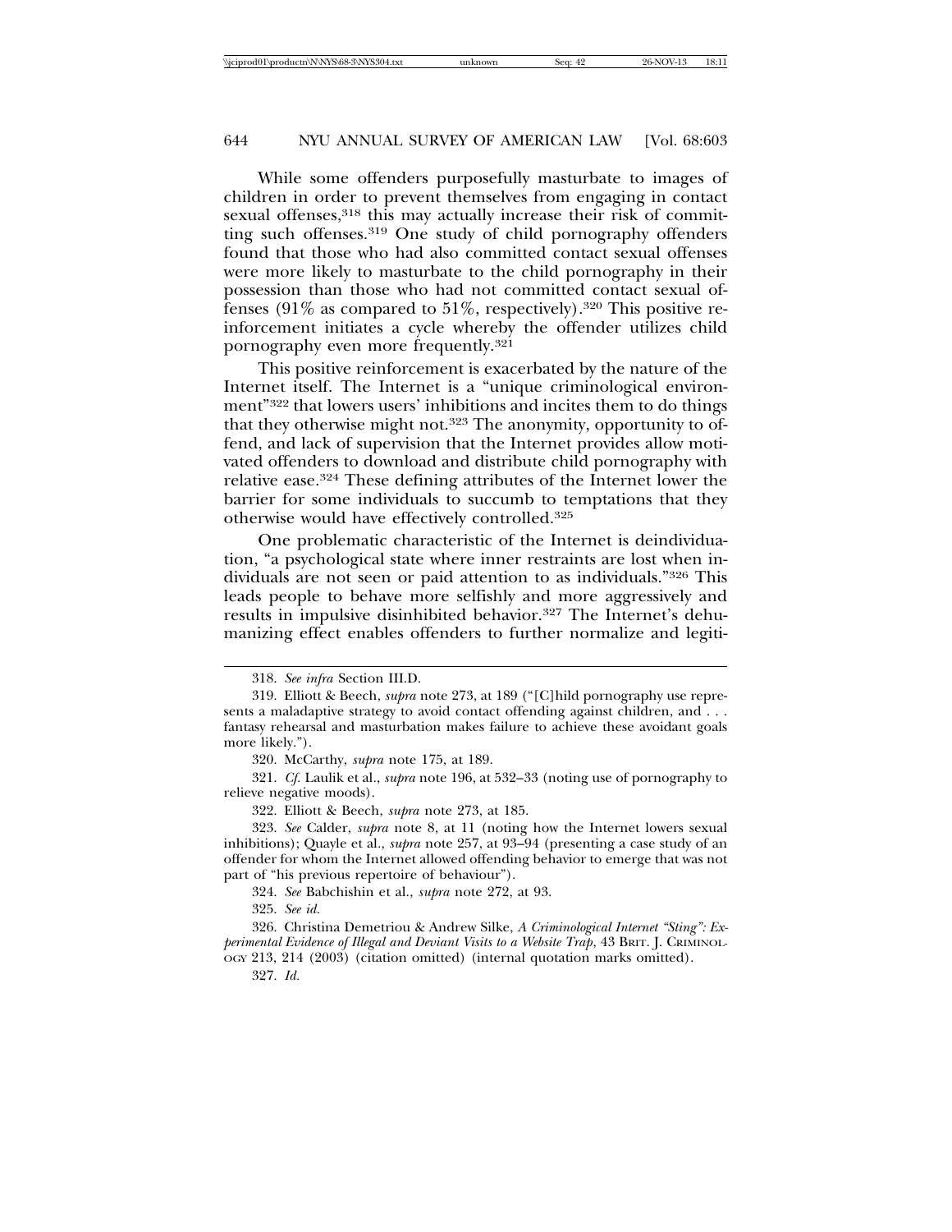While some offenders purposefully masturbate to images of children in order to prevent themselves from engaging in contact sexual offenses,[318] this may actually increase their risk of committing such offenses.[319] One study of child pornography offenders found that those who had also committed contact sexual offenses were more likely to masturbate to the child pornography in their possession than those who had not committed contact sexual offenses (91% as compared to 51%, respectively).[320] This positive reinforcement initiates a cycle whereby the offender utilizes child pornography even more frequently.[321]

This positive reinforcement is exacerbated by the nature of the Internet itself. The Internet is a "unique criminological environment"[322] that lowers users' inhibitions and incites them to do things that they otherwise might not.[323] The anonymity, opportunity to offend, and lack of supervision that the Internet provides allow motivated offenders to download and distribute child pornography with relative ease.[324] These defining attributes of the Internet lower the barrier for some individuals to succumb to temptations that they otherwise would have effectively controlled.[325]

One problematic characteristic of the Internet is deindividuation, "a psychological state where inner restraints are lost when individuals are not seen or paid attention to as individuals."[326] This leads people to behave more selfishly and more aggressively and results in impulsive disinhibited behavior.[327] The Internet's dehumanizing effect enables offenders to further normalize and legiti-

---

318. *See infra* Section III.D.

319. Elliott & Beech, *supra* note 273, at 189 ("[C]hild pornography use represents a maladaptive strategy to avoid contact offending against children, and . . . fantasy rehearsal and masturbation makes failure to achieve these avoidant goals more likely.").

320. McCarthy, *supra* note 175, at 189.

321. *Cf.* Laulik et al., *supra* note 196, at 532–33 (noting use of pornography to relieve negative moods).

322. Elliott & Beech, *supra* note 273, at 185.

323. *See* Calder, *supra* note 8, at 11 (noting how the Internet lowers sexual inhibitions); Quayle et al., *supra* note 257, at 93–94 (presenting a case study of an offender for whom the Internet allowed offending behavior to emerge that was not part of "his previous repertoire of behaviour").

324. *See* Babchishin et al., *supra* note 272, at 93.

325. *See id.*

326. Christina Demetriou & Andrew Silke, *A Criminological Internet "Sting": Experimental Evidence of Illegal and Deviant Visits to a Website Trap*, 43 BRIT. J. CRIMINOLOGY 213, 214 (2003) (citation omitted) (internal quotation marks omitted).

327. *Id.*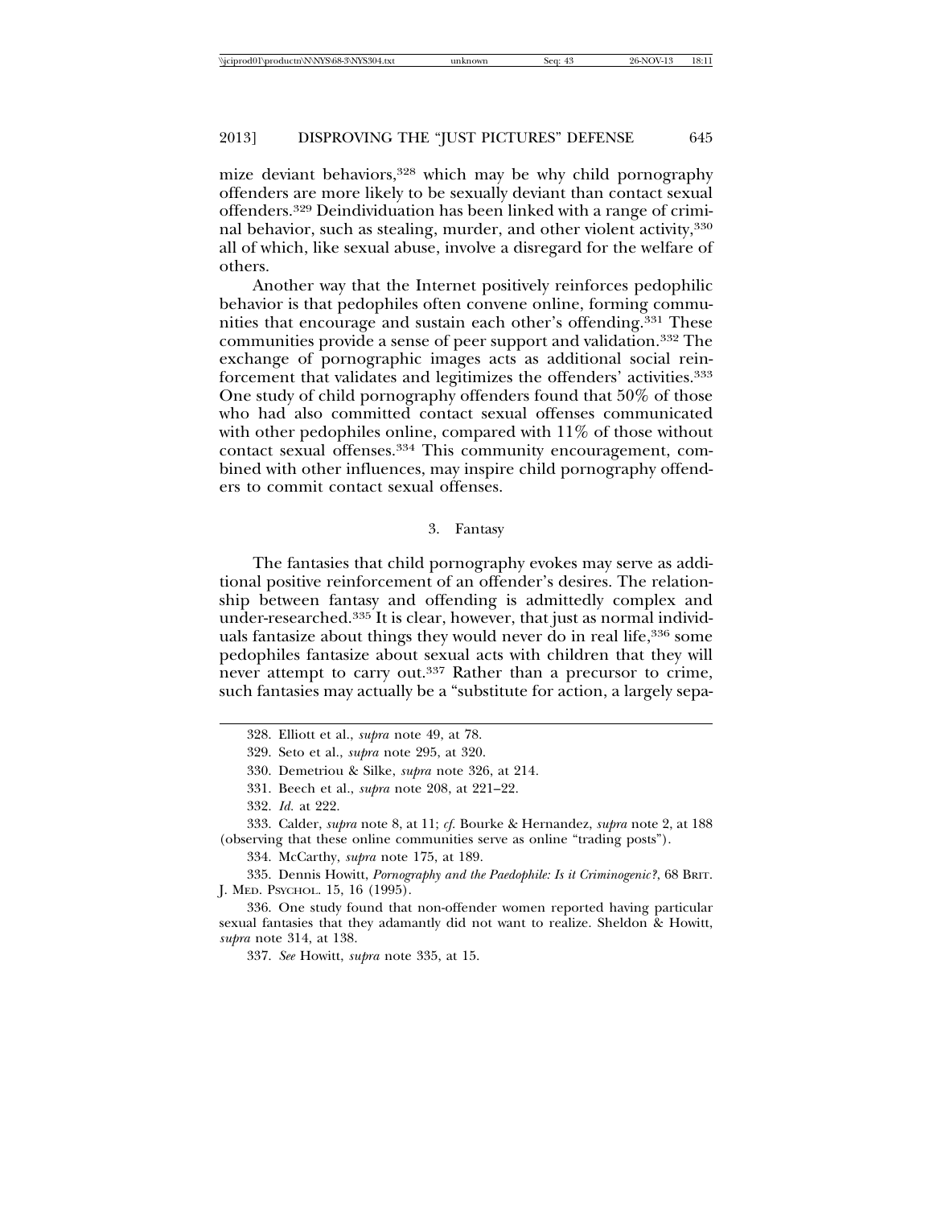mize deviant behaviors,[328] which may be why child pornography offenders are more likely to be sexually deviant than contact sexual offenders.[329] Deindividuation has been linked with a range of criminal behavior, such as stealing, murder, and other violent activity,[330] all of which, like sexual abuse, involve a disregard for the welfare of others.

Another way that the Internet positively reinforces pedophilic behavior is that pedophiles often convene online, forming communities that encourage and sustain each other's offending.[331] These communities provide a sense of peer support and validation.[332] The exchange of pornographic images acts as additional social reinforcement that validates and legitimizes the offenders' activities.[333] One study of child pornography offenders found that 50% of those who had also committed contact sexual offenses communicated with other pedophiles online, compared with 11% of those without contact sexual offenses.[334] This community encouragement, combined with other influences, may inspire child pornography offenders to commit contact sexual offenses.

### 3. Fantasy

The fantasies that child pornography evokes may serve as additional positive reinforcement of an offender's desires. The relationship between fantasy and offending is admittedly complex and under-researched.[335] It is clear, however, that just as normal individuals fantasize about things they would never do in real life,[336] some pedophiles fantasize about sexual acts with children that they will never attempt to carry out.[337] Rather than a precursor to crime, such fantasies may actually be a "substitute for action, a largely sepa-

---

328. Elliott et al., *supra* note 49, at 78.

329. Seto et al., *supra* note 295, at 320.

330. Demetriou & Silke, *supra* note 326, at 214.

331. Beech et al., *supra* note 208, at 221–22.

332. *Id.* at 222.

333. Calder, *supra* note 8, at 11; *cf.* Bourke & Hernandez, *supra* note 2, at 188 (observing that these online communities serve as online "trading posts").

334. McCarthy, *supra* note 175, at 189.

335. Dennis Howitt, *Pornography and the Paedophile: Is it Criminogenic?*, 68 BRIT. J. MED. PSYCHOL. 15, 16 (1995).

336. One study found that non-offender women reported having particular sexual fantasies that they adamantly did not want to realize. Sheldon & Howitt, *supra* note 314, at 138.

337. *See* Howitt, *supra* note 335, at 15.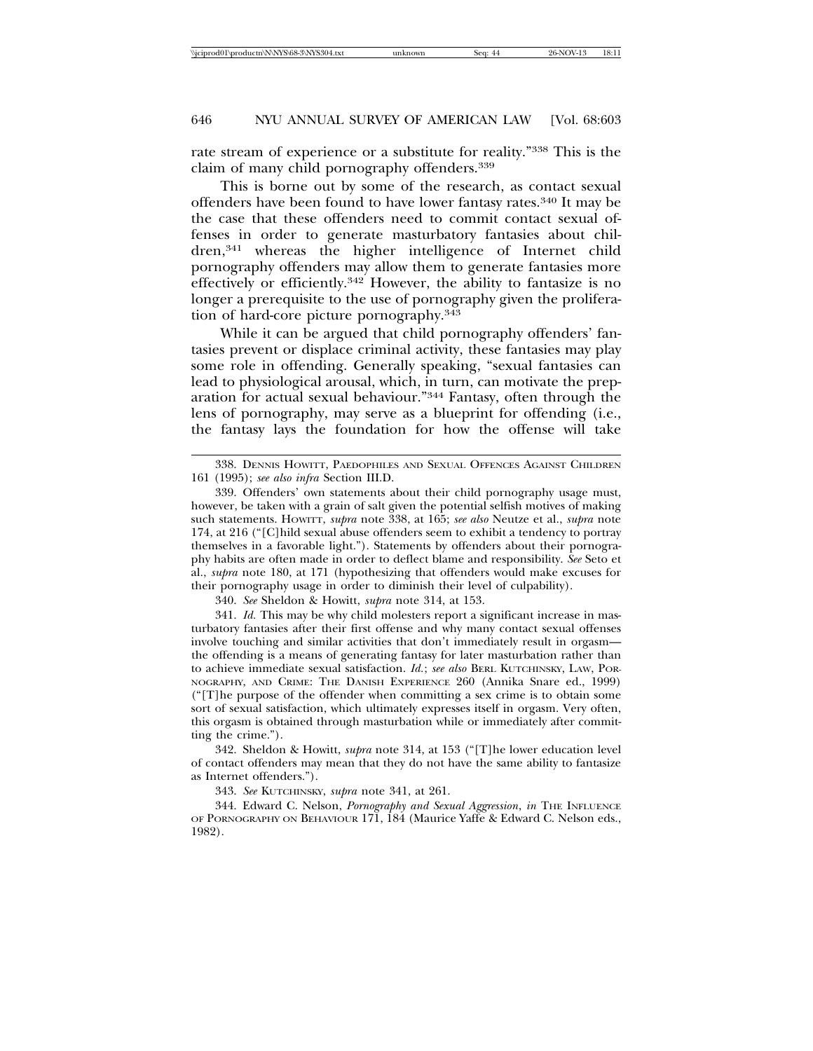rate stream of experience or a substitute for reality."[338] This is the claim of many child pornography offenders.[339]

This is borne out by some of the research, as contact sexual offenders have been found to have lower fantasy rates.[340] It may be the case that these offenders need to commit contact sexual offenses in order to generate masturbatory fantasies about children,[341] whereas the higher intelligence of Internet child pornography offenders may allow them to generate fantasies more effectively or efficiently.[342] However, the ability to fantasize is no longer a prerequisite to the use of pornography given the proliferation of hard-core picture pornography.[343]

While it can be argued that child pornography offenders' fantasies prevent or displace criminal activity, these fantasies may play some role in offending. Generally speaking, "sexual fantasies can lead to physiological arousal, which, in turn, can motivate the preparation for actual sexual behaviour."[344] Fantasy, often through the lens of pornography, may serve as a blueprint for offending (i.e., the fantasy lays the foundation for how the offense will take

---

338. DENNIS HOWITT, PAEDOPHILES AND SEXUAL OFFENCES AGAINST CHILDREN 161 (1995); *see also infra* Section III.D.

339. Offenders' own statements about their child pornography usage must, however, be taken with a grain of salt given the potential selfish motives of making such statements. HOWITT, *supra* note 338, at 165; *see also* Neutze et al., *supra* note 174, at 216 ("[C]hild sexual abuse offenders seem to exhibit a tendency to portray themselves in a favorable light."). Statements by offenders about their pornography habits are often made in order to deflect blame and responsibility. *See* Seto et al., *supra* note 180, at 171 (hypothesizing that offenders would make excuses for their pornography usage in order to diminish their level of culpability).

340. *See* Sheldon & Howitt, *supra* note 314, at 153.

341. *Id.* This may be why child molesters report a significant increase in masturbatory fantasies after their first offense and why many contact sexual offenses involve touching and similar activities that don't immediately result in orgasm—the offending is a means of generating fantasy for later masturbation rather than to achieve immediate sexual satisfaction. *Id.*; *see also* BERL KUTCHINSKY, LAW, PORNOGRAPHY, AND CRIME: THE DANISH EXPERIENCE 260 (Annika Snare ed., 1999) ("[T]he purpose of the offender when committing a sex crime is to obtain some sort of sexual satisfaction, which ultimately expresses itself in orgasm. Very often, this orgasm is obtained through masturbation while or immediately after committing the crime.").

342. Sheldon & Howitt, *supra* note 314, at 153 ("[T]he lower education level of contact offenders may mean that they do not have the same ability to fantasize as Internet offenders.").

343. *See* KUTCHINSKY, *supra* note 341, at 261.

344. Edward C. Nelson, *Pornography and Sexual Aggression*, *in* THE INFLUENCE OF PORNOGRAPHY ON BEHAVIOUR 171, 184 (Maurice Yaffe & Edward C. Nelson eds., 1982).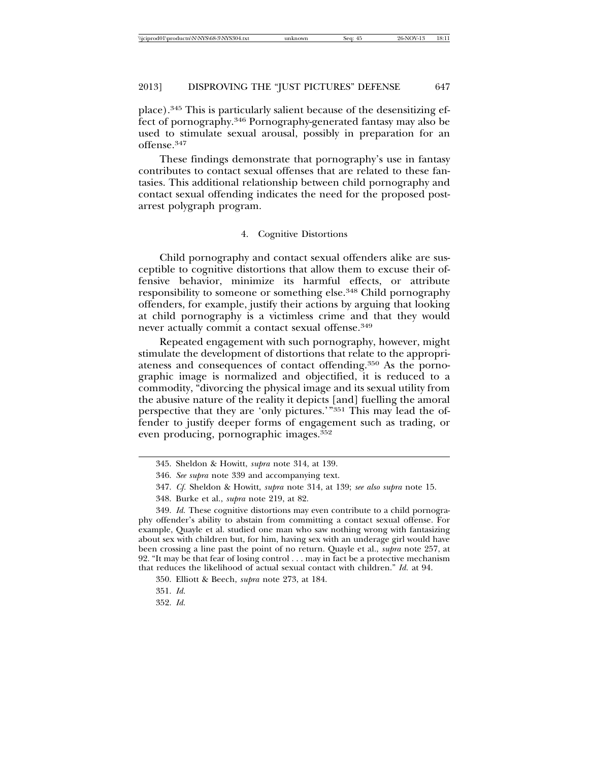place).[345] This is particularly salient because of the desensitizing effect of pornography.[346] Pornography-generated fantasy may also be used to stimulate sexual arousal, possibly in preparation for an offense.[347]

These findings demonstrate that pornography's use in fantasy contributes to contact sexual offenses that are related to these fantasies. This additional relationship between child pornography and contact sexual offending indicates the need for the proposed post-arrest polygraph program.

#### 4. Cognitive Distortions

Child pornography and contact sexual offenders alike are susceptible to cognitive distortions that allow them to excuse their offensive behavior, minimize its harmful effects, or attribute responsibility to someone or something else.[348] Child pornography offenders, for example, justify their actions by arguing that looking at child pornography is a victimless crime and that they would never actually commit a contact sexual offense.[349]

Repeated engagement with such pornography, however, might stimulate the development of distortions that relate to the appropriateness and consequences of contact offending.[350] As the pornographic image is normalized and objectified, it is reduced to a commodity, "divorcing the physical image and its sexual utility from the abusive nature of the reality it depicts [and] fuelling the amoral perspective that they are 'only pictures.'"[351] This may lead the offender to justify deeper forms of engagement such as trading, or even producing, pornographic images.[352]

---

345. Sheldon & Howitt, *supra* note 314, at 139.

346. *See supra* note 339 and accompanying text.

347. *Cf.* Sheldon & Howitt, *supra* note 314, at 139; *see also supra* note 15.

348. Burke et al., *supra* note 219, at 82.

349. *Id.* These cognitive distortions may even contribute to a child pornography offender's ability to abstain from committing a contact sexual offense. For example, Quayle et al. studied one man who saw nothing wrong with fantasizing about sex with children but, for him, having sex with an underage girl would have been crossing a line past the point of no return. Quayle et al., *supra* note 257, at 92. "It may be that fear of losing control . . . may in fact be a protective mechanism that reduces the likelihood of actual sexual contact with children." *Id.* at 94.

350. Elliott & Beech, *supra* note 273, at 184.

351. *Id.*

352. *Id.*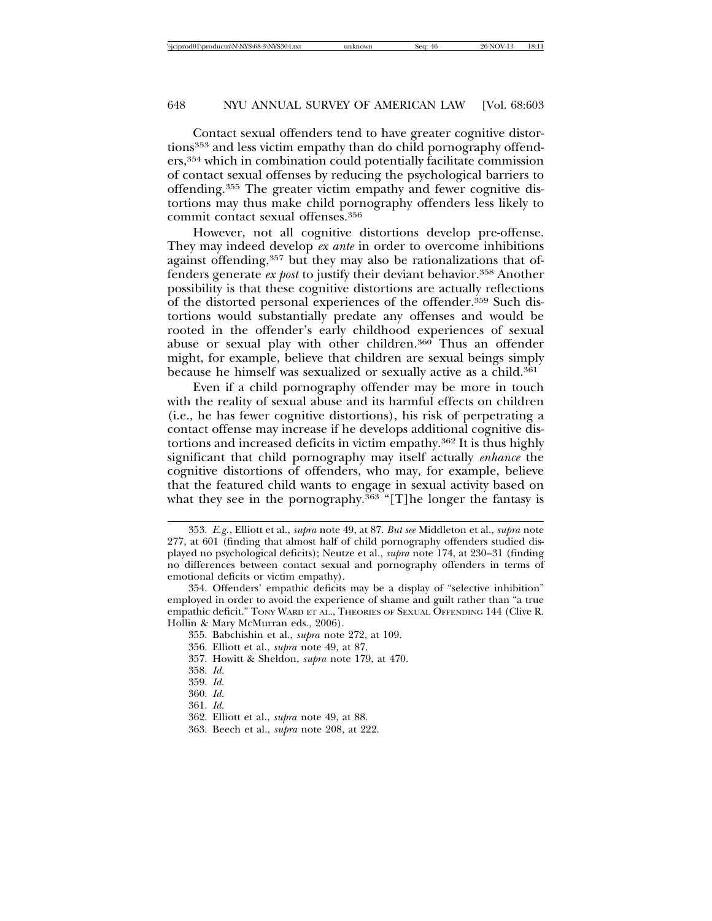Contact sexual offenders tend to have greater cognitive distortions[353] and less victim empathy than do child pornography offenders,[354] which in combination could potentially facilitate commission of contact sexual offenses by reducing the psychological barriers to offending.[355] The greater victim empathy and fewer cognitive distortions may thus make child pornography offenders less likely to commit contact sexual offenses.[356]

However, not all cognitive distortions develop pre-offense. They may indeed develop *ex ante* in order to overcome inhibitions against offending,[357] but they may also be rationalizations that offenders generate *ex post* to justify their deviant behavior.[358] Another possibility is that these cognitive distortions are actually reflections of the distorted personal experiences of the offender.[359] Such distortions would substantially predate any offenses and would be rooted in the offender's early childhood experiences of sexual abuse or sexual play with other children.[360] Thus an offender might, for example, believe that children are sexual beings simply because he himself was sexualized or sexually active as a child.[361]

Even if a child pornography offender may be more in touch with the reality of sexual abuse and its harmful effects on children (i.e., he has fewer cognitive distortions), his risk of perpetrating a contact offense may increase if he develops additional cognitive distortions and increased deficits in victim empathy.[362] It is thus highly significant that child pornography may itself actually *enhance* the cognitive distortions of offenders, who may, for example, believe that the featured child wants to engage in sexual activity based on what they see in the pornography.[363] "[T]he longer the fantasy is

---

353. *E.g.*, Elliott et al., *supra* note 49, at 87. *But see* Middleton et al., *supra* note 277, at 601 (finding that almost half of child pornography offenders studied displayed no psychological deficits); Neutze et al., *supra* note 174, at 230–31 (finding no differences between contact sexual and pornography offenders in terms of emotional deficits or victim empathy).

354. Offenders' empathic deficits may be a display of "selective inhibition" employed in order to avoid the experience of shame and guilt rather than "a true empathic deficit." TONY WARD ET AL., THEORIES OF SEXUAL OFFENDING 144 (Clive R. Hollin & Mary McMurran eds., 2006).

355. Babchishin et al., *supra* note 272, at 109.

356. Elliott et al., *supra* note 49, at 87.

357. Howitt & Sheldon, *supra* note 179, at 470.

358. *Id.*

359. *Id.*

360. *Id.*

361. *Id.*

362. Elliott et al., *supra* note 49, at 88.

363. Beech et al., *supra* note 208, at 222.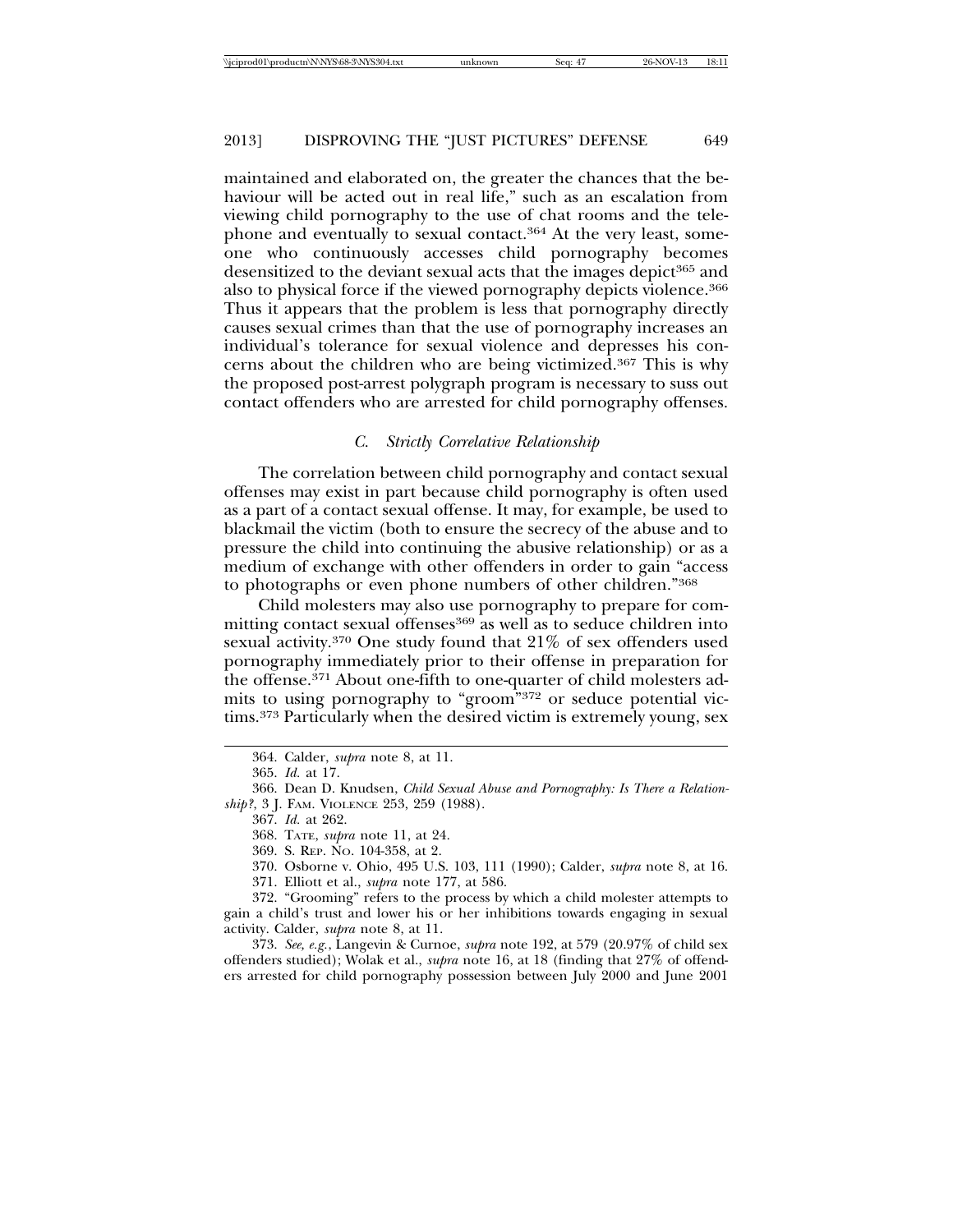maintained and elaborated on, the greater the chances that the behaviour will be acted out in real life," such as an escalation from viewing child pornography to the use of chat rooms and the telephone and eventually to sexual contact.[364] At the very least, someone who continuously accesses child pornography becomes desensitized to the deviant sexual acts that the images depict[365] and also to physical force if the viewed pornography depicts violence.[366] Thus it appears that the problem is less that pornography directly causes sexual crimes than that the use of pornography increases an individual's tolerance for sexual violence and depresses his concerns about the children who are being victimized.[367] This is why the proposed post-arrest polygraph program is necessary to suss out contact offenders who are arrested for child pornography offenses.

### *C. Strictly Correlative Relationship*

The correlation between child pornography and contact sexual offenses may exist in part because child pornography is often used as a part of a contact sexual offense. It may, for example, be used to blackmail the victim (both to ensure the secrecy of the abuse and to pressure the child into continuing the abusive relationship) or as a medium of exchange with other offenders in order to gain "access to photographs or even phone numbers of other children."[368]

Child molesters may also use pornography to prepare for committing contact sexual offenses[369] as well as to seduce children into sexual activity.[370] One study found that 21% of sex offenders used pornography immediately prior to their offense in preparation for the offense.[371] About one-fifth to one-quarter of child molesters admits to using pornography to "groom"[372] or seduce potential victims.[373] Particularly when the desired victim is extremely young, sex

---

364. Calder, *supra* note 8, at 11.

365. *Id.* at 17.

366. Dean D. Knudsen, *Child Sexual Abuse and Pornography: Is There a Relationship?*, 3 J. FAM. VIOLENCE 253, 259 (1988).

367. *Id.* at 262.

368. TATE, *supra* note 11, at 24.

369. S. REP. NO. 104-358, at 2.

370. Osborne v. Ohio, 495 U.S. 103, 111 (1990); Calder, *supra* note 8, at 16.

371. Elliott et al., *supra* note 177, at 586.

372. "Grooming" refers to the process by which a child molester attempts to gain a child's trust and lower his or her inhibitions towards engaging in sexual activity. Calder, *supra* note 8, at 11.

373. *See, e.g.*, Langevin & Curnoe, *supra* note 192, at 579 (20.97% of child sex offenders studied); Wolak et al., *supra* note 16, at 18 (finding that 27% of offenders arrested for child pornography possession between July 2000 and June 2001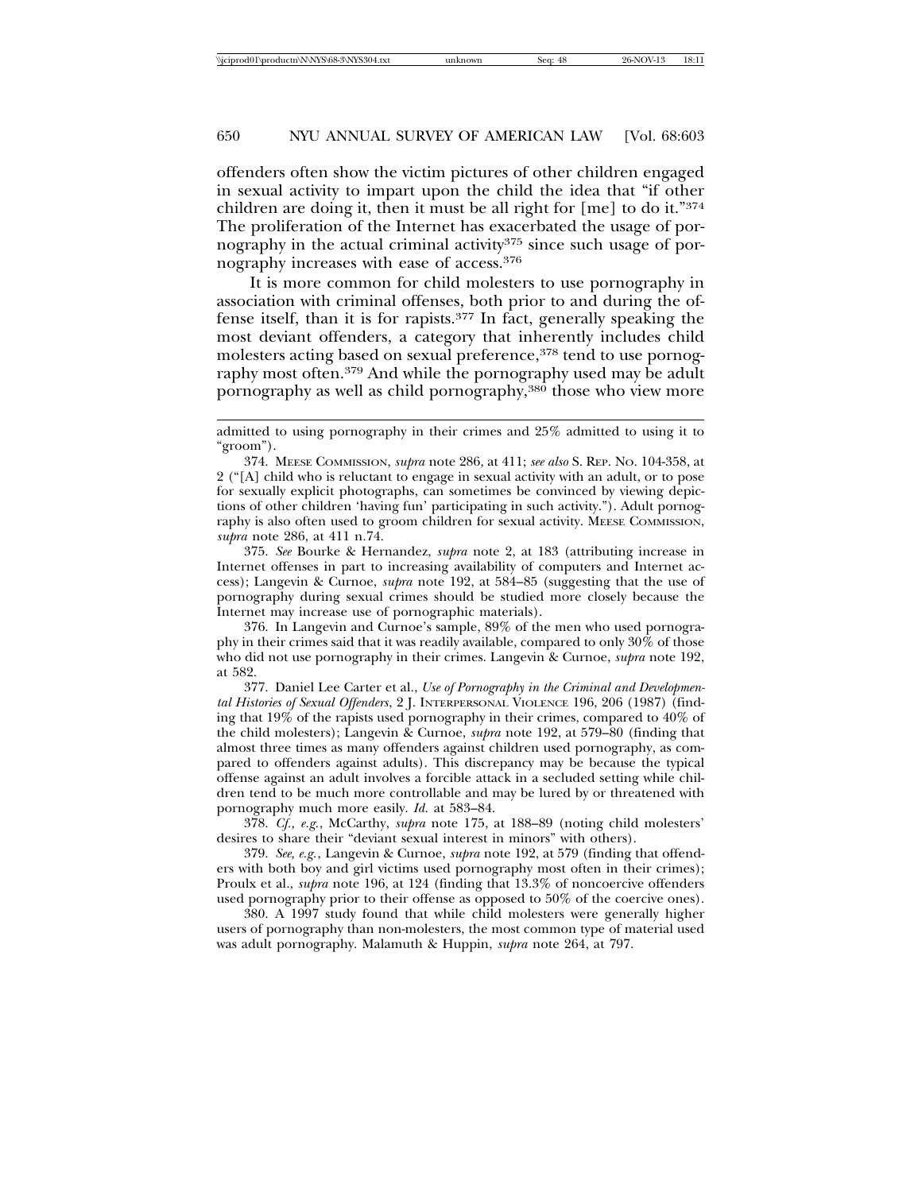offenders often show the victim pictures of other children engaged in sexual activity to impart upon the child the idea that "if other children are doing it, then it must be all right for [me] to do it."[374] The proliferation of the Internet has exacerbated the usage of pornography in the actual criminal activity[375] since such usage of pornography increases with ease of access.[376]

It is more common for child molesters to use pornography in association with criminal offenses, both prior to and during the offense itself, than it is for rapists.[377] In fact, generally speaking the most deviant offenders, a category that inherently includes child molesters acting based on sexual preference,[378] tend to use pornography most often.[379] And while the pornography used may be adult pornography as well as child pornography,[380] those who view more

---

admitted to using pornography in their crimes and 25% admitted to using it to "groom").

374. MEESE COMMISSION, *supra* note 286, at 411; *see also* S. REP. NO. 104-358, at 2 ("[A] child who is reluctant to engage in sexual activity with an adult, or to pose for sexually explicit photographs, can sometimes be convinced by viewing depictions of other children 'having fun' participating in such activity."). Adult pornography is also often used to groom children for sexual activity. MEESE COMMISSION, *supra* note 286, at 411 n.74.

375. *See* Bourke & Hernandez, *supra* note 2, at 183 (attributing increase in Internet offenses in part to increasing availability of computers and Internet access); Langevin & Curnoe, *supra* note 192, at 584–85 (suggesting that the use of pornography during sexual crimes should be studied more closely because the Internet may increase use of pornographic materials).

376. In Langevin and Curnoe's sample, 89% of the men who used pornography in their crimes said that it was readily available, compared to only 30% of those who did not use pornography in their crimes. Langevin & Curnoe, *supra* note 192, at 582.

377. Daniel Lee Carter et al., *Use of Pornography in the Criminal and Developmental Histories of Sexual Offenders*, 2 J. INTERPERSONAL VIOLENCE 196, 206 (1987) (finding that 19% of the rapists used pornography in their crimes, compared to 40% of the child molesters); Langevin & Curnoe, *supra* note 192, at 579–80 (finding that almost three times as many offenders against children used pornography, as compared to offenders against adults). This discrepancy may be because the typical offense against an adult involves a forcible attack in a secluded setting while children tend to be much more controllable and may be lured by or threatened with pornography much more easily. *Id.* at 583–84.

378. *Cf., e.g.*, McCarthy, *supra* note 175, at 188–89 (noting child molesters' desires to share their "deviant sexual interest in minors" with others).

379. *See, e.g.*, Langevin & Curnoe, *supra* note 192, at 579 (finding that offenders with both boy and girl victims used pornography most often in their crimes); Proulx et al., *supra* note 196, at 124 (finding that 13.3% of noncoercive offenders used pornography prior to their offense as opposed to 50% of the coercive ones).

380. A 1997 study found that while child molesters were generally higher users of pornography than non-molesters, the most common type of material used was adult pornography. Malamuth & Huppin, *supra* note 264, at 797.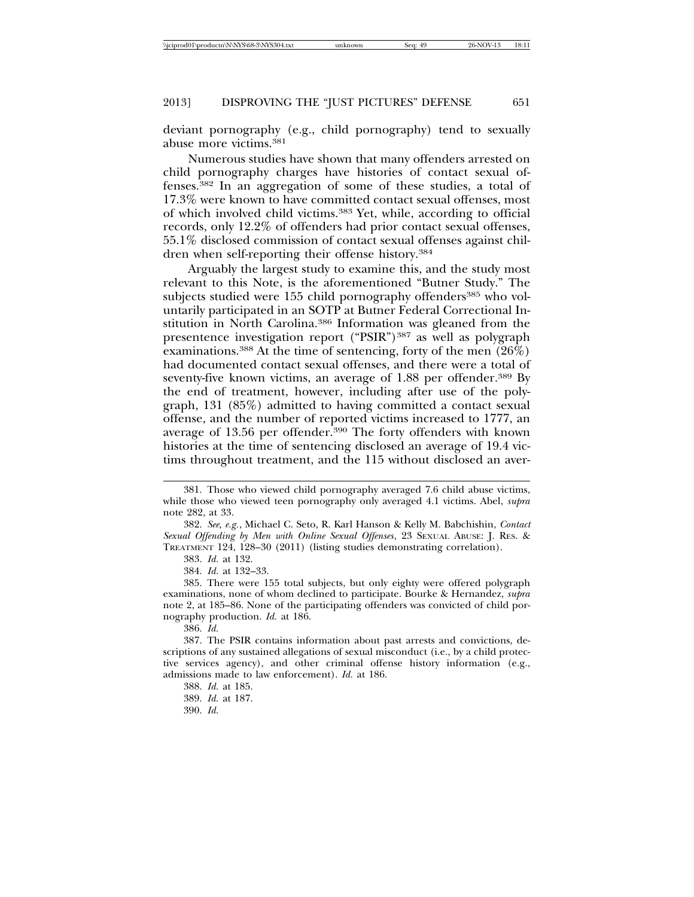deviant pornography (e.g., child pornography) tend to sexually abuse more victims.[381]

Numerous studies have shown that many offenders arrested on child pornography charges have histories of contact sexual offenses.[382] In an aggregation of some of these studies, a total of 17.3% were known to have committed contact sexual offenses, most of which involved child victims.[383] Yet, while, according to official records, only 12.2% of offenders had prior contact sexual offenses, 55.1% disclosed commission of contact sexual offenses against children when self-reporting their offense history.[384]

Arguably the largest study to examine this, and the study most relevant to this Note, is the aforementioned "Butner Study." The subjects studied were 155 child pornography offenders[385] who voluntarily participated in an SOTP at Butner Federal Correctional Institution in North Carolina.[386] Information was gleaned from the presentence investigation report ("PSIR")[387] as well as polygraph examinations.[388] At the time of sentencing, forty of the men (26%) had documented contact sexual offenses, and there were a total of seventy-five known victims, an average of 1.88 per offender.[389] By the end of treatment, however, including after use of the polygraph, 131 (85%) admitted to having committed a contact sexual offense, and the number of reported victims increased to 1777, an average of 13.56 per offender.[390] The forty offenders with known histories at the time of sentencing disclosed an average of 19.4 victims throughout treatment, and the 115 without disclosed an aver-

---

381. Those who viewed child pornography averaged 7.6 child abuse victims, while those who viewed teen pornography only averaged 4.1 victims. Abel, *supra* note 282, at 33.

382. *See, e.g.*, Michael C. Seto, R. Karl Hanson & Kelly M. Babchishin, *Contact Sexual Offending by Men with Online Sexual Offenses*, 23 SEXUAL ABUSE: J. RES. & TREATMENT 124, 128–30 (2011) (listing studies demonstrating correlation).

383. *Id.* at 132.

384. *Id.* at 132–33.

385. There were 155 total subjects, but only eighty were offered polygraph examinations, none of whom declined to participate. Bourke & Hernandez, *supra* note 2, at 185–86. None of the participating offenders was convicted of child pornography production. *Id.* at 186.

386. *Id.*

387. The PSIR contains information about past arrests and convictions, descriptions of any sustained allegations of sexual misconduct (i.e., by a child protective services agency), and other criminal offense history information (e.g., admissions made to law enforcement). *Id.* at 186.

388. *Id.* at 185.

389. *Id.* at 187.

390. *Id.*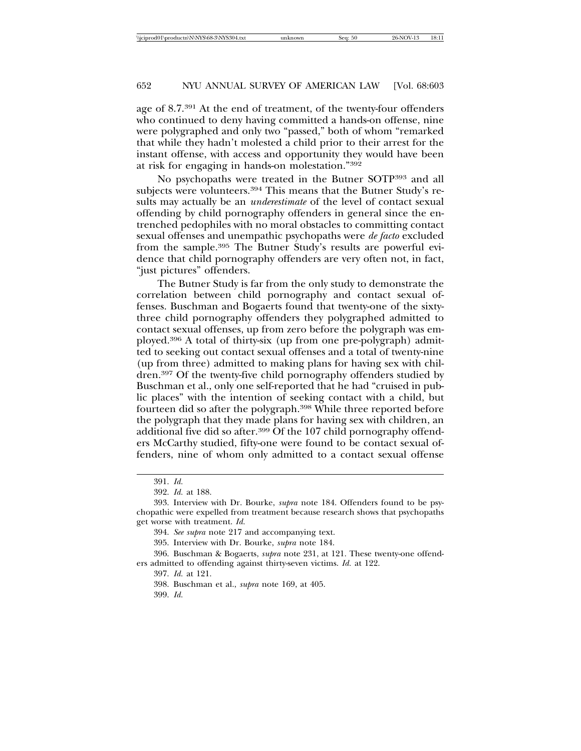age of 8.7.[391] At the end of treatment, of the twenty-four offenders who continued to deny having committed a hands-on offense, nine were polygraphed and only two "passed," both of whom "remarked that while they hadn't molested a child prior to their arrest for the instant offense, with access and opportunity they would have been at risk for engaging in hands-on molestation."[392]

No psychopaths were treated in the Butner SOTP[393] and all subjects were volunteers.[394] This means that the Butner Study's results may actually be an *underestimate* of the level of contact sexual offending by child pornography offenders in general since the entrenched pedophiles with no moral obstacles to committing contact sexual offenses and unempathic psychopaths were *de facto* excluded from the sample.[395] The Butner Study's results are powerful evidence that child pornography offenders are very often not, in fact, "just pictures" offenders.

The Butner Study is far from the only study to demonstrate the correlation between child pornography and contact sexual offenses. Buschman and Bogaerts found that twenty-one of the sixty-three child pornography offenders they polygraphed admitted to contact sexual offenses, up from zero before the polygraph was employed.[396] A total of thirty-six (up from one pre-polygraph) admitted to seeking out contact sexual offenses and a total of twenty-nine (up from three) admitted to making plans for having sex with children.[397] Of the twenty-five child pornography offenders studied by Buschman et al., only one self-reported that he had "cruised in public places" with the intention of seeking contact with a child, but fourteen did so after the polygraph.[398] While three reported before the polygraph that they made plans for having sex with children, an additional five did so after.[399] Of the 107 child pornography offenders McCarthy studied, fifty-one were found to be contact sexual offenders, nine of whom only admitted to a contact sexual offense

---

391. *Id.*

392. *Id.* at 188.

393. Interview with Dr. Bourke, *supra* note 184. Offenders found to be psychopathic were expelled from treatment because research shows that psychopaths get worse with treatment. *Id.*

394. *See supra* note 217 and accompanying text.

395. Interview with Dr. Bourke, *supra* note 184.

396. Buschman & Bogaerts, *supra* note 231, at 121. These twenty-one offenders admitted to offending against thirty-seven victims. *Id.* at 122.

397. *Id.* at 121.

398. Buschman et al., *supra* note 169, at 405.

399. *Id.*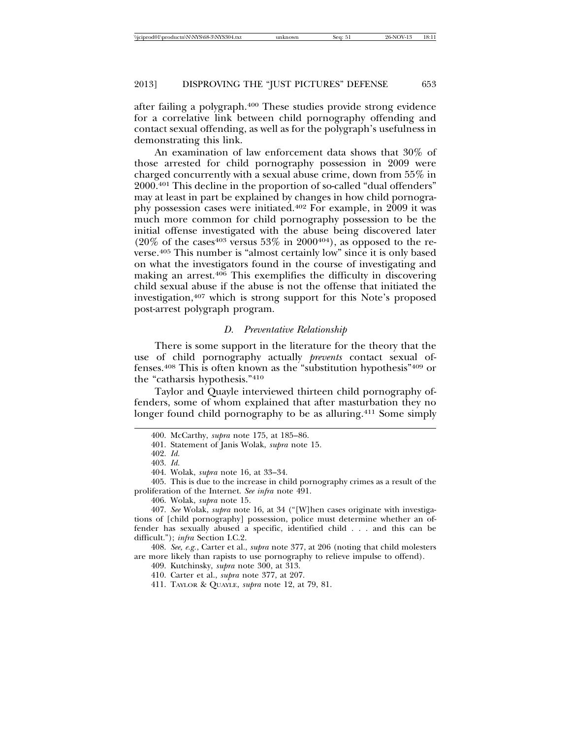after failing a polygraph.[400] These studies provide strong evidence for a correlative link between child pornography offending and contact sexual offending, as well as for the polygraph's usefulness in demonstrating this link.

An examination of law enforcement data shows that 30% of those arrested for child pornography possession in 2009 were charged concurrently with a sexual abuse crime, down from 55% in 2000.[401] This decline in the proportion of so-called "dual offenders" may at least in part be explained by changes in how child pornography possession cases were initiated.[402] For example, in 2009 it was much more common for child pornography possession to be the initial offense investigated with the abuse being discovered later (20% of the cases[403] versus 53% in 2000[404]), as opposed to the reverse.[405] This number is "almost certainly low" since it is only based on what the investigators found in the course of investigating and making an arrest.[406] This exemplifies the difficulty in discovering child sexual abuse if the abuse is not the offense that initiated the investigation,[407] which is strong support for this Note's proposed post-arrest polygraph program.

### *D. Preventative Relationship*

There is some support in the literature for the theory that the use of child pornography actually *prevents* contact sexual offenses.[408] This is often known as the "substitution hypothesis"[409] or the "catharsis hypothesis."[410]

Taylor and Quayle interviewed thirteen child pornography offenders, some of whom explained that after masturbation they no longer found child pornography to be as alluring.[411] Some simply

---

400. McCarthy, *supra* note 175, at 185–86.

401. Statement of Janis Wolak, *supra* note 15.

402. *Id.*

403. *Id.*

404. Wolak, *supra* note 16, at 33–34.

405. This is due to the increase in child pornography crimes as a result of the proliferation of the Internet. *See infra* note 491.

406. Wolak, *supra* note 15.

407. *See* Wolak, *supra* note 16, at 34 ("[W]hen cases originate with investigations of [child pornography] possession, police must determine whether an offender has sexually abused a specific, identified child . . . and this can be difficult."); *infra* Section I.C.2.

408. *See, e.g.*, Carter et al., *supra* note 377, at 206 (noting that child molesters are more likely than rapists to use pornography to relieve impulse to offend).

409. Kutchinsky, *supra* note 300, at 313.

410. Carter et al., *supra* note 377, at 207.

411. TAYLOR & QUAYLE, *supra* note 12, at 79, 81.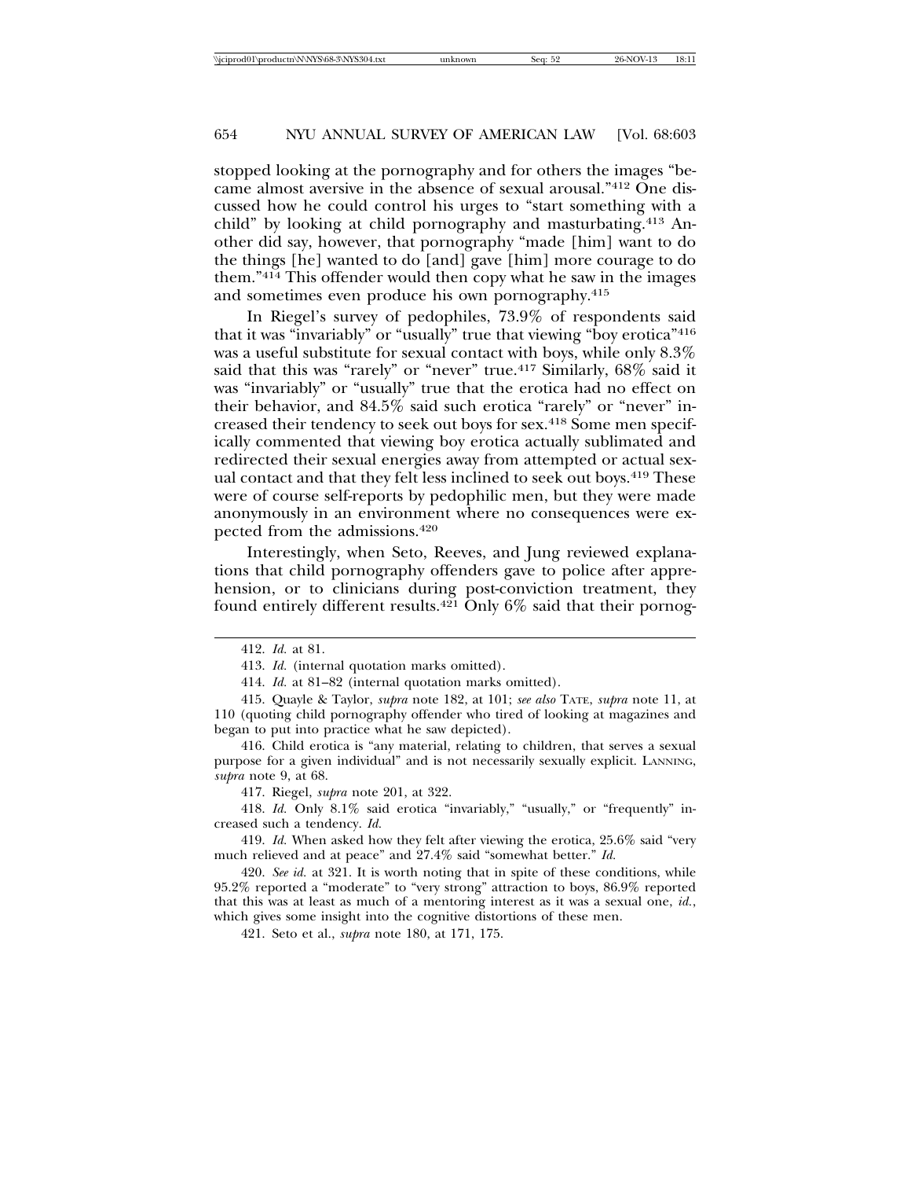stopped looking at the pornography and for others the images "became almost aversive in the absence of sexual arousal."[412] One discussed how he could control his urges to "start something with a child" by looking at child pornography and masturbating.[413] Another did say, however, that pornography "made [him] want to do the things [he] wanted to do [and] gave [him] more courage to do them."[414] This offender would then copy what he saw in the images and sometimes even produce his own pornography.[415]

In Riegel's survey of pedophiles, 73.9% of respondents said that it was "invariably" or "usually" true that viewing "boy erotica"[416] was a useful substitute for sexual contact with boys, while only 8.3% said that this was "rarely" or "never" true.[417] Similarly, 68% said it was "invariably" or "usually" true that the erotica had no effect on their behavior, and 84.5% said such erotica "rarely" or "never" increased their tendency to seek out boys for sex.[418] Some men specifically commented that viewing boy erotica actually sublimated and redirected their sexual energies away from attempted or actual sexual contact and that they felt less inclined to seek out boys.[419] These were of course self-reports by pedophilic men, but they were made anonymously in an environment where no consequences were expected from the admissions.[420]

Interestingly, when Seto, Reeves, and Jung reviewed explanations that child pornography offenders gave to police after apprehension, or to clinicians during post-conviction treatment, they found entirely different results.[421] Only 6% said that their pornog-

---

412. *Id.* at 81.

413. *Id.* (internal quotation marks omitted).

414. *Id.* at 81–82 (internal quotation marks omitted).

415. Quayle & Taylor, *supra* note 182, at 101; *see also* TATE, *supra* note 11, at 110 (quoting child pornography offender who tired of looking at magazines and began to put into practice what he saw depicted).

416. Child erotica is "any material, relating to children, that serves a sexual purpose for a given individual" and is not necessarily sexually explicit. LANNING, *supra* note 9, at 68.

417. Riegel, *supra* note 201, at 322.

418. *Id.* Only 8.1% said erotica "invariably," "usually," or "frequently" increased such a tendency. *Id.*

419. *Id.* When asked how they felt after viewing the erotica, 25.6% said "very much relieved and at peace" and 27.4% said "somewhat better." *Id.*

420. *See id.* at 321. It is worth noting that in spite of these conditions, while 95.2% reported a "moderate" to "very strong" attraction to boys, 86.9% reported that this was at least as much of a mentoring interest as it was a sexual one, *id.*, which gives some insight into the cognitive distortions of these men.

421. Seto et al., *supra* note 180, at 171, 175.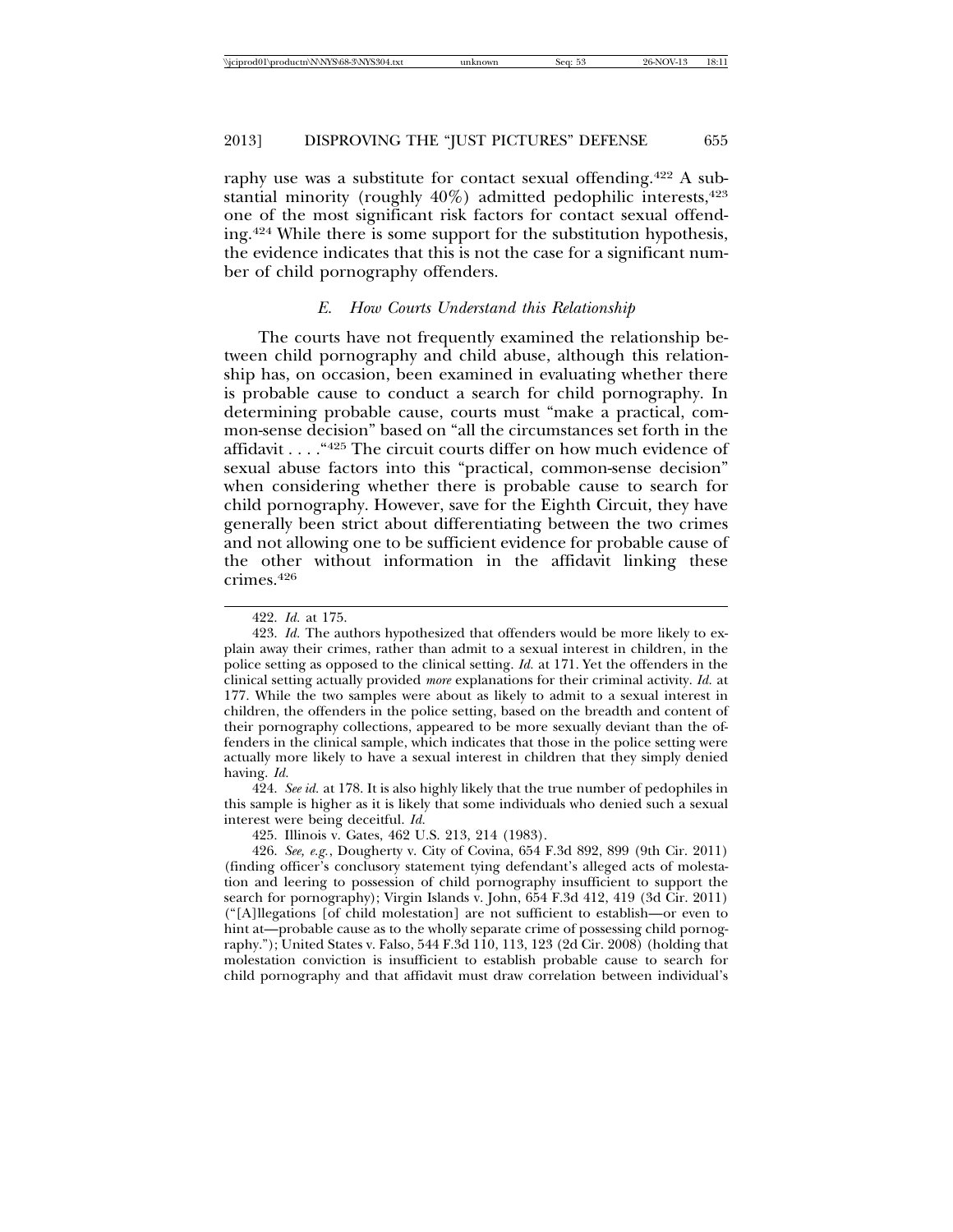raphy use was a substitute for contact sexual offending.[422] A substantial minority (roughly 40%) admitted pedophilic interests,[423] one of the most significant risk factors for contact sexual offending.[424] While there is some support for the substitution hypothesis, the evidence indicates that this is not the case for a significant number of child pornography offenders.

### *E. How Courts Understand this Relationship*

The courts have not frequently examined the relationship between child pornography and child abuse, although this relationship has, on occasion, been examined in evaluating whether there is probable cause to conduct a search for child pornography. In determining probable cause, courts must "make a practical, common-sense decision" based on "all the circumstances set forth in the affidavit . . . ."[425] The circuit courts differ on how much evidence of sexual abuse factors into this "practical, common-sense decision" when considering whether there is probable cause to search for child pornography. However, save for the Eighth Circuit, they have generally been strict about differentiating between the two crimes and not allowing one to be sufficient evidence for probable cause of the other without information in the affidavit linking these crimes.[426]

---

422. *Id.* at 175.

423. *Id.* The authors hypothesized that offenders would be more likely to explain away their crimes, rather than admit to a sexual interest in children, in the police setting as opposed to the clinical setting. *Id.* at 171. Yet the offenders in the clinical setting actually provided *more* explanations for their criminal activity. *Id.* at 177. While the two samples were about as likely to admit to a sexual interest in children, the offenders in the police setting, based on the breadth and content of their pornography collections, appeared to be more sexually deviant than the offenders in the clinical sample, which indicates that those in the police setting were actually more likely to have a sexual interest in children that they simply denied having. *Id.*

424. *See id.* at 178. It is also highly likely that the true number of pedophiles in this sample is higher as it is likely that some individuals who denied such a sexual interest were being deceitful. *Id.*

425. Illinois v. Gates, 462 U.S. 213, 214 (1983).

426. *See, e.g.*, Dougherty v. City of Covina, 654 F.3d 892, 899 (9th Cir. 2011) (finding officer's conclusory statement tying defendant's alleged acts of molestation and leering to possession of child pornography insufficient to support the search for pornography); Virgin Islands v. John, 654 F.3d 412, 419 (3d Cir. 2011) ("[A]llegations [of child molestation] are not sufficient to establish—or even to hint at—probable cause as to the wholly separate crime of possessing child pornography."); United States v. Falso, 544 F.3d 110, 113, 123 (2d Cir. 2008) (holding that molestation conviction is insufficient to establish probable cause to search for child pornography and that affidavit must draw correlation between individual's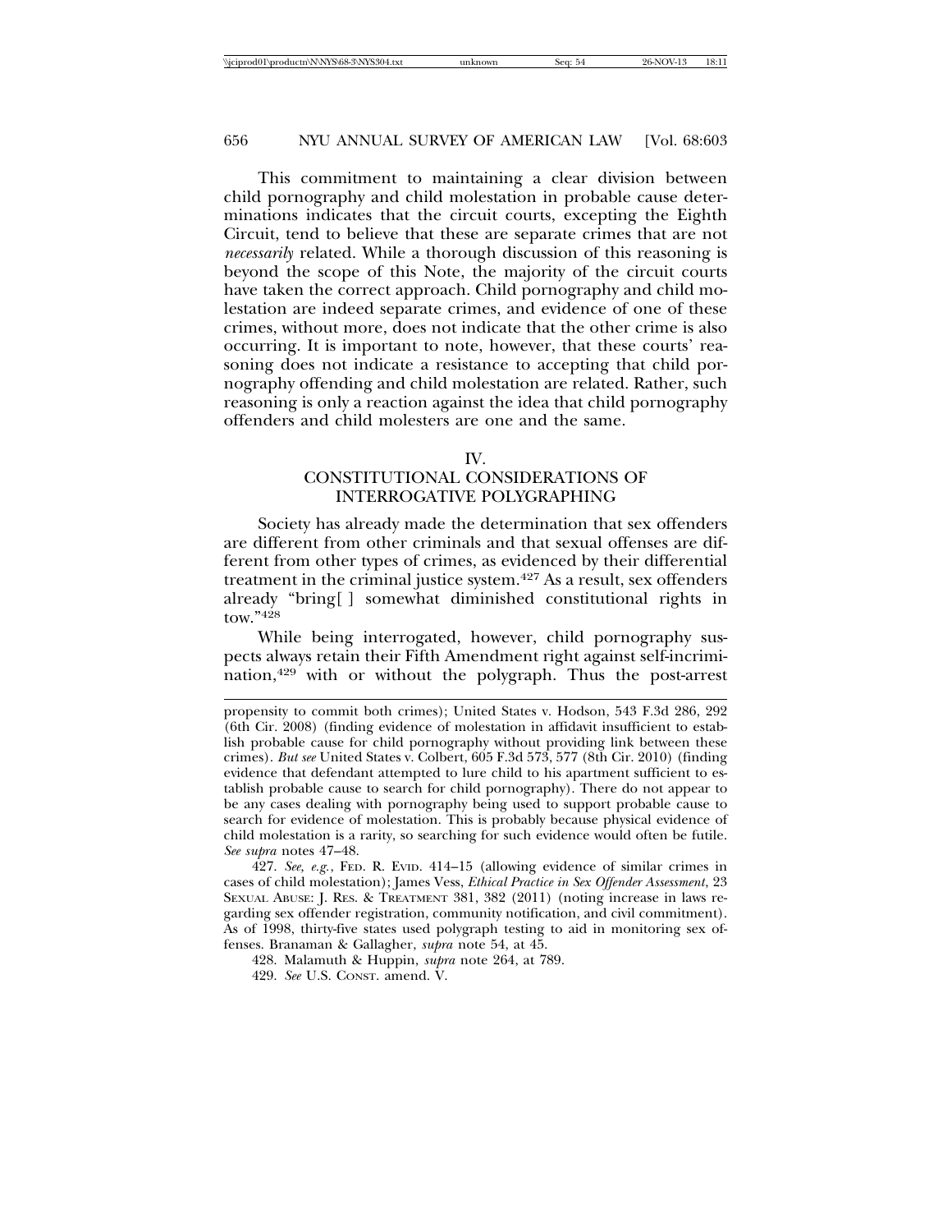This commitment to maintaining a clear division between child pornography and child molestation in probable cause determinations indicates that the circuit courts, excepting the Eighth Circuit, tend to believe that these are separate crimes that are not *necessarily* related. While a thorough discussion of this reasoning is beyond the scope of this Note, the majority of the circuit courts have taken the correct approach. Child pornography and child molestation are indeed separate crimes, and evidence of one of these crimes, without more, does not indicate that the other crime is also occurring. It is important to note, however, that these courts' reasoning does not indicate a resistance to accepting that child pornography offending and child molestation are related. Rather, such reasoning is only a reaction against the idea that child pornography offenders and child molesters are one and the same.

## IV. CONSTITUTIONAL CONSIDERATIONS OF INTERROGATIVE POLYGRAPHING

Society has already made the determination that sex offenders are different from other criminals and that sexual offenses are different from other types of crimes, as evidenced by their differential treatment in the criminal justice system.[427] As a result, sex offenders already "bring[ ] somewhat diminished constitutional rights in tow."[428]

While being interrogated, however, child pornography suspects always retain their Fifth Amendment right against self-incrimination,[429] with or without the polygraph. Thus the post-arrest

---

propensity to commit both crimes); United States v. Hodson, 543 F.3d 286, 292 (6th Cir. 2008) (finding evidence of molestation in affidavit insufficient to establish probable cause for child pornography without providing link between these crimes). *But see* United States v. Colbert, 605 F.3d 573, 577 (8th Cir. 2010) (finding evidence that defendant attempted to lure child to his apartment sufficient to establish probable cause to search for child pornography). There do not appear to be any cases dealing with pornography being used to support probable cause to search for evidence of molestation. This is probably because physical evidence of child molestation is a rarity, so searching for such evidence would often be futile. *See supra* notes 47–48.

427. *See, e.g.*, FED. R. EVID. 414–15 (allowing evidence of similar crimes in cases of child molestation); James Vess, *Ethical Practice in Sex Offender Assessment*, 23 SEXUAL ABUSE: J. RES. & TREATMENT 381, 382 (2011) (noting increase in laws regarding sex offender registration, community notification, and civil commitment). As of 1998, thirty-five states used polygraph testing to aid in monitoring sex offenses. Branaman & Gallagher, *supra* note 54, at 45.

428. Malamuth & Huppin, *supra* note 264, at 789.

429. *See* U.S. CONST. amend. V.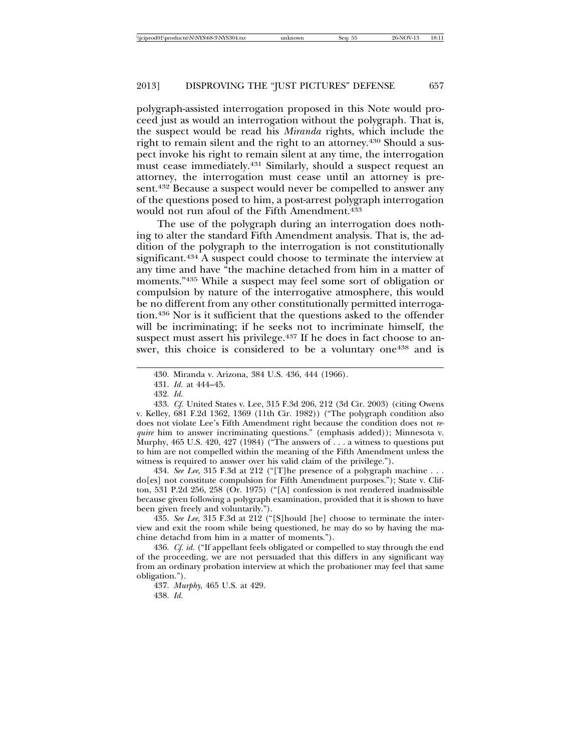polygraph-assisted interrogation proposed in this Note would proceed just as would an interrogation without the polygraph. That is, the suspect would be read his *Miranda* rights, which include the right to remain silent and the right to an attorney.[430] Should a suspect invoke his right to remain silent at any time, the interrogation must cease immediately.[431] Similarly, should a suspect request an attorney, the interrogation must cease until an attorney is present.[432] Because a suspect would never be compelled to answer any of the questions posed to him, a post-arrest polygraph interrogation would not run afoul of the Fifth Amendment.[433]

The use of the polygraph during an interrogation does nothing to alter the standard Fifth Amendment analysis. That is, the addition of the polygraph to the interrogation is not constitutionally significant.[434] A suspect could choose to terminate the interview at any time and have "the machine detached from him in a matter of moments."[435] While a suspect may feel some sort of obligation or compulsion by nature of the interrogative atmosphere, this would be no different from any other constitutionally permitted interrogation.[436] Nor is it sufficient that the questions asked to the offender will be incriminating; if he seeks not to incriminate himself, the suspect must assert his privilege.[437] If he does in fact choose to answer, this choice is considered to be a voluntary one[438] and is

---

430. Miranda v. Arizona, 384 U.S. 436, 444 (1966).

431. *Id.* at 444–45.

432. *Id.*

433. *Cf.* United States v. Lee, 315 F.3d 206, 212 (3d Cir. 2003) (citing Owens v. Kelley, 681 F.2d 1362, 1369 (11th Cir. 1982)) ("The polygraph condition also does not violate Lee's Fifth Amendment right because the condition does not *require* him to answer incriminating questions." (emphasis added)); Minnesota v. Murphy, 465 U.S. 420, 427 (1984) ("The answers of . . . a witness to questions put to him are not compelled within the meaning of the Fifth Amendment unless the witness is required to answer over his valid claim of the privilege.").

434. *See Lee*, 315 F.3d at 212 ("[T]he presence of a polygraph machine . . . do[es] not constitute compulsion for Fifth Amendment purposes."); State v. Clifton, 531 P.2d 256, 258 (Or. 1975) ("[A] confession is not rendered inadmissible because given following a polygraph examination, provided that it is shown to have been given freely and voluntarily.").

435. *See Lee*, 315 F.3d at 212 ("[S]hould [he] choose to terminate the interview and exit the room while being questioned, he may do so by having the machine detachd from him in a matter of moments.").

436. *Cf. id.* ("If appellant feels obligated or compelled to stay through the end of the proceeding, we are not persuaded that this differs in any significant way from an ordinary probation interview at which the probationer may feel that same obligation.").

437. *Murphy*, 465 U.S. at 429.

438. *Id.*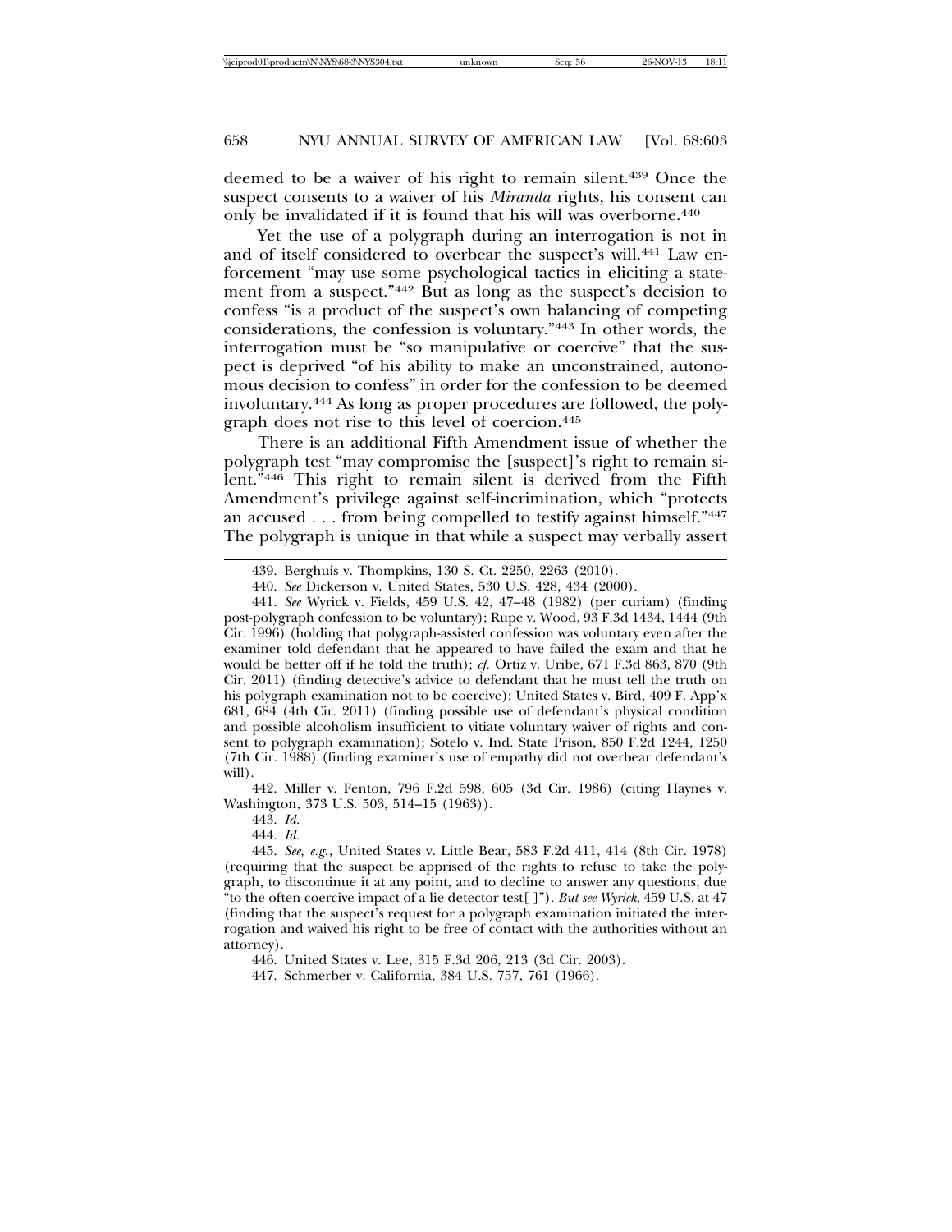deemed to be a waiver of his right to remain silent.[439] Once the suspect consents to a waiver of his *Miranda* rights, his consent can only be invalidated if it is found that his will was overborne.[440]

Yet the use of a polygraph during an interrogation is not in and of itself considered to overbear the suspect's will.[441] Law enforcement "may use some psychological tactics in eliciting a statement from a suspect."[442] But as long as the suspect's decision to confess "is a product of the suspect's own balancing of competing considerations, the confession is voluntary."[443] In other words, the interrogation must be "so manipulative or coercive" that the suspect is deprived "of his ability to make an unconstrained, autonomous decision to confess" in order for the confession to be deemed involuntary.[444] As long as proper procedures are followed, the polygraph does not rise to this level of coercion.[445]

There is an additional Fifth Amendment issue of whether the polygraph test "may compromise the [suspect]'s right to remain silent."[446] This right to remain silent is derived from the Fifth Amendment's privilege against self-incrimination, which "protects an accused . . . from being compelled to testify against himself."[447] The polygraph is unique in that while a suspect may verbally assert

---

439. Berghuis v. Thompkins, 130 S. Ct. 2250, 2263 (2010).

440. *See* Dickerson v. United States, 530 U.S. 428, 434 (2000).

441. *See* Wyrick v. Fields, 459 U.S. 42, 47–48 (1982) (per curiam) (finding post-polygraph confession to be voluntary); Rupe v. Wood, 93 F.3d 1434, 1444 (9th Cir. 1996) (holding that polygraph-assisted confession was voluntary even after the examiner told defendant that he appeared to have failed the exam and that he would be better off if he told the truth); *cf.* Ortiz v. Uribe, 671 F.3d 863, 870 (9th Cir. 2011) (finding detective's advice to defendant that he must tell the truth on his polygraph examination not to be coercive); United States v. Bird, 409 F. App'x 681, 684 (4th Cir. 2011) (finding possible use of defendant's physical condition and possible alcoholism insufficient to vitiate voluntary waiver of rights and consent to polygraph examination); Sotelo v. Ind. State Prison, 850 F.2d 1244, 1250 (7th Cir. 1988) (finding examiner's use of empathy did not overbear defendant's will).

442. Miller v. Fenton, 796 F.2d 598, 605 (3d Cir. 1986) (citing Haynes v. Washington, 373 U.S. 503, 514–15 (1963)).

443. *Id.*

444. *Id.*

445. *See, e.g.*, United States v. Little Bear, 583 F.2d 411, 414 (8th Cir. 1978) (requiring that the suspect be apprised of the rights to refuse to take the polygraph, to discontinue it at any point, and to decline to answer any questions, due "to the often coercive impact of a lie detector test[ ]"). *But see Wyrick*, 459 U.S. at 47 (finding that the suspect's request for a polygraph examination initiated the interrogation and waived his right to be free of contact with the authorities without an attorney).

446. United States v. Lee, 315 F.3d 206, 213 (3d Cir. 2003).

447. Schmerber v. California, 384 U.S. 757, 761 (1966).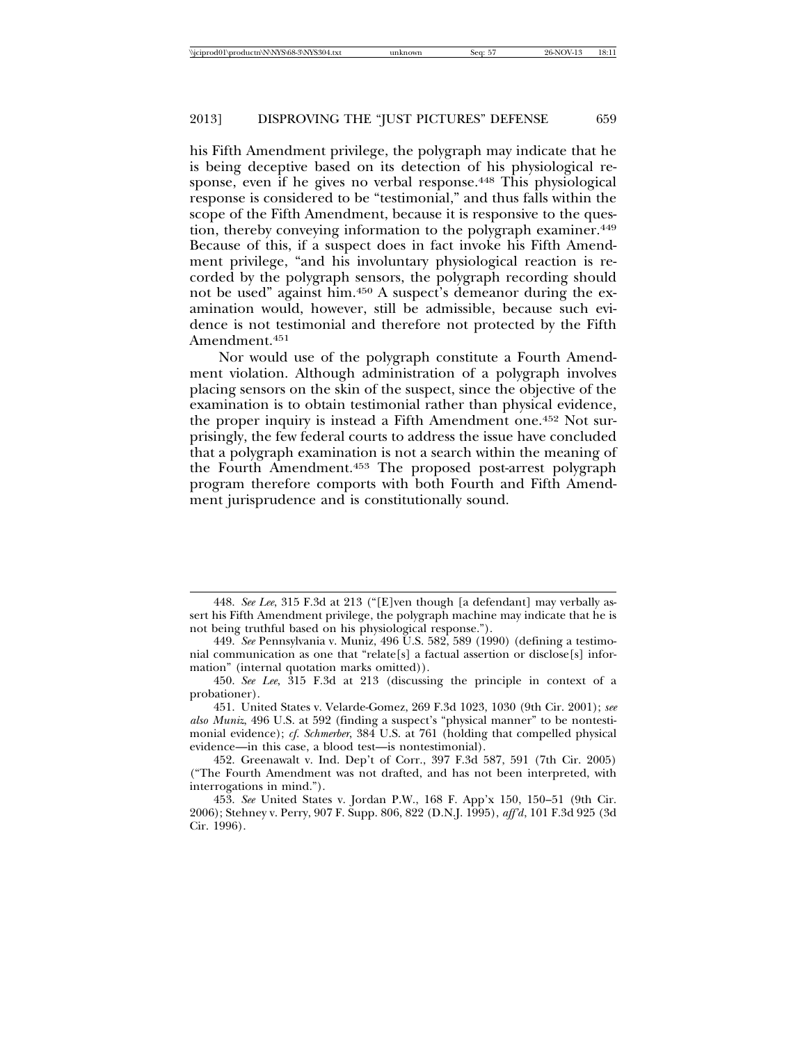his Fifth Amendment privilege, the polygraph may indicate that he is being deceptive based on its detection of his physiological response, even if he gives no verbal response.[448] This physiological response is considered to be "testimonial," and thus falls within the scope of the Fifth Amendment, because it is responsive to the question, thereby conveying information to the polygraph examiner.[449] Because of this, if a suspect does in fact invoke his Fifth Amendment privilege, "and his involuntary physiological reaction is recorded by the polygraph sensors, the polygraph recording should not be used" against him.[450] A suspect's demeanor during the examination would, however, still be admissible, because such evidence is not testimonial and therefore not protected by the Fifth Amendment.[451]

Nor would use of the polygraph constitute a Fourth Amendment violation. Although administration of a polygraph involves placing sensors on the skin of the suspect, since the objective of the examination is to obtain testimonial rather than physical evidence, the proper inquiry is instead a Fifth Amendment one.[452] Not surprisingly, the few federal courts to address the issue have concluded that a polygraph examination is not a search within the meaning of the Fourth Amendment.[453] The proposed post-arrest polygraph program therefore comports with both Fourth and Fifth Amendment jurisprudence and is constitutionally sound.

---

448. *See Lee*, 315 F.3d at 213 ("[E]ven though [a defendant] may verbally assert his Fifth Amendment privilege, the polygraph machine may indicate that he is not being truthful based on his physiological response.").

449. *See* Pennsylvania v. Muniz, 496 U.S. 582, 589 (1990) (defining a testimonial communication as one that "relate[s] a factual assertion or disclose[s] information" (internal quotation marks omitted)).

450. *See Lee*, 315 F.3d at 213 (discussing the principle in context of a probationer).

451. United States v. Velarde-Gomez, 269 F.3d 1023, 1030 (9th Cir. 2001); *see also Muniz*, 496 U.S. at 592 (finding a suspect's "physical manner" to be nontestimonial evidence); *cf. Schmerber*, 384 U.S. at 761 (holding that compelled physical evidence—in this case, a blood test—is nontestimonial).

452. Greenawalt v. Ind. Dep't of Corr., 397 F.3d 587, 591 (7th Cir. 2005) ("The Fourth Amendment was not drafted, and has not been interpreted, with interrogations in mind.").

453. *See* United States v. Jordan P.W., 168 F. App'x 150, 150–51 (9th Cir. 2006); Stehney v. Perry, 907 F. Supp. 806, 822 (D.N.J. 1995), *aff'd*, 101 F.3d 925 (3d Cir. 1996).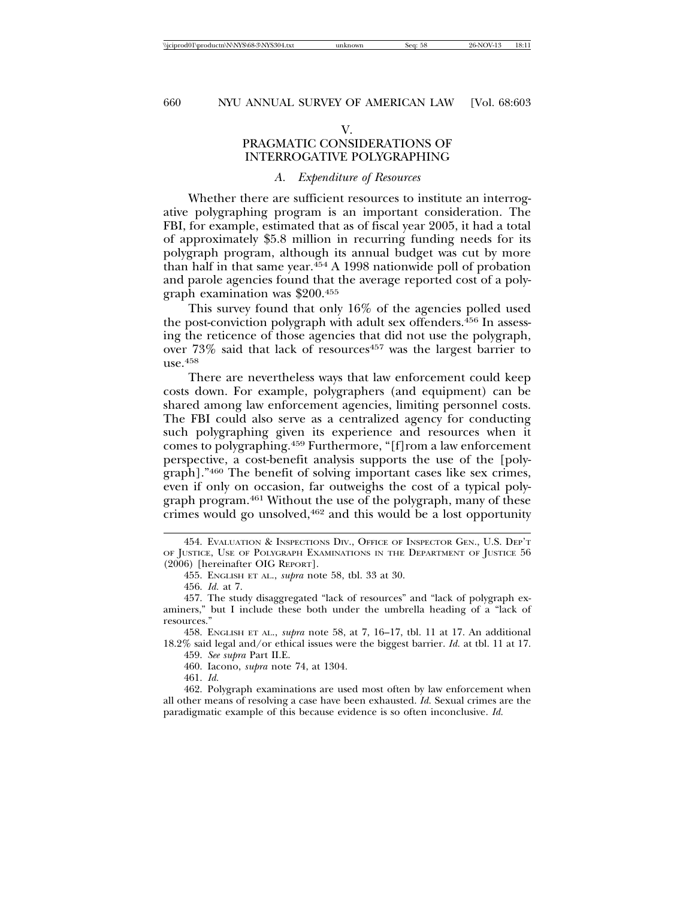## V. PRAGMATIC CONSIDERATIONS OF INTERROGATIVE POLYGRAPHING

### A. *Expenditure of Resources*

Whether there are sufficient resources to institute an interrogative polygraphing program is an important consideration. The FBI, for example, estimated that as of fiscal year 2005, it had a total of approximately $5.8 million in recurring funding needs for its polygraph program, although its annual budget was cut by more than half in that same year.[454] A 1998 nationwide poll of probation and parole agencies found that the average reported cost of a polygraph examination was $200.[455]

This survey found that only 16% of the agencies polled used the post-conviction polygraph with adult sex offenders.[456] In assessing the reticence of those agencies that did not use the polygraph, over 73% said that lack of resources[457] was the largest barrier to use.[458]

There are nevertheless ways that law enforcement could keep costs down. For example, polygraphers (and equipment) can be shared among law enforcement agencies, limiting personnel costs. The FBI could also serve as a centralized agency for conducting such polygraphing given its experience and resources when it comes to polygraphing.[459] Furthermore, "[f]rom a law enforcement perspective, a cost-benefit analysis supports the use of the [polygraph]."[460] The benefit of solving important cases like sex crimes, even if only on occasion, far outweighs the cost of a typical polygraph program.[461] Without the use of the polygraph, many of these crimes would go unsolved,[462] and this would be a lost opportunity

---

454. Evaluation & Inspections Div., Office of Inspector Gen., U.S. Dep't of Justice, Use of Polygraph Examinations in the Department of Justice 56 (2006) [hereinafter OIG Report].

455. English et al., *supra* note 58, tbl. 33 at 30.

456. *Id.* at 7.

457. The study disaggregated "lack of resources" and "lack of polygraph examiners," but I include these both under the umbrella heading of a "lack of resources."

458. English et al., *supra* note 58, at 7, 16–17, tbl. 11 at 17. An additional 18.2% said legal and/or ethical issues were the biggest barrier. *Id.* at tbl. 11 at 17.

459. *See supra* Part II.E.

460. Iacono, *supra* note 74, at 1304.

461. *Id.*

462. Polygraph examinations are used most often by law enforcement when all other means of resolving a case have been exhausted. *Id.* Sexual crimes are the paradigmatic example of this because evidence is so often inconclusive. *Id.*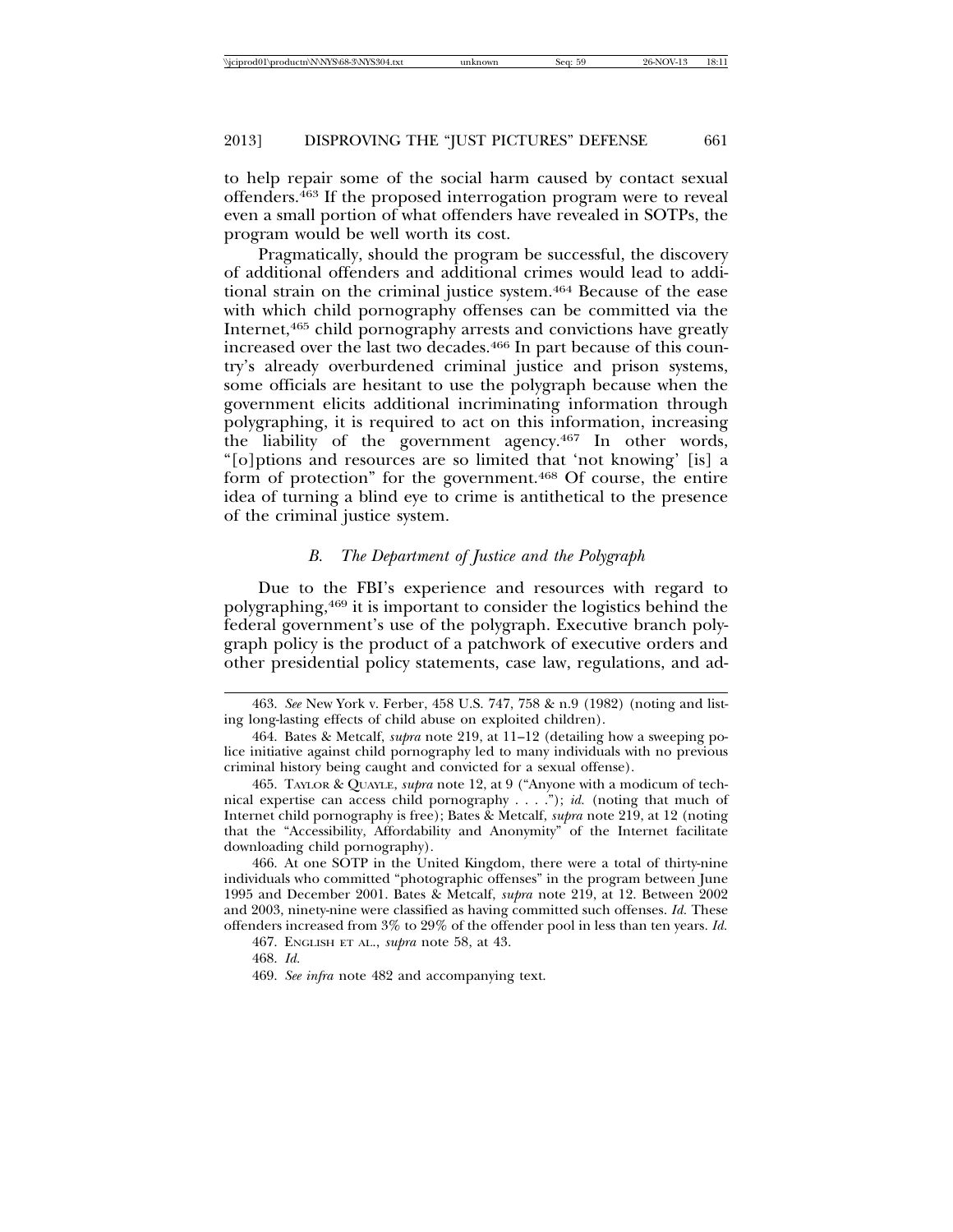to help repair some of the social harm caused by contact sexual offenders.[463] If the proposed interrogation program were to reveal even a small portion of what offenders have revealed in SOTPs, the program would be well worth its cost.

Pragmatically, should the program be successful, the discovery of additional offenders and additional crimes would lead to additional strain on the criminal justice system.[464] Because of the ease with which child pornography offenses can be committed via the Internet,[465] child pornography arrests and convictions have greatly increased over the last two decades.[466] In part because of this country's already overburdened criminal justice and prison systems, some officials are hesitant to use the polygraph because when the government elicits additional incriminating information through polygraphing, it is required to act on this information, increasing the liability of the government agency.[467] In other words, "[o]ptions and resources are so limited that 'not knowing' [is] a form of protection" for the government.[468] Of course, the entire idea of turning a blind eye to crime is antithetical to the presence of the criminal justice system.

### *B. The Department of Justice and the Polygraph*

Due to the FBI's experience and resources with regard to polygraphing,[469] it is important to consider the logistics behind the federal government's use of the polygraph. Executive branch polygraph policy is the product of a patchwork of executive orders and other presidential policy statements, case law, regulations, and ad-

---

463. *See* New York v. Ferber, 458 U.S. 747, 758 & n.9 (1982) (noting and listing long-lasting effects of child abuse on exploited children).

464. Bates & Metcalf, *supra* note 219, at 11–12 (detailing how a sweeping police initiative against child pornography led to many individuals with no previous criminal history being caught and convicted for a sexual offense).

465. TAYLOR & QUAYLE, *supra* note 12, at 9 ("Anyone with a modicum of technical expertise can access child pornography . . . ."); *id.* (noting that much of Internet child pornography is free); Bates & Metcalf, *supra* note 219, at 12 (noting that the "Accessibility, Affordability and Anonymity" of the Internet facilitate downloading child pornography).

466. At one SOTP in the United Kingdom, there were a total of thirty-nine individuals who committed "photographic offenses" in the program between June 1995 and December 2001. Bates & Metcalf, *supra* note 219, at 12. Between 2002 and 2003, ninety-nine were classified as having committed such offenses. *Id.* These offenders increased from 3% to 29% of the offender pool in less than ten years. *Id.*

467. ENGLISH ET AL., *supra* note 58, at 43.

468. *Id.*

469. *See infra* note 482 and accompanying text.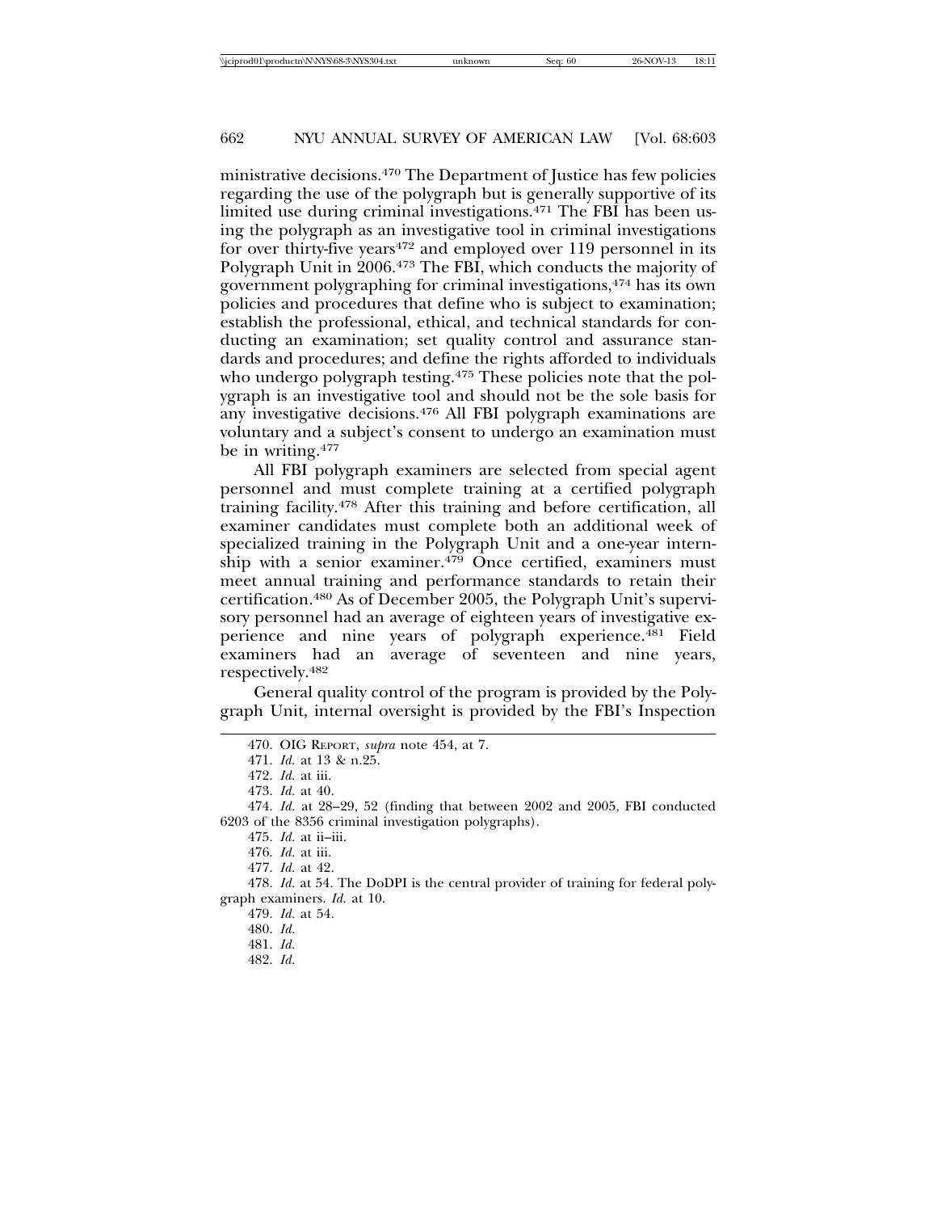ministrative decisions.[470] The Department of Justice has few policies regarding the use of the polygraph but is generally supportive of its limited use during criminal investigations.[471] The FBI has been using the polygraph as an investigative tool in criminal investigations for over thirty-five years[472] and employed over 119 personnel in its Polygraph Unit in 2006.[473] The FBI, which conducts the majority of government polygraphing for criminal investigations,[474] has its own policies and procedures that define who is subject to examination; establish the professional, ethical, and technical standards for conducting an examination; set quality control and assurance standards and procedures; and define the rights afforded to individuals who undergo polygraph testing.[475] These policies note that the polygraph is an investigative tool and should not be the sole basis for any investigative decisions.[476] All FBI polygraph examinations are voluntary and a subject's consent to undergo an examination must be in writing.[477]

All FBI polygraph examiners are selected from special agent personnel and must complete training at a certified polygraph training facility.[478] After this training and before certification, all examiner candidates must complete both an additional week of specialized training in the Polygraph Unit and a one-year internship with a senior examiner.[479] Once certified, examiners must meet annual training and performance standards to retain their certification.[480] As of December 2005, the Polygraph Unit's supervisory personnel had an average of eighteen years of investigative experience and nine years of polygraph experience.[481] Field examiners had an average of seventeen and nine years, respectively.[482]

General quality control of the program is provided by the Polygraph Unit, internal oversight is provided by the FBI's Inspection

---

470. OIG Report, *supra* note 454, at 7.

471. *Id.* at 13 & n.25.

472. *Id.* at iii.

473. *Id.* at 40.

474. *Id.* at 28–29, 52 (finding that between 2002 and 2005, FBI conducted 6203 of the 8356 criminal investigation polygraphs).

475. *Id.* at ii–iii.

476. *Id.* at iii.

477. *Id.* at 42.

478. *Id.* at 54. The DoDPI is the central provider of training for federal polygraph examiners. *Id.* at 10.

479. *Id.* at 54.

480. *Id.*

481. *Id.*

482. *Id.*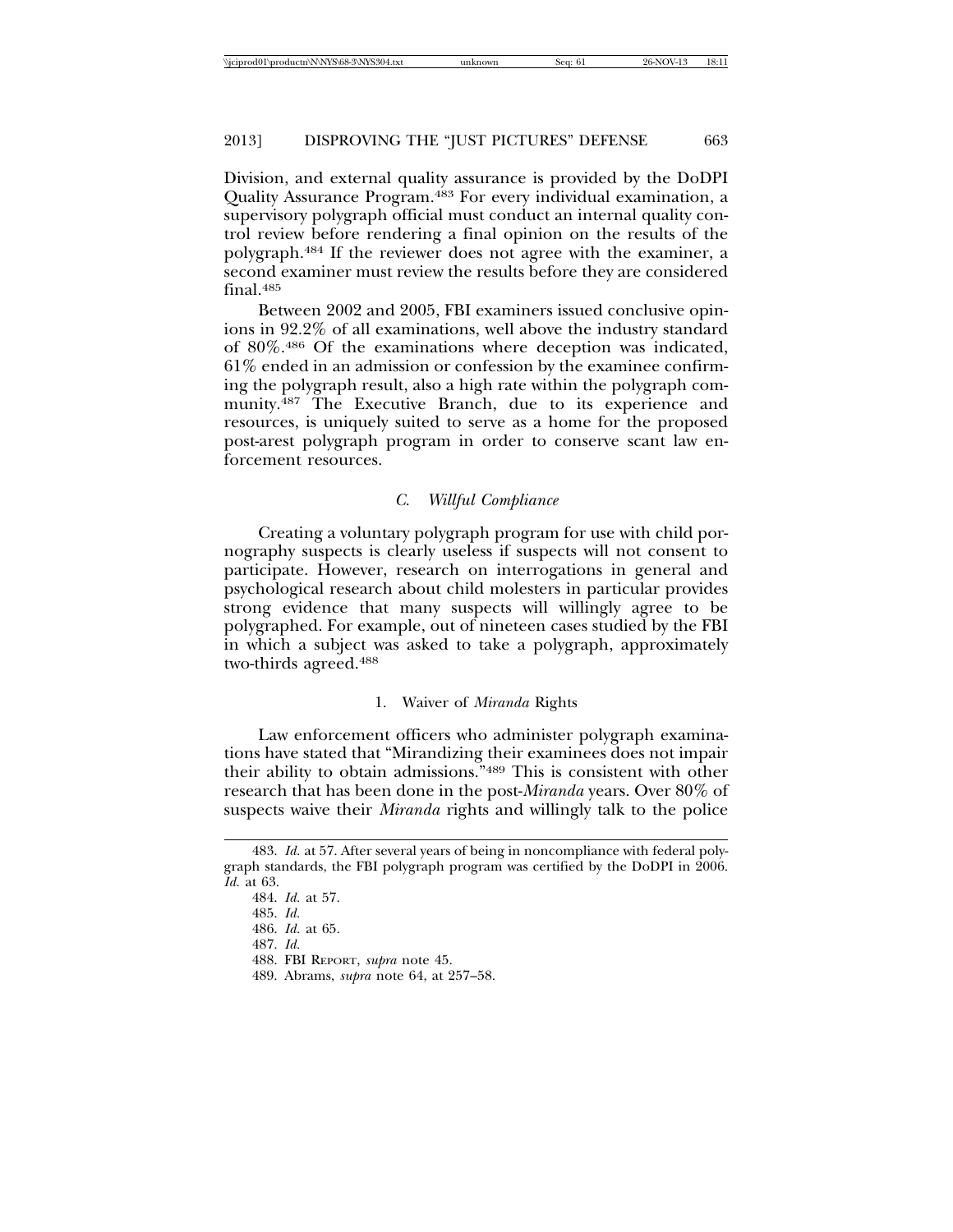Division, and external quality assurance is provided by the DoDPI Quality Assurance Program.[483] For every individual examination, a supervisory polygraph official must conduct an internal quality control review before rendering a final opinion on the results of the polygraph.[484] If the reviewer does not agree with the examiner, a second examiner must review the results before they are considered final.[485]

Between 2002 and 2005, FBI examiners issued conclusive opinions in 92.2% of all examinations, well above the industry standard of 80%.[486] Of the examinations where deception was indicated, 61% ended in an admission or confession by the examinee confirming the polygraph result, also a high rate within the polygraph community.[487] The Executive Branch, due to its experience and resources, is uniquely suited to serve as a home for the proposed post-arest polygraph program in order to conserve scant law enforcement resources.

### *C. Willful Compliance*

Creating a voluntary polygraph program for use with child pornography suspects is clearly useless if suspects will not consent to participate. However, research on interrogations in general and psychological research about child molesters in particular provides strong evidence that many suspects will willingly agree to be polygraphed. For example, out of nineteen cases studied by the FBI in which a subject was asked to take a polygraph, approximately two-thirds agreed.[488]

#### 1. Waiver of *Miranda* Rights

Law enforcement officers who administer polygraph examinations have stated that "Mirandizing their examinees does not impair their ability to obtain admissions."[489] This is consistent with other research that has been done in the post-*Miranda* years. Over 80% of suspects waive their *Miranda* rights and willingly talk to the police

---

483. *Id.* at 57. After several years of being in noncompliance with federal polygraph standards, the FBI polygraph program was certified by the DoDPI in 2006. *Id.* at 63.

484. *Id.* at 57.

485. *Id.*

486. *Id.* at 65.

487. *Id.*

488. FBI REPORT, *supra* note 45.

489. Abrams, *supra* note 64, at 257–58.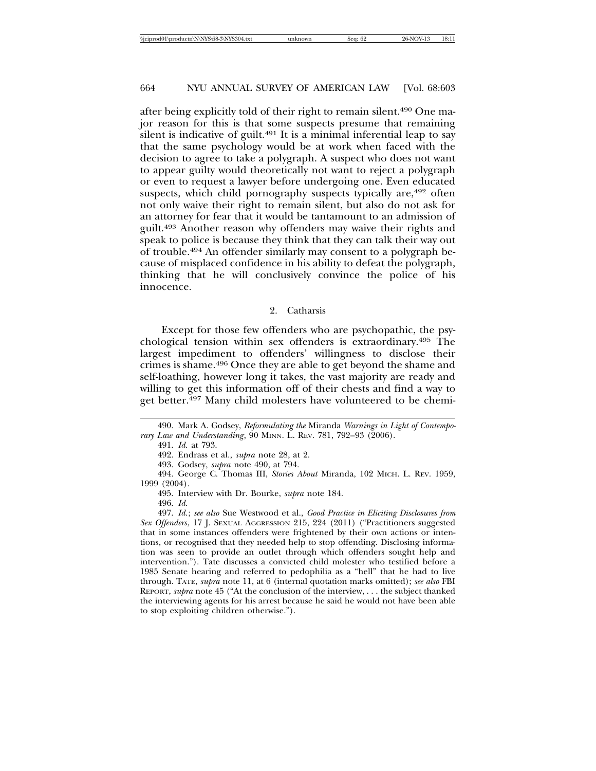after being explicitly told of their right to remain silent.[490] One major reason for this is that some suspects presume that remaining silent is indicative of guilt.[491] It is a minimal inferential leap to say that the same psychology would be at work when faced with the decision to agree to take a polygraph. A suspect who does not want to appear guilty would theoretically not want to reject a polygraph or even to request a lawyer before undergoing one. Even educated suspects, which child pornography suspects typically are,[492] often not only waive their right to remain silent, but also do not ask for an attorney for fear that it would be tantamount to an admission of guilt.[493] Another reason why offenders may waive their rights and speak to police is because they think that they can talk their way out of trouble.[494] An offender similarly may consent to a polygraph because of misplaced confidence in his ability to defeat the polygraph, thinking that he will conclusively convince the police of his innocence.

### 2. Catharsis

Except for those few offenders who are psychopathic, the psychological tension within sex offenders is extraordinary.[495] The largest impediment to offenders' willingness to disclose their crimes is shame.[496] Once they are able to get beyond the shame and self-loathing, however long it takes, the vast majority are ready and willing to get this information off of their chests and find a way to get better.[497] Many child molesters have volunteered to be chemi-

---

490. Mark A. Godsey, *Reformulating the* Miranda *Warnings in Light of Contemporary Law and Understanding*, 90 MINN. L. REV. 781, 792–93 (2006).

491. *Id.* at 793.

492. Endrass et al., *supra* note 28, at 2.

493. Godsey, *supra* note 490, at 794.

494. George C. Thomas III, *Stories About* Miranda, 102 MICH. L. REV. 1959, 1999 (2004).

495. Interview with Dr. Bourke, *supra* note 184.

496. *Id.*

497. *Id.*; *see also* Sue Westwood et al., *Good Practice in Eliciting Disclosures from Sex Offenders*, 17 J. SEXUAL AGGRESSION 215, 224 (2011) ("Practitioners suggested that in some instances offenders were frightened by their own actions or intentions, or recognised that they needed help to stop offending. Disclosing information was seen to provide an outlet through which offenders sought help and intervention."). Tate discusses a convicted child molester who testified before a 1985 Senate hearing and referred to pedophilia as a "hell" that he had to live through. TATE, *supra* note 11, at 6 (internal quotation marks omitted); *see also* FBI REPORT, *supra* note 45 ("At the conclusion of the interview, . . . the subject thanked the interviewing agents for his arrest because he said he would not have been able to stop exploiting children otherwise.").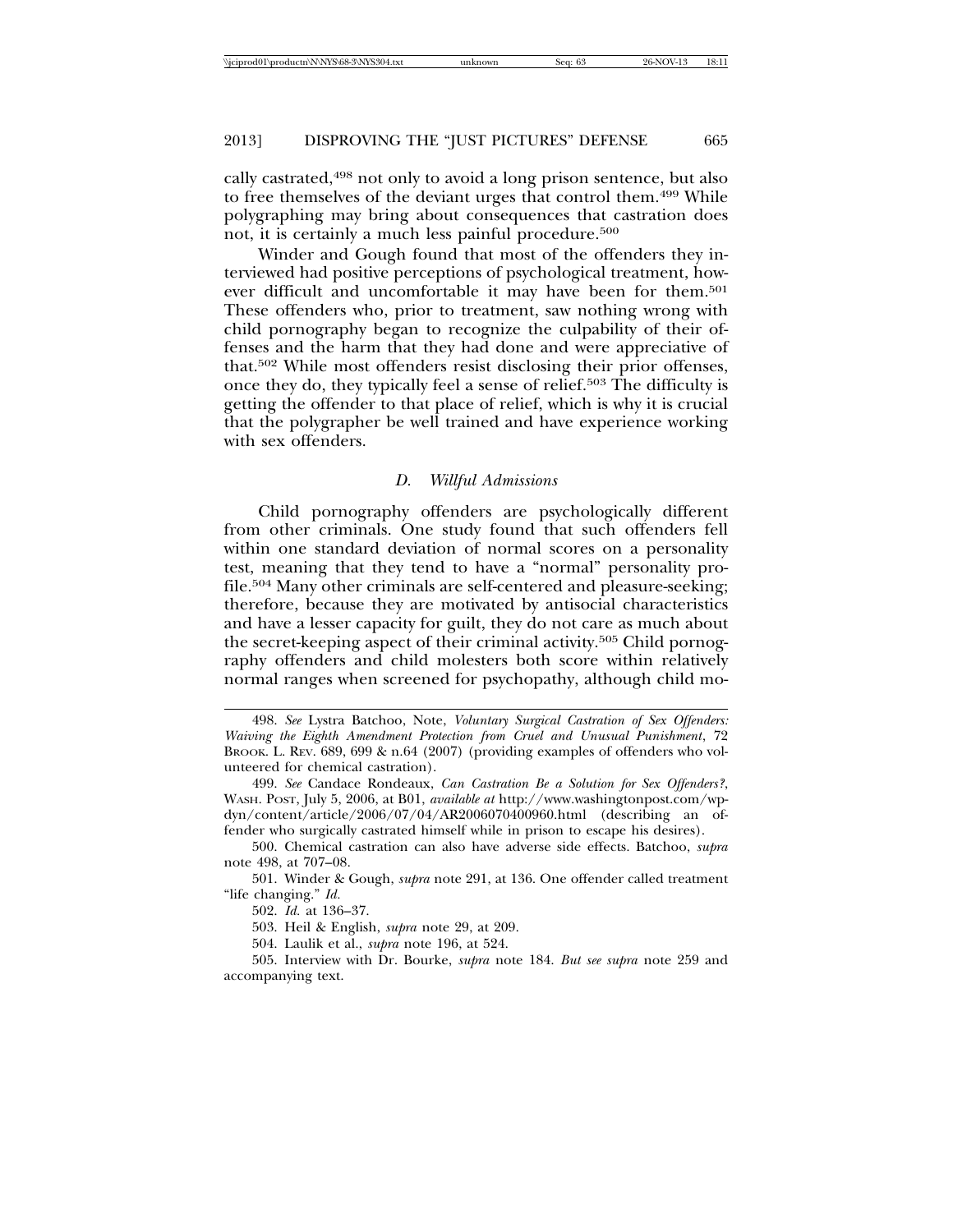cally castrated,[498] not only to avoid a long prison sentence, but also to free themselves of the deviant urges that control them.[499] While polygraphing may bring about consequences that castration does not, it is certainly a much less painful procedure.[500]

Winder and Gough found that most of the offenders they interviewed had positive perceptions of psychological treatment, however difficult and uncomfortable it may have been for them.[501] These offenders who, prior to treatment, saw nothing wrong with child pornography began to recognize the culpability of their offenses and the harm that they had done and were appreciative of that.[502] While most offenders resist disclosing their prior offenses, once they do, they typically feel a sense of relief.[503] The difficulty is getting the offender to that place of relief, which is why it is crucial that the polygrapher be well trained and have experience working with sex offenders.

### *D. Willful Admissions*

Child pornography offenders are psychologically different from other criminals. One study found that such offenders fell within one standard deviation of normal scores on a personality test, meaning that they tend to have a "normal" personality profile.[504] Many other criminals are self-centered and pleasure-seeking; therefore, because they are motivated by antisocial characteristics and have a lesser capacity for guilt, they do not care as much about the secret-keeping aspect of their criminal activity.[505] Child pornography offenders and child molesters both score within relatively normal ranges when screened for psychopathy, although child mo-

---

498. *See* Lystra Batchoo, Note, *Voluntary Surgical Castration of Sex Offenders: Waiving the Eighth Amendment Protection from Cruel and Unusual Punishment*, 72 BROOK. L. REV. 689, 699 & n.64 (2007) (providing examples of offenders who volunteered for chemical castration).

499. *See* Candace Rondeaux, *Can Castration Be a Solution for Sex Offenders?*, WASH. POST, July 5, 2006, at B01, *available at* http://www.washingtonpost.com/wp-dyn/content/article/2006/07/04/AR2006070400960.html (describing an offender who surgically castrated himself while in prison to escape his desires).

500. Chemical castration can also have adverse side effects. Batchoo, *supra* note 498, at 707–08.

501. Winder & Gough, *supra* note 291, at 136. One offender called treatment "life changing." *Id.*

502. *Id.* at 136–37.

503. Heil & English, *supra* note 29, at 209.

504. Laulik et al., *supra* note 196, at 524.

505. Interview with Dr. Bourke, *supra* note 184. *But see supra* note 259 and accompanying text.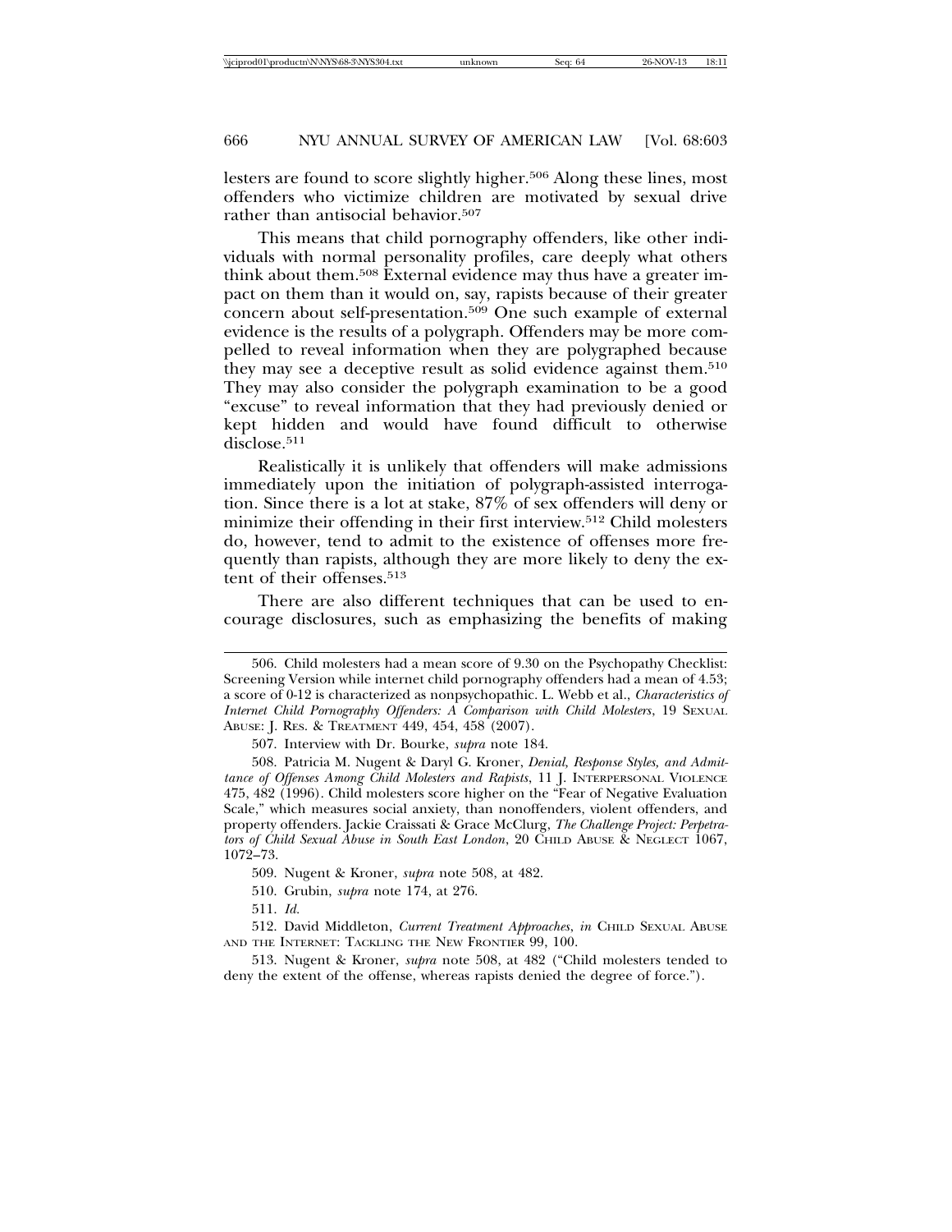lesters are found to score slightly higher.[506] Along these lines, most offenders who victimize children are motivated by sexual drive rather than antisocial behavior.[507]

This means that child pornography offenders, like other individuals with normal personality profiles, care deeply what others think about them.[508] External evidence may thus have a greater impact on them than it would on, say, rapists because of their greater concern about self-presentation.[509] One such example of external evidence is the results of a polygraph. Offenders may be more compelled to reveal information when they are polygraphed because they may see a deceptive result as solid evidence against them.[510] They may also consider the polygraph examination to be a good "excuse" to reveal information that they had previously denied or kept hidden and would have found difficult to otherwise disclose.[511]

Realistically it is unlikely that offenders will make admissions immediately upon the initiation of polygraph-assisted interrogation. Since there is a lot at stake, 87% of sex offenders will deny or minimize their offending in their first interview.[512] Child molesters do, however, tend to admit to the existence of offenses more frequently than rapists, although they are more likely to deny the extent of their offenses.[513]

There are also different techniques that can be used to encourage disclosures, such as emphasizing the benefits of making

---

506. Child molesters had a mean score of 9.30 on the Psychopathy Checklist: Screening Version while internet child pornography offenders had a mean of 4.53; a score of 0-12 is characterized as nonpsychopathic. L. Webb et al., *Characteristics of Internet Child Pornography Offenders: A Comparison with Child Molesters*, 19 SEXUAL ABUSE: J. RES. & TREATMENT 449, 454, 458 (2007).

507. Interview with Dr. Bourke, *supra* note 184.

508. Patricia M. Nugent & Daryl G. Kroner, *Denial, Response Styles, and Admittance of Offenses Among Child Molesters and Rapists*, 11 J. INTERPERSONAL VIOLENCE 475, 482 (1996). Child molesters score higher on the "Fear of Negative Evaluation Scale," which measures social anxiety, than nonoffenders, violent offenders, and property offenders. Jackie Craissati & Grace McClurg, *The Challenge Project: Perpetrators of Child Sexual Abuse in South East London*, 20 CHILD ABUSE & NEGLECT 1067, 1072–73.

509. Nugent & Kroner, *supra* note 508, at 482.

510. Grubin, *supra* note 174, at 276.

511. *Id.*

512. David Middleton, *Current Treatment Approaches*, *in* CHILD SEXUAL ABUSE AND THE INTERNET: TACKLING THE NEW FRONTIER 99, 100.

513. Nugent & Kroner, *supra* note 508, at 482 ("Child molesters tended to deny the extent of the offense, whereas rapists denied the degree of force.").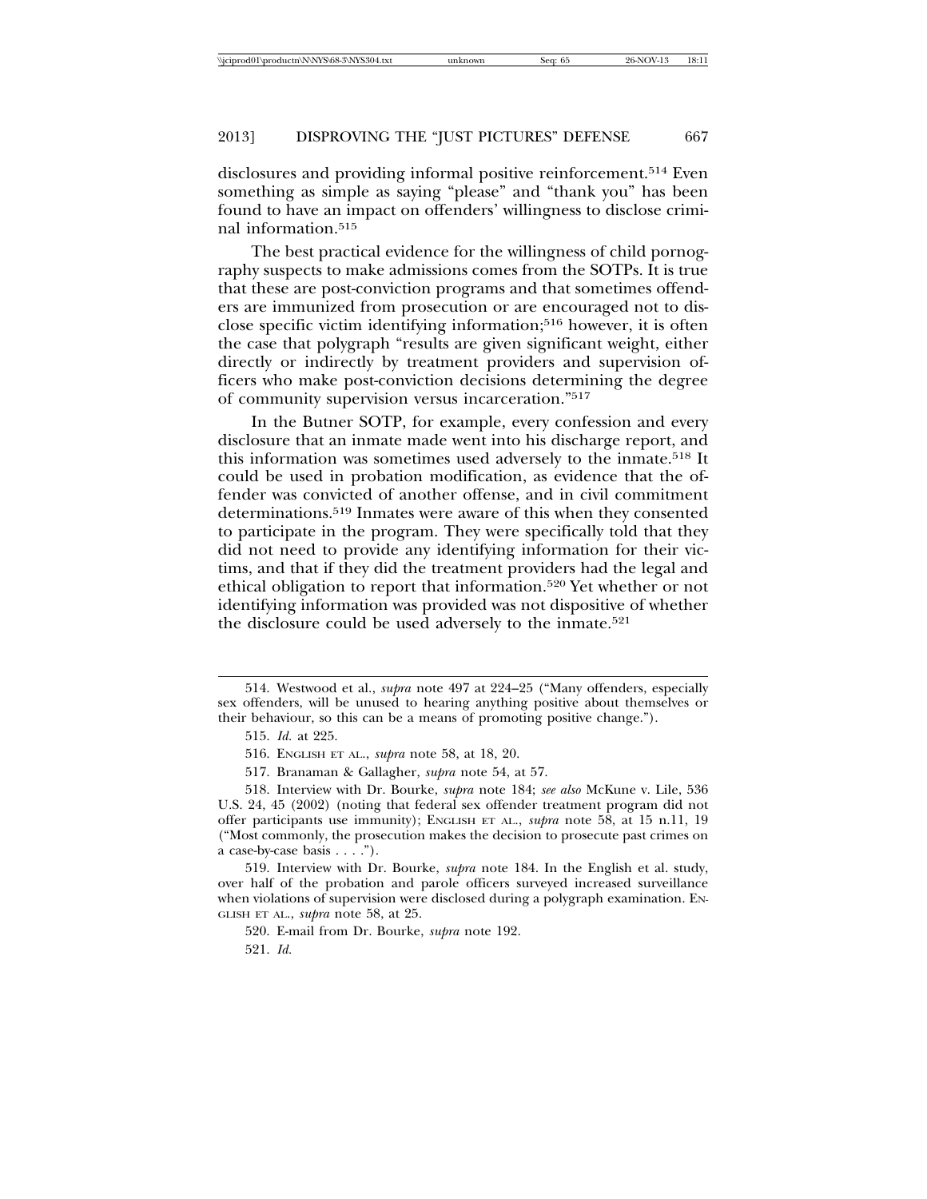disclosures and providing informal positive reinforcement.[514] Even something as simple as saying "please" and "thank you" has been found to have an impact on offenders' willingness to disclose criminal information.[515]

The best practical evidence for the willingness of child pornography suspects to make admissions comes from the SOTPs. It is true that these are post-conviction programs and that sometimes offenders are immunized from prosecution or are encouraged not to disclose specific victim identifying information;[516] however, it is often the case that polygraph "results are given significant weight, either directly or indirectly by treatment providers and supervision officers who make post-conviction decisions determining the degree of community supervision versus incarceration."[517]

In the Butner SOTP, for example, every confession and every disclosure that an inmate made went into his discharge report, and this information was sometimes used adversely to the inmate.[518] It could be used in probation modification, as evidence that the offender was convicted of another offense, and in civil commitment determinations.[519] Inmates were aware of this when they consented to participate in the program. They were specifically told that they did not need to provide any identifying information for their victims, and that if they did the treatment providers had the legal and ethical obligation to report that information.[520] Yet whether or not identifying information was provided was not dispositive of whether the disclosure could be used adversely to the inmate.[521]

---

514. Westwood et al., *supra* note 497 at 224–25 ("Many offenders, especially sex offenders, will be unused to hearing anything positive about themselves or their behaviour, so this can be a means of promoting positive change.").

515. *Id.* at 225.

516. ENGLISH ET AL., *supra* note 58, at 18, 20.

517. Branaman & Gallagher, *supra* note 54, at 57.

518. Interview with Dr. Bourke, *supra* note 184; *see also* McKune v. Lile, 536 U.S. 24, 45 (2002) (noting that federal sex offender treatment program did not offer participants use immunity); ENGLISH ET AL., *supra* note 58, at 15 n.11, 19 ("Most commonly, the prosecution makes the decision to prosecute past crimes on a case-by-case basis . . . .").

519. Interview with Dr. Bourke, *supra* note 184. In the English et al. study, over half of the probation and parole officers surveyed increased surveillance when violations of supervision were disclosed during a polygraph examination. ENGLISH ET AL., *supra* note 58, at 25.

520. E-mail from Dr. Bourke, *supra* note 192.

521. *Id.*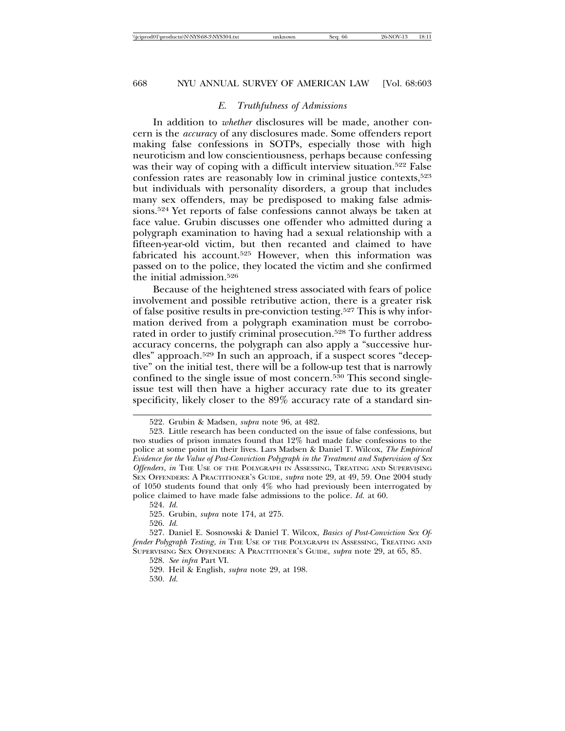### *E. Truthfulness of Admissions*

In addition to *whether* disclosures will be made, another concern is the *accuracy* of any disclosures made. Some offenders report making false confessions in SOTPs, especially those with high neuroticism and low conscientiousness, perhaps because confessing was their way of coping with a difficult interview situation.[522] False confession rates are reasonably low in criminal justice contexts,[523] but individuals with personality disorders, a group that includes many sex offenders, may be predisposed to making false admissions.[524] Yet reports of false confessions cannot always be taken at face value. Grubin discusses one offender who admitted during a polygraph examination to having had a sexual relationship with a fifteen-year-old victim, but then recanted and claimed to have fabricated his account.[525] However, when this information was passed on to the police, they located the victim and she confirmed the initial admission.[526]

Because of the heightened stress associated with fears of police involvement and possible retributive action, there is a greater risk of false positive results in pre-conviction testing.[527] This is why information derived from a polygraph examination must be corroborated in order to justify criminal prosecution.[528] To further address accuracy concerns, the polygraph can also apply a "successive hurdles" approach.[529] In such an approach, if a suspect scores "deceptive" on the initial test, there will be a follow-up test that is narrowly confined to the single issue of most concern.[530] This second single-issue test will then have a higher accuracy rate due to its greater specificity, likely closer to the 89% accuracy rate of a standard sin-

---

522. Grubin & Madsen, *supra* note 96, at 482.

523. Little research has been conducted on the issue of false confessions, but two studies of prison inmates found that 12% had made false confessions to the police at some point in their lives. Lars Madsen & Daniel T. Wilcox, *The Empirical Evidence for the Value of Post-Conviction Polygraph in the Treatment and Supervision of Sex Offenders*, *in* THE USE OF THE POLYGRAPH IN ASSESSING, TREATING AND SUPERVISING SEX OFFENDERS: A PRACTITIONER'S GUIDE, *supra* note 29, at 49, 59. One 2004 study of 1050 students found that only 4% who had previously been interrogated by police claimed to have made false admissions to the police. *Id.* at 60.

524. *Id.*

525. Grubin, *supra* note 174, at 275.

526. *Id.*

527. Daniel E. Sosnowski & Daniel T. Wilcox, *Basics of Post-Conviction Sex Offender Polygraph Testing*, *in* THE USE OF THE POLYGRAPH IN ASSESSING, TREATING AND SUPERVISING SEX OFFENDERS: A PRACTITIONER'S GUIDE, *supra* note 29, at 65, 85.

528. *See infra* Part VI.

529. Heil & English, *supra* note 29, at 198.

530. *Id.*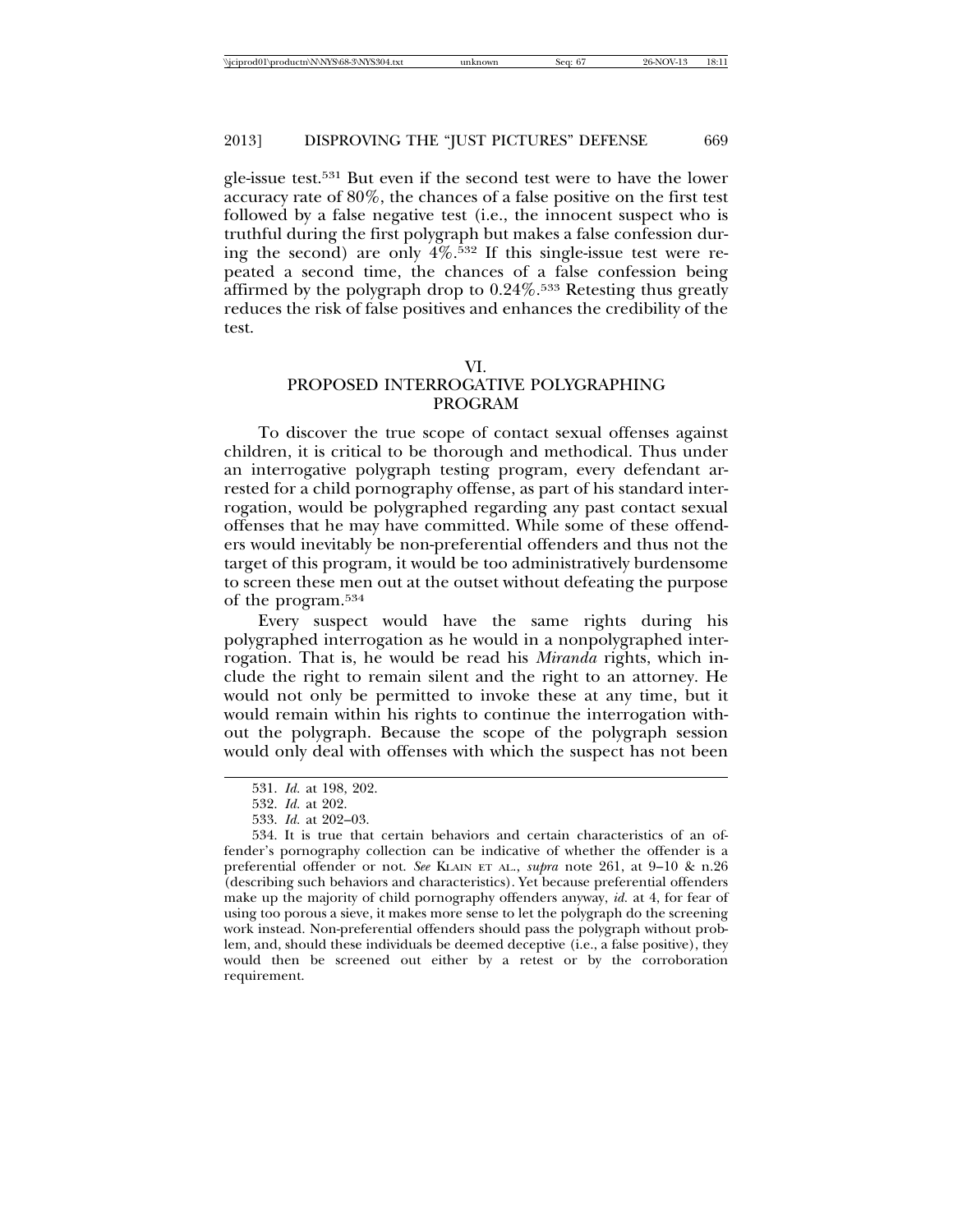gle-issue test.[531] But even if the second test were to have the lower accuracy rate of 80%, the chances of a false positive on the first test followed by a false negative test (i.e., the innocent suspect who is truthful during the first polygraph but makes a false confession during the second) are only 4%.[532] If this single-issue test were repeated a second time, the chances of a false confession being affirmed by the polygraph drop to 0.24%.[533] Retesting thus greatly reduces the risk of false positives and enhances the credibility of the test.

## VI. PROPOSED INTERROGATIVE POLYGRAPHING PROGRAM

To discover the true scope of contact sexual offenses against children, it is critical to be thorough and methodical. Thus under an interrogative polygraph testing program, every defendant arrested for a child pornography offense, as part of his standard interrogation, would be polygraphed regarding any past contact sexual offenses that he may have committed. While some of these offenders would inevitably be non-preferential offenders and thus not the target of this program, it would be too administratively burdensome to screen these men out at the outset without defeating the purpose of the program.[534]

Every suspect would have the same rights during his polygraphed interrogation as he would in a nonpolygraphed interrogation. That is, he would be read his *Miranda* rights, which include the right to remain silent and the right to an attorney. He would not only be permitted to invoke these at any time, but it would remain within his rights to continue the interrogation without the polygraph. Because the scope of the polygraph session would only deal with offenses with which the suspect has not been

---

531. *Id.* at 198, 202.

532. *Id.* at 202.

533. *Id.* at 202–03.

534. It is true that certain behaviors and certain characteristics of an offender's pornography collection can be indicative of whether the offender is a preferential offender or not. *See* KLAIN ET AL., *supra* note 261, at 9–10 & n.26 (describing such behaviors and characteristics). Yet because preferential offenders make up the majority of child pornography offenders anyway, *id.* at 4, for fear of using too porous a sieve, it makes more sense to let the polygraph do the screening work instead. Non-preferential offenders should pass the polygraph without problem, and, should these individuals be deemed deceptive (i.e., a false positive), they would then be screened out either by a retest or by the corroboration requirement.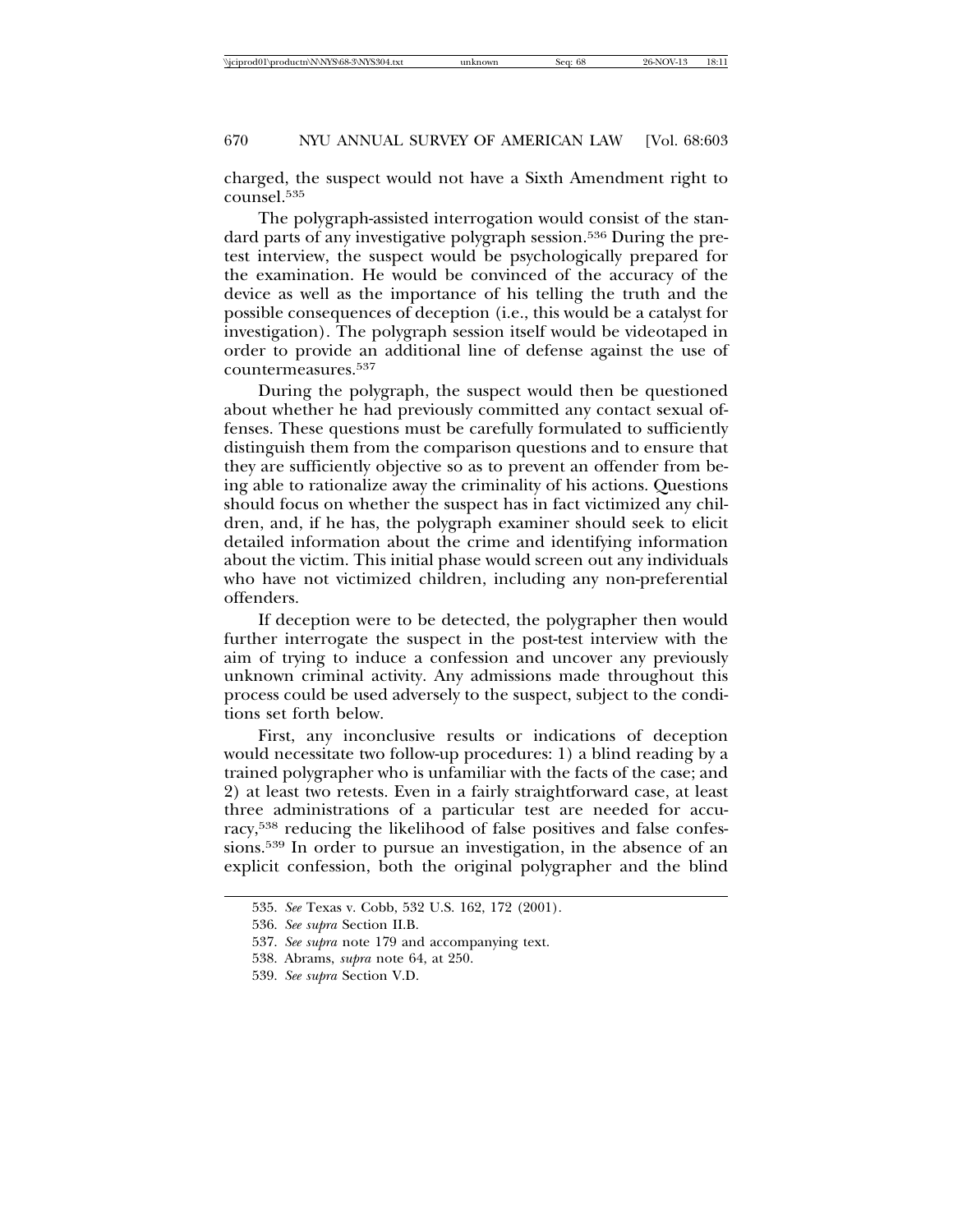charged, the suspect would not have a Sixth Amendment right to counsel.[535]

The polygraph-assisted interrogation would consist of the standard parts of any investigative polygraph session.[536] During the pretest interview, the suspect would be psychologically prepared for the examination. He would be convinced of the accuracy of the device as well as the importance of his telling the truth and the possible consequences of deception (i.e., this would be a catalyst for investigation). The polygraph session itself would be videotaped in order to provide an additional line of defense against the use of countermeasures.[537]

During the polygraph, the suspect would then be questioned about whether he had previously committed any contact sexual offenses. These questions must be carefully formulated to sufficiently distinguish them from the comparison questions and to ensure that they are sufficiently objective so as to prevent an offender from being able to rationalize away the criminality of his actions. Questions should focus on whether the suspect has in fact victimized any children, and, if he has, the polygraph examiner should seek to elicit detailed information about the crime and identifying information about the victim. This initial phase would screen out any individuals who have not victimized children, including any non-preferential offenders.

If deception were to be detected, the polygrapher then would further interrogate the suspect in the post-test interview with the aim of trying to induce a confession and uncover any previously unknown criminal activity. Any admissions made throughout this process could be used adversely to the suspect, subject to the conditions set forth below.

First, any inconclusive results or indications of deception would necessitate two follow-up procedures: 1) a blind reading by a trained polygrapher who is unfamiliar with the facts of the case; and 2) at least two retests. Even in a fairly straightforward case, at least three administrations of a particular test are needed for accuracy,[538] reducing the likelihood of false positives and false confessions.[539] In order to pursue an investigation, in the absence of an explicit confession, both the original polygrapher and the blind

535. *See* Texas v. Cobb, 532 U.S. 162, 172 (2001).

536. *See supra* Section II.B.

537. *See supra* note 179 and accompanying text.

538. Abrams, *supra* note 64, at 250.

539. *See supra* Section V.D.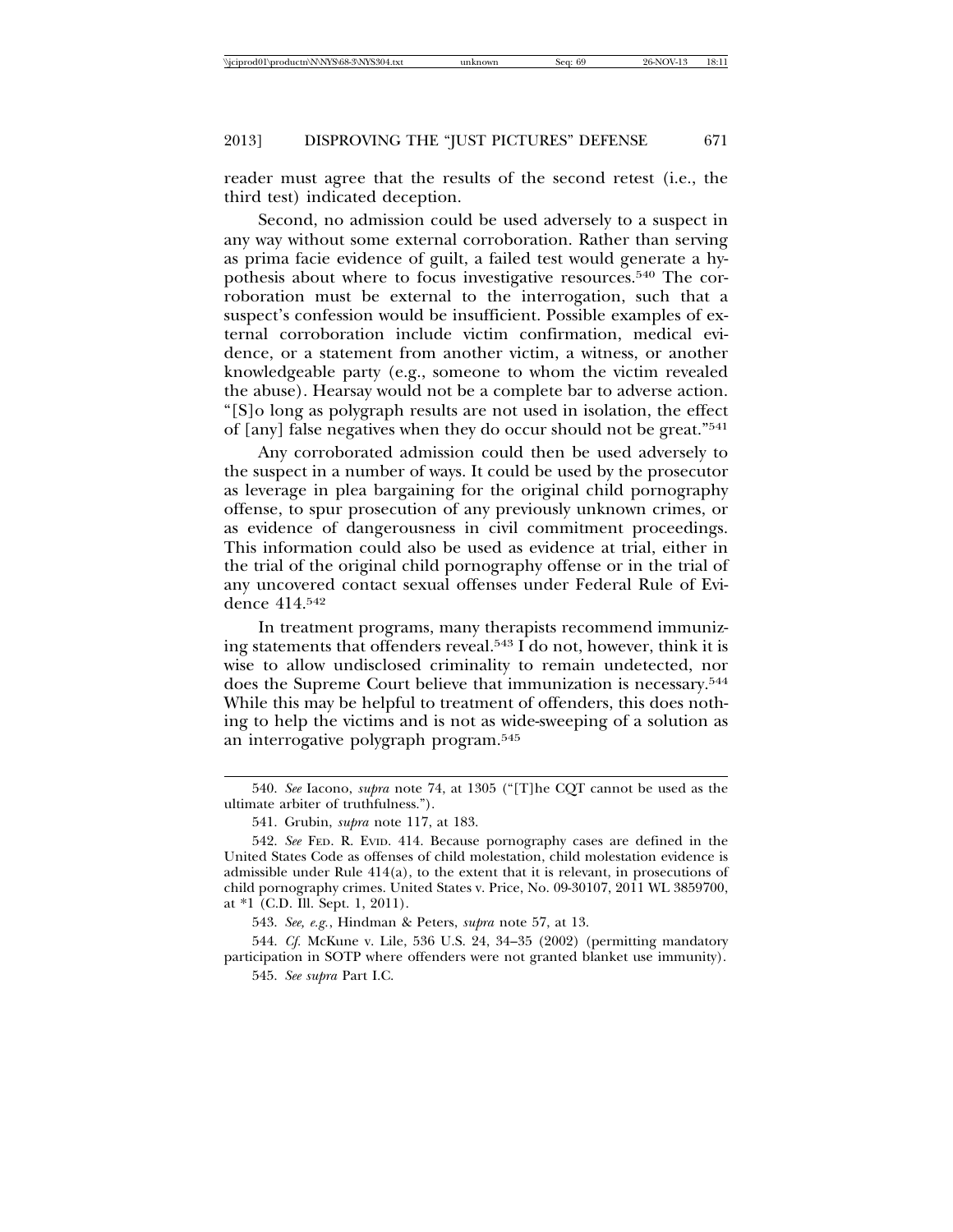reader must agree that the results of the second retest (i.e., the third test) indicated deception.

Second, no admission could be used adversely to a suspect in any way without some external corroboration. Rather than serving as prima facie evidence of guilt, a failed test would generate a hypothesis about where to focus investigative resources.[540] The corroboration must be external to the interrogation, such that a suspect's confession would be insufficient. Possible examples of external corroboration include victim confirmation, medical evidence, or a statement from another victim, a witness, or another knowledgeable party (e.g., someone to whom the victim revealed the abuse). Hearsay would not be a complete bar to adverse action. "[S]o long as polygraph results are not used in isolation, the effect of [any] false negatives when they do occur should not be great."[541]

Any corroborated admission could then be used adversely to the suspect in a number of ways. It could be used by the prosecutor as leverage in plea bargaining for the original child pornography offense, to spur prosecution of any previously unknown crimes, or as evidence of dangerousness in civil commitment proceedings. This information could also be used as evidence at trial, either in the trial of the original child pornography offense or in the trial of any uncovered contact sexual offenses under Federal Rule of Evidence 414.[542]

In treatment programs, many therapists recommend immunizing statements that offenders reveal.[543] I do not, however, think it is wise to allow undisclosed criminality to remain undetected, nor does the Supreme Court believe that immunization is necessary.[544] While this may be helpful to treatment of offenders, this does nothing to help the victims and is not as wide-sweeping of a solution as an interrogative polygraph program.[545]

---

540. *See* Iacono, *supra* note 74, at 1305 ("[T]he CQT cannot be used as the ultimate arbiter of truthfulness.").

541. Grubin, *supra* note 117, at 183.

542. *See* FED. R. EVID. 414. Because pornography cases are defined in the United States Code as offenses of child molestation, child molestation evidence is admissible under Rule 414(a), to the extent that it is relevant, in prosecutions of child pornography crimes. United States v. Price, No. 09-30107, 2011 WL 3859700, at *1 (C.D. Ill. Sept. 1, 2011).

543. *See, e.g.*, Hindman & Peters, *supra* note 57, at 13.

544. *Cf.* McKune v. Lile, 536 U.S. 24, 34–35 (2002) (permitting mandatory participation in SOTP where offenders were not granted blanket use immunity).

545. *See supra* Part I.C.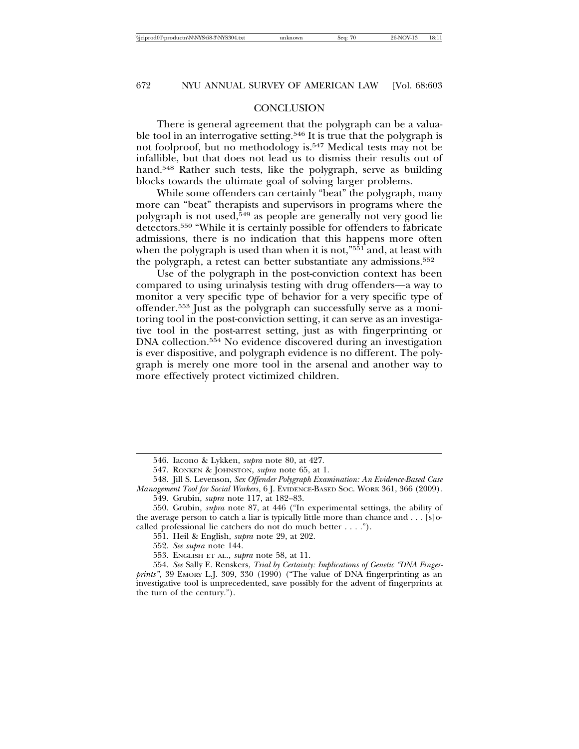## CONCLUSION

There is general agreement that the polygraph can be a valuable tool in an interrogative setting.[546] It is true that the polygraph is not foolproof, but no methodology is.[547] Medical tests may not be infallible, but that does not lead us to dismiss their results out of hand.[548] Rather such tests, like the polygraph, serve as building blocks towards the ultimate goal of solving larger problems.

While some offenders can certainly "beat" the polygraph, many more can "beat" therapists and supervisors in programs where the polygraph is not used,[549] as people are generally not very good lie detectors.[550] "While it is certainly possible for offenders to fabricate admissions, there is no indication that this happens more often when the polygraph is used than when it is not,"[551] and, at least with the polygraph, a retest can better substantiate any admissions.[552]

Use of the polygraph in the post-conviction context has been compared to using urinalysis testing with drug offenders—a way to monitor a very specific type of behavior for a very specific type of offender.[553] Just as the polygraph can successfully serve as a monitoring tool in the post-conviction setting, it can serve as an investigative tool in the post-arrest setting, just as with fingerprinting or DNA collection.[554] No evidence discovered during an investigation is ever dispositive, and polygraph evidence is no different. The polygraph is merely one more tool in the arsenal and another way to more effectively protect victimized children.

---

546. Iacono & Lykken, *supra* note 80, at 427.

547. RONKEN & JOHNSTON, *supra* note 65, at 1.

548. Jill S. Levenson, *Sex Offender Polygraph Examination: An Evidence-Based Case Management Tool for Social Workers*, 6 J. EVIDENCE-BASED SOC. WORK 361, 366 (2009).

549. Grubin, *supra* note 117, at 182–83.

550. Grubin, *supra* note 87, at 446 ("In experimental settings, the ability of the average person to catch a liar is typically little more than chance and . . . [s]o-called professional lie catchers do not do much better . . . .").

551. Heil & English, *supra* note 29, at 202.

552. *See supra* note 144.

553. ENGLISH ET AL., *supra* note 58, at 11.

554. *See* Sally E. Renskers, *Trial by Certainty: Implications of Genetic "DNA Fingerprints"*, 39 EMORY L.J. 309, 330 (1990) ("The value of DNA fingerprinting as an investigative tool is unprecedented, save possibly for the advent of fingerprints at the turn of the century.").